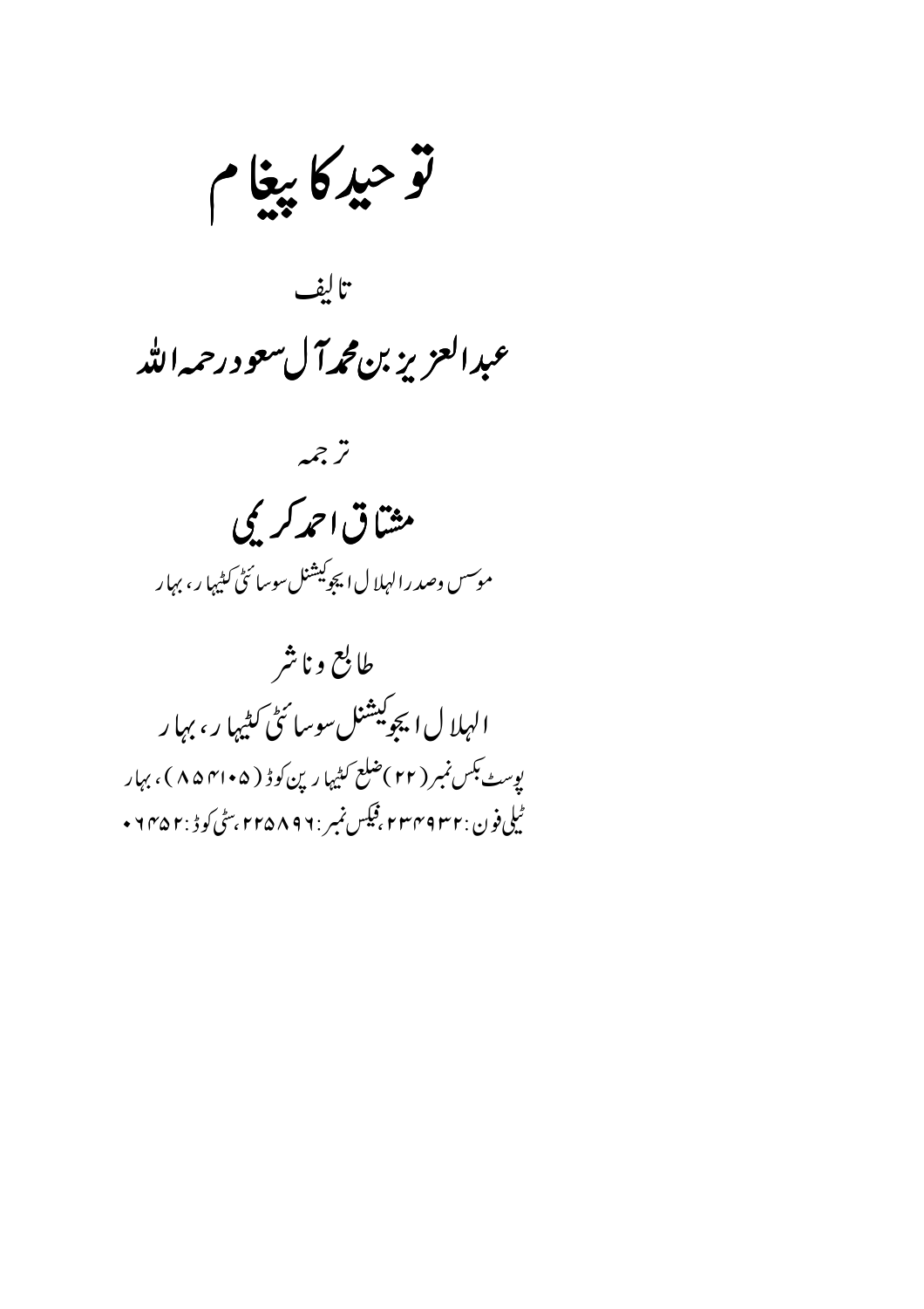# توحید کا پیغام

تالیف

## عبدالعزیز بن محمد آل سعود رحمہ اللہ

ترجمہ

## مشتاق احمد کریمی

موسس وصدر الہلال ایجوکیشنل سوسائٹی کٹیہار، بہار

طابع وناشر

الہلال ایجوکیشنل سوسائٹی کٹیہار، بہار

پوسٹ بکس نمبر (۲۲) ضلع کٹیہار پن کوڈ (۸۵۴۱۰۵)، بہار

ٹیلی فون: ۲۳۴۹۳۲، فیکس نمبر: ۲۲۵۸۹۶، سٹی کوڈ: ۰۶۴۵۲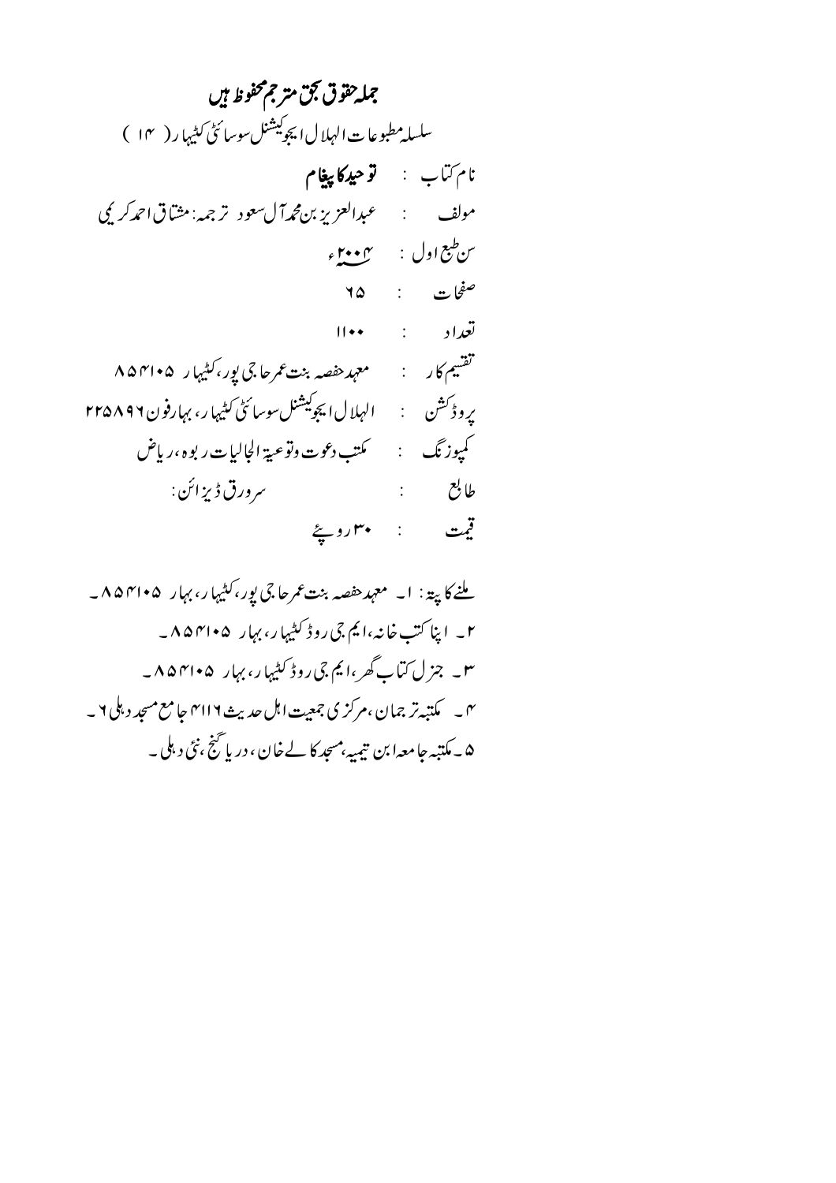# جملہ حقوق بحق مترجم محفوظ ہیں

سلسلہ مطبوعات الہلال ایجوکیشنل سوسائٹی کٹیہار ( ۱۴ )

نام کتاب : **توحید کا پیغام**

مولف : عبدالعزیز بن محمد آل سعود ترجمہ: مشتاق احمد کریمی

سن طبع اول : ۲۰۰۴ء

صفحات : ۶۵

تعداد : ۱۱۰۰

تقسیم کار : معہد حفصہ بنت عمر حاجی پور، کٹیہار ۸۵۴۱۰۵

پروڈکشن : الہلال ایجوکیشنل سوسائٹی کٹیہار، بہار فون ۲۲۵۸۹۶

کمپوزنگ : مکتب دعوت وتوعیۃ الجالیات ربوہ، ریاض

طابع : سرورق ڈیزائن:

قیمت : ۳۰ روپے

ملنے کا پتہ: ۱۔ معہد حفصہ بنت عمر حاجی پور، کٹیہار، بہار ۸۵۴۱۰۵۔

۲۔ اپنا کتب خانہ، ایم جی روڈ کٹیہار، بہار ۸۵۴۱۰۵۔

۳۔ جنرل کتاب گھر، ایم جی روڈ کٹیہار، بہار ۸۵۴۱۰۵۔

۴۔ مکتبہ ترجمان، مرکزی جمعیت اہل حدیث ۴۱۱۶ جامع مسجد دہلی ۶۔

۵۔ مکتبہ جامعہ ابن تیمیہ، مسجد کالے خان، دریا گنج، نئی دہلی۔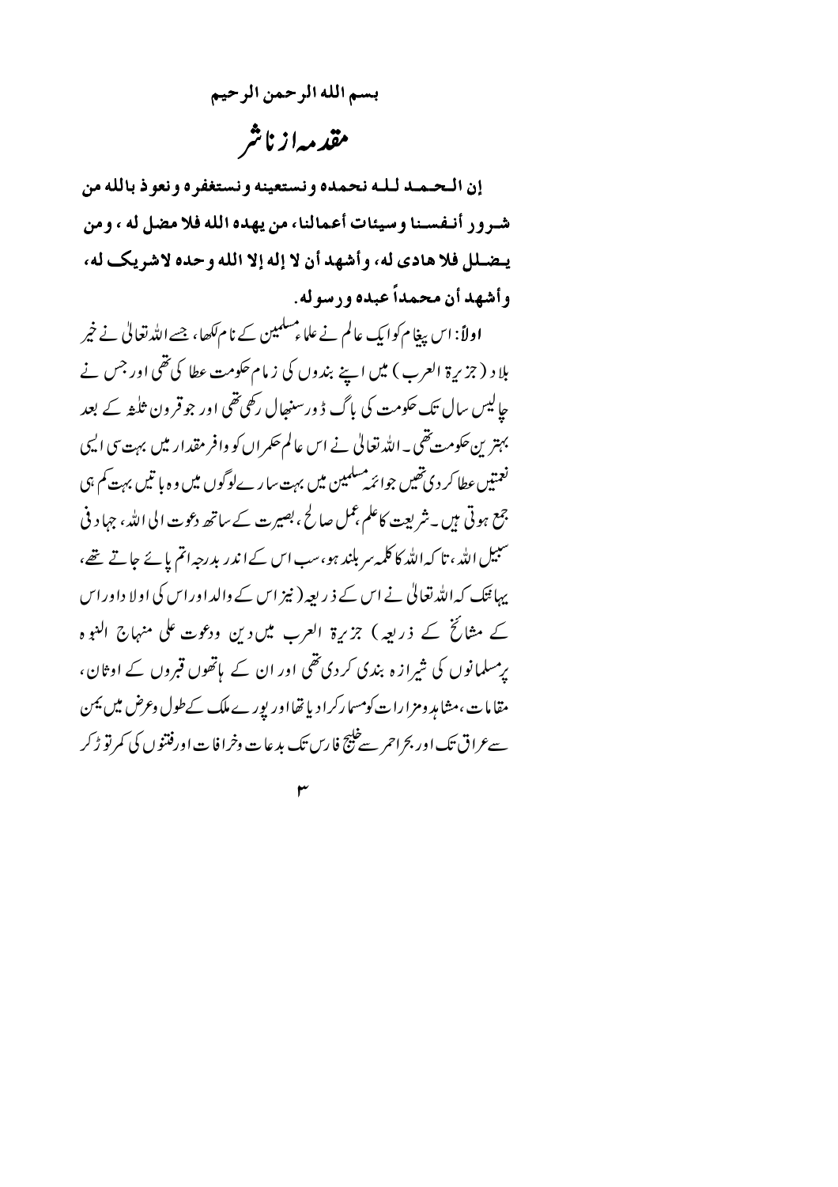بسم الله الرحمن الرحيم

# مقدمہ از ناشر

**إن الحمد لله نحمده ونستعينه ونستغفره ونعوذ بالله من شرور أنفسنا وسيئات أعمالنا، من يهده الله فلا مضل له، ومن يضلل فلا هادي له، وأشهد أن لا إله إلا الله وحده لا شريك له، وأشهد أن محمداً عبده ورسوله.**

**اولاً:** اس پیغام کو ایک عالم نے علماء مسلمین کے نام لکھا، جسے اللہ تعالیٰ نے خیر بلاد (جزیرۃ العرب) میں اپنے بندوں کی زمام حکومت عطا کی تھی اور جس نے چالیس سال تک حکومت کی باگ ڈور سنبھال رکھی تھی اور جو قرون ثلثہ کے بعد بہترین حکومت تھی۔ اللہ تعالیٰ نے اس عالم حکمراں کو وافر مقدار میں بہت سی ایسی نعمتیں عطا کر دی تھیں جو ائمہ مسلمین میں بہت سارے لوگوں میں وہ باتیں بہت کم ہی جمع ہوتی ہیں۔ شریعت کا علم، عمل صالح، بصیرت کے ساتھ دعوت الی اللہ، جہاد فی سبیل اللہ، تاکہ اللہ کا کلمہ سربلند ہو، سب اس کے اندر بدرجہ اتم پائے جاتے تھے، یہاں تک کہ اللہ تعالیٰ نے اس کے ذریعہ (نیز اس کے والد اور اس کی اولاد اور اس کے مشائخ کے ذریعہ) جزیرۃ العرب میں دین ودعوت علی منہاج النبوہ پر مسلمانوں کی شیرازہ بندی کر دی تھی اور ان کے ہاتھوں قبروں کے اوثان، مقامات، مشاہد ومزارات کو مسمار کرا دیا تھا اور پورے ملک کے طول وعرض میں یمن سے عراق تک اور بحر احمر سے خلیج فارس تک بدعات وخرافات اور فتنوں کی کمر توڑ کر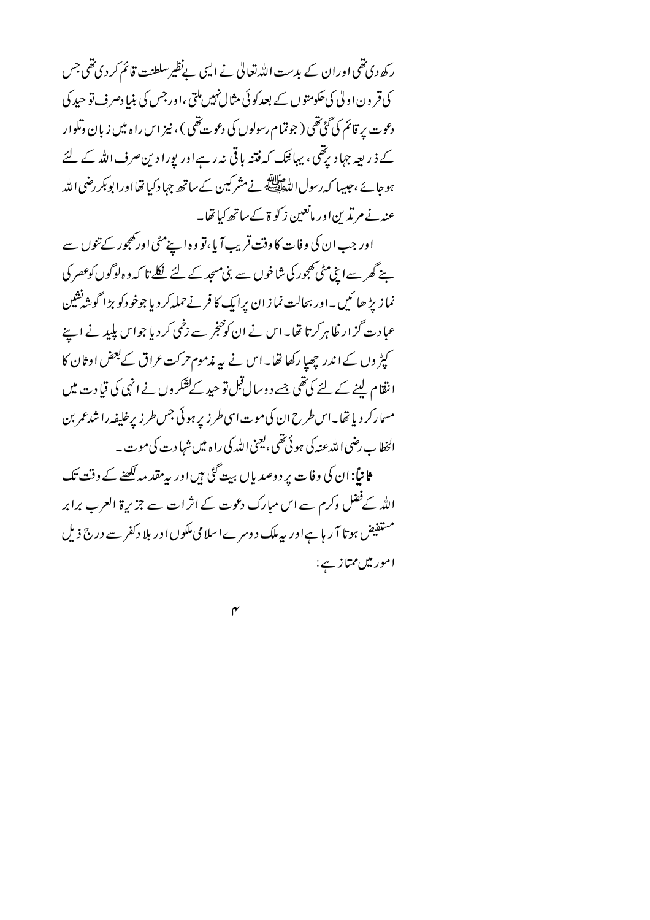رکھ دی تھی اور ان کے بدست اللہ تعالیٰ نے ایسی بےنظیر سلطنت قائم کر دی تھی جس کی قرون اولیٰ کی حکومتوں کے بعد کوئی مثال نہیں ملتی، اور جس کی بنیاد صرف توحید کی دعوت پر قائم کی گئی تھی (جو تمام رسولوں کی دعوت تھی)، نیز اس راہ میں زبان وتلوار کے ذریعہ جہاد پر تھی، یہانتک کہ فتنہ باقی نہ رہے اور پورا دین صرف اللہ کے لئے ہو جائے، جیسا کہ رسول اللہ ﷺ نے مشرکین کے ساتھ جہاد کیا تھا اور ابوبکر رضی اللہ عنہ نے مرتدین اور مانعین زکوۃ کے ساتھ کیا تھا۔

اور جب ان کی وفات کا وقت قریب آیا، تو وہ اپنے مٹی اور کھجور کے تنوں سے بنے گھر سے اپنی مٹی کھجور کی شاخوں سے بنی مسجد کے لئے نکلے تا کہ وہ لوگوں کو عصر کی نماز پڑھائیں۔ اور بحالت نماز ان پر ایک کافر نے حملہ کر دیا جو خود کو بڑا گوشہ نشین عبادت گزار ظاہر کرتا تھا۔ اس نے ان کو خنجر سے زخمی کر دیا جو اس پلید نے اپنے کپڑوں کے اندر چھپا رکھا تھا۔ اس نے یہ مذموم حرکت عراق کے بعض اوثان کا انتقام لینے کے لئے کی تھی جسے دو سال قبل توحید کے لشکروں نے انہی کی قیادت میں مسمار کر دیا تھا۔ اس طرح ان کی موت اسی طرز پر ہوئی جس طرز پر خلیفہ راشد عمر بن الخطاب رضی اللہ عنہ کی ہوئی تھی، یعنی اللہ کی راہ میں شہادت کی موت۔

**ثانیاً:** ان کی وفات پر دو صدیاں بیت گئی ہیں اور یہ مقدمہ لکھنے کے وقت تک اللہ کے فضل وکرم سے اس مبارک دعوت کے اثرات سے جزیرۃ العرب برابر مستفیض ہوتا آرہا ہے اور یہ ملک دوسرے اسلامی ملکوں اور بلاد کفر سے درج ذیل امور میں ممتاز ہے: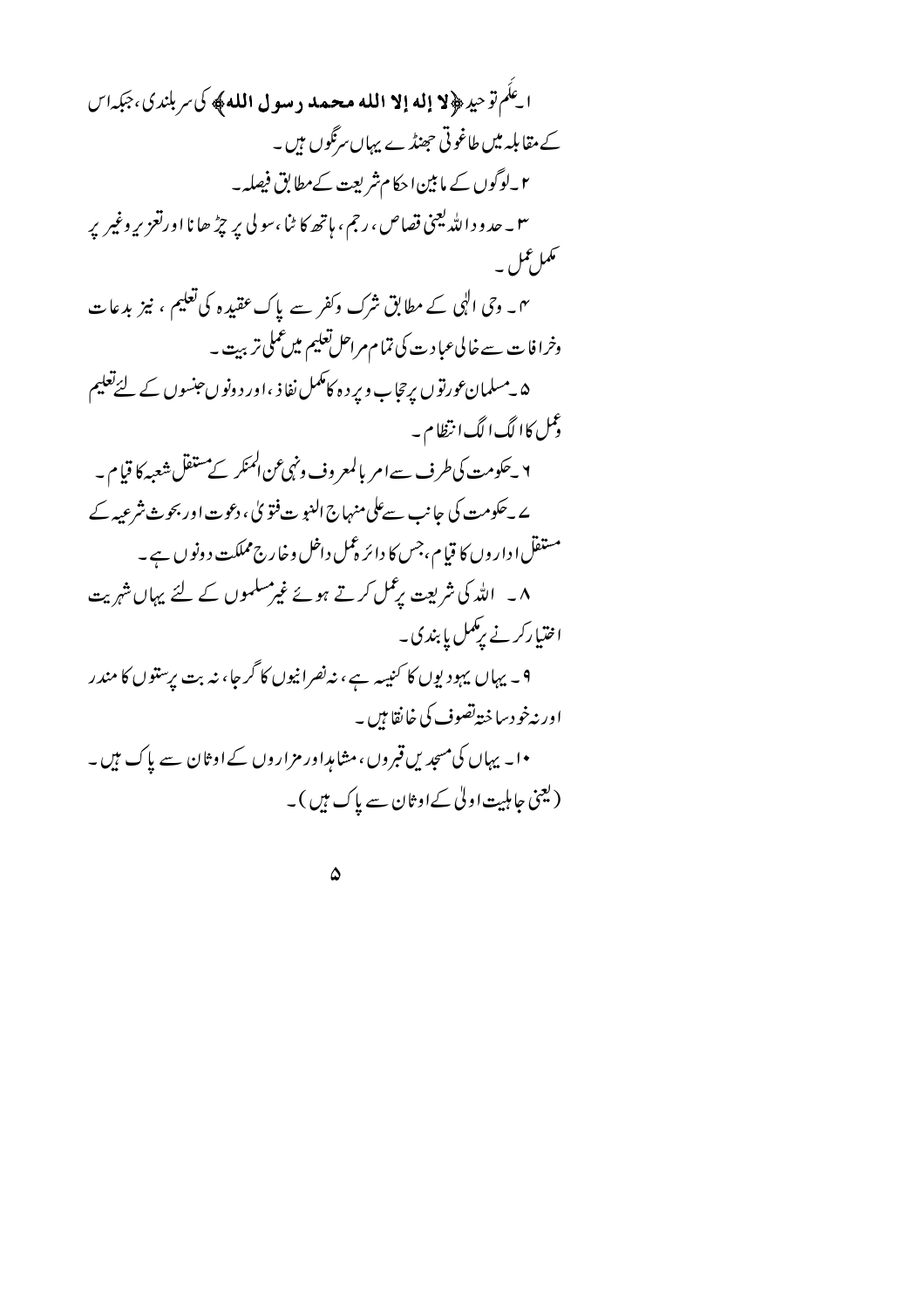۱۔ علَم توحید ﴿لا إله إلا الله محمد رسول الله﴾ کی سربلندی، جبکہ اس کے مقابلہ میں طاغوتی جھنڈے یہاں سرنگوں ہیں۔

۲۔ لوگوں کے مابین احکام شریعت کے مطابق فیصلہ۔

۳۔ حدود اللہ یعنی قصاص، رجم، ہاتھ کاٹنا، سولی پر چڑھانا اور تعزیر وغیر پر مکمل عمل۔

۴۔ وحی الٰہی کے مطابق شرک وکفر سے پاک عقیدہ کی تعلیم، نیز بدعات وخرافات سے خالی عبادت کی تمام مراحل تعلیم میں عملی تربیت۔

۵۔ مسلمان عورتوں پر حجاب و پردہ کا مکمل نفاذ، اور دونوں جنسوں کے لئے تعلیم وعمل کا الگ الگ انتظام۔

۶۔ حکومت کی طرف سے امر بالمعروف ونہی عن المنکر کے مستقل شعبہ کا قیام۔

۷۔ حکومت کی جانب سے علی منہاج النبوت فتویٰ، دعوت اور بحوث شرعیہ کے مستقل اداروں کا قیام، جس کا دائرۂ عمل داخل وخارج مملکت دونوں ہے۔

۸۔ اللہ کی شریعت پر عمل کرتے ہوئے غیر مسلموں کے لئے یہاں شہریت اختیار کرنے پر مکمل پابندی۔

۹۔ یہاں یہودیوں کا کنیسہ ہے، نہ نصرانیوں کا گرجا، نہ بت پرستوں کا مندر اور نہ خود ساختہ تصوف کی خانقاہیں۔

۱۰۔ یہاں کی مسجدیں قبروں، مشاہد اور مزاروں کے اوثان سے پاک ہیں۔ (یعنی جاہلیت اولیٰ کے اوثان سے پاک ہیں)۔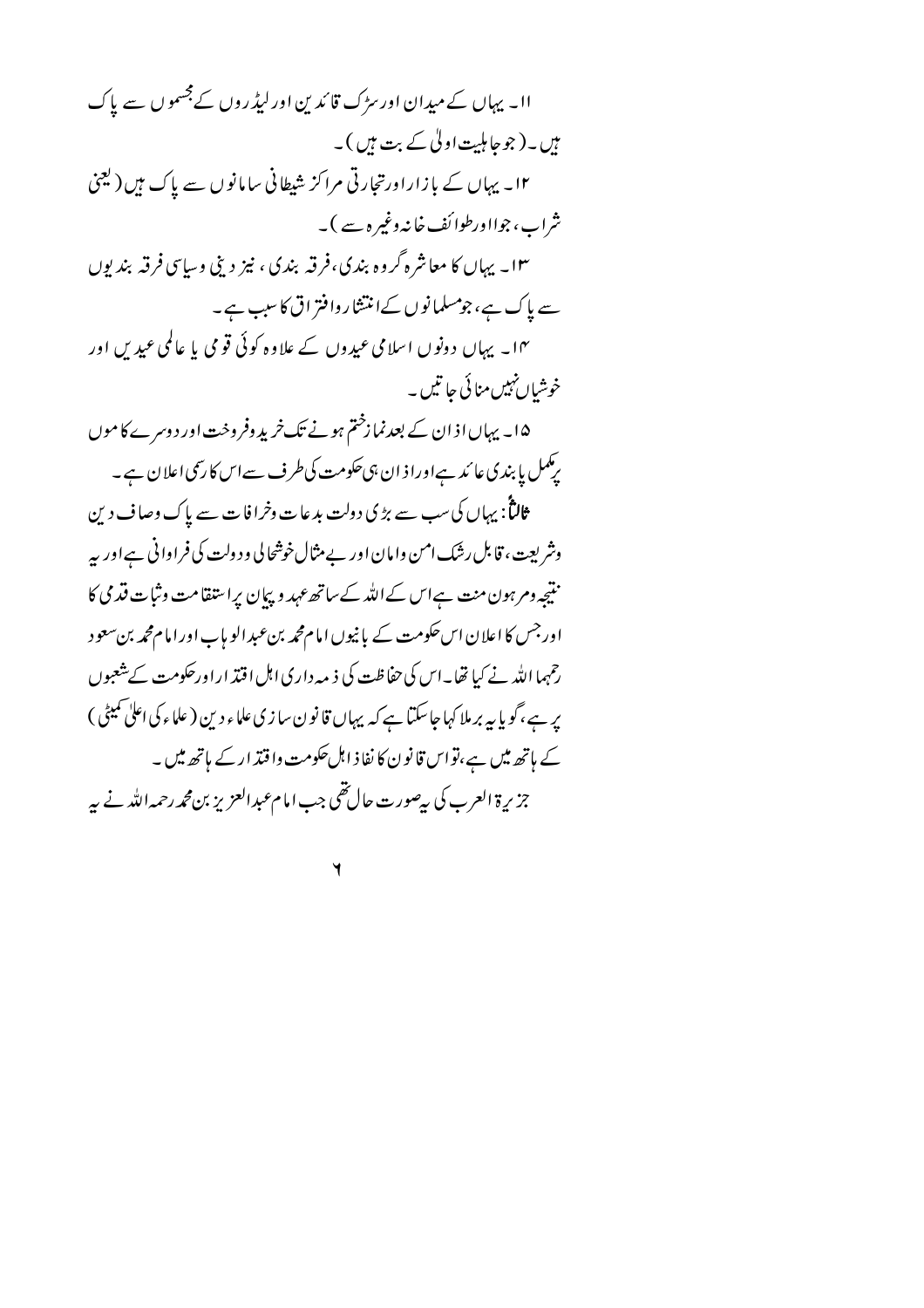۱۱۔ یہاں کے میدان اور سڑک قائدین اور لیڈروں کے مجسموں سے پاک ہیں۔(جو جاہلیت اولیٰ کے بت ہیں)۔

۱۲۔ یہاں کے بازار اور تجارتی مراکز شیطانی سامانوں سے پاک ہیں (یعنی شراب، جوا اور طوائف خانہ وغیرہ سے)۔

۱۳۔ یہاں کا معاشرہ گروہ بندی، فرقہ بندی، نیز دینی و سیاسی فرقہ بندیوں سے پاک ہے، جو مسلمانوں کے انتشار وافتراق کا سبب ہے۔

۱۴۔ یہاں دونوں اسلامی عیدوں کے علاوہ کوئی قومی یا عالمی عیدیں اور خوشیاں نہیں منائی جاتیں۔

۱۵۔ یہاں اذان کے بعد نماز ختم ہونے تک خرید وفروخت اور دوسرے کاموں پر مکمل پابندی عائد ہے اور اذان ہی حکومت کی طرف سے اس کا رسمی اعلان ہے۔

**ثالثاً**: یہاں کی سب سے بڑی دولت بدعات وخرافات سے پاک وصاف دین وشریعت، قابل رشک امن وامان اور بے مثال خوشحالی و دولت کی فراوانی ہے اور یہ نتیجہ ومرہون منت ہے اس کے اللہ کے ساتھ عہد و پیمان پر استقامت وثبات قدمی کا اور جس کا اعلان اس حکومت کے بانیوں امام محمد بن عبدالوہاب اور امام محمد بن سعود رحمہما اللہ نے کیا تھا۔ اس کی حفاظت کی ذمہ داری اہل اقتدار اور حکومت کے شعبوں پر ہے، گویا یہ برملا کہا جاسکتا ہے کہ یہاں قانون سازی علماء دین (علماء کی اعلیٰ کمیٹی) کے ہاتھ میں ہے، تو اس قانون کا نفاذ اہل حکومت واقتدار کے ہاتھ میں۔

جزیرۃ العرب کی یہ صورت حال تھی جب امام عبدالعزیز بن محمد رحمہ اللہ نے یہ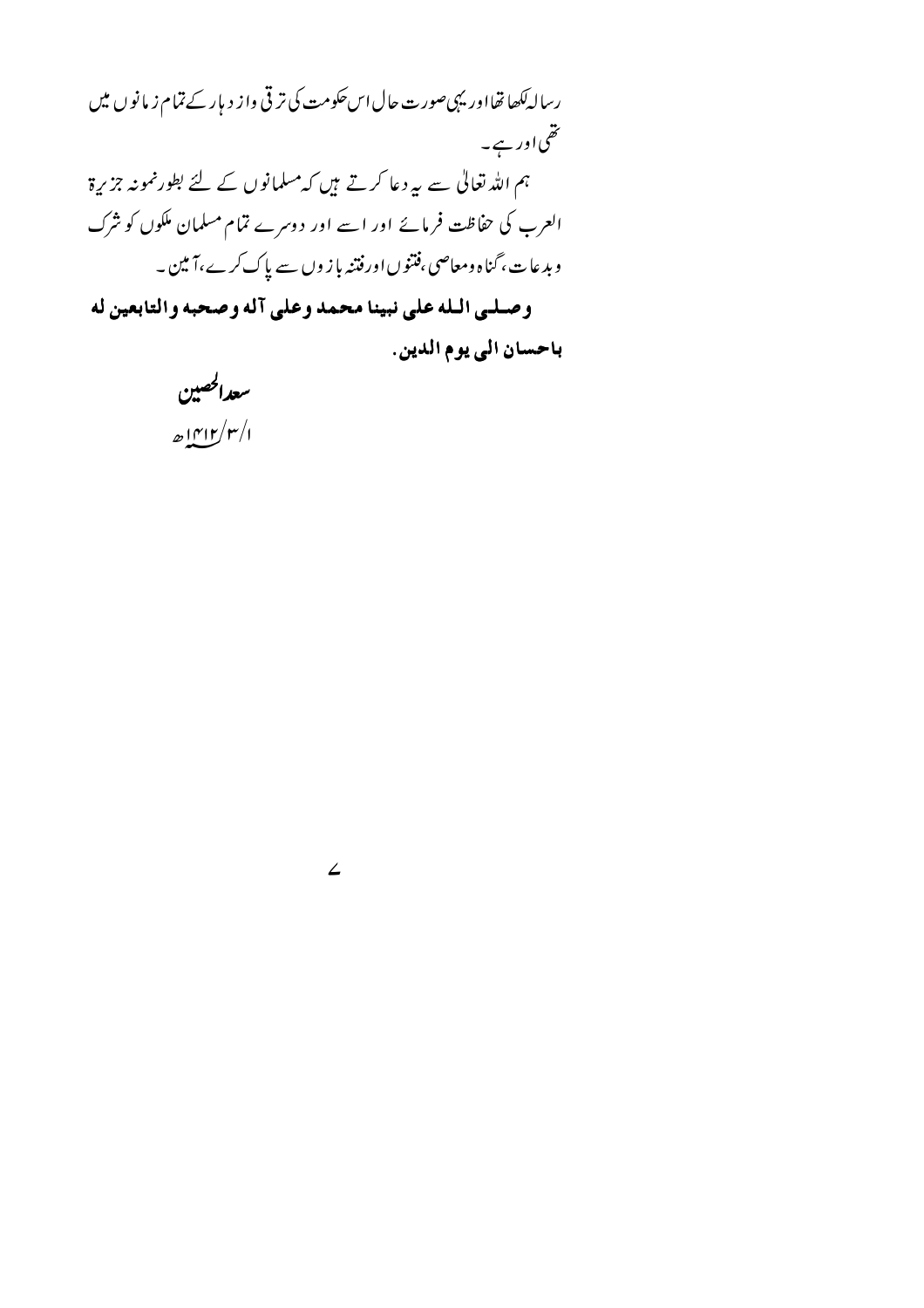رسالہ لکھا تھا اور یہی صورت حال اس حکومت کی ترقی واز دہار کے تمام زمانوں میں تھی اور ہے۔

ہم اللہ تعالیٰ سے یہ دعا کرتے ہیں کہ مسلمانوں کے لئے بطور نمونہ جزیرۃ العرب کی حفاظت فرمائے اور اسے اور دوسرے تمام مسلمان ملکوں کو شرک وبدعات، گناہ ومعاصی، فتنوں اور فتنہ بازوں سے پاک کرے، آمین۔

**وصلى الله على نبينا محمد وعلى آله وصحبه والتابعين له باحسان الى يوم الدين.**

سعد الحصین

۱/۳/۱۴۱۲ھ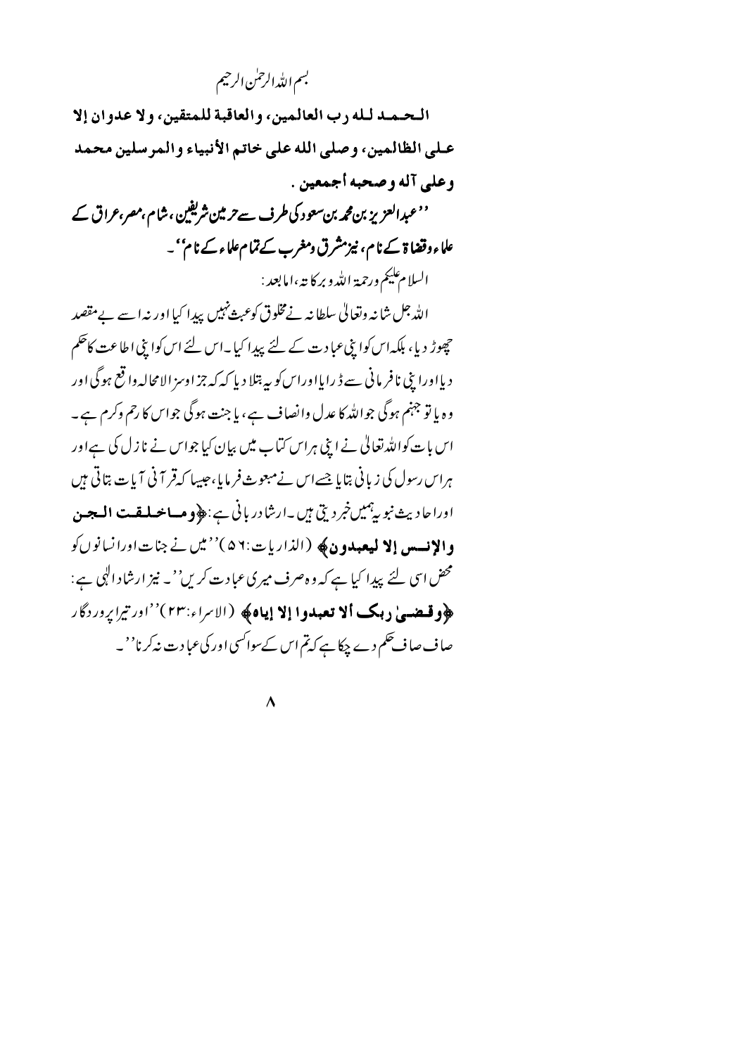بسم اللہ الرحمٰن الرحیم

**الحمد لله رب العالمين، والعاقبة للمتقين، ولا عدوان إلا على الظالمين، وصلى الله على خاتم الأنبياء والمرسلين محمد وعلى آله وصحبه أجمعين .**

***''عبدالعزیز بن محمد بن سعود کی طرف سے حرمین شریفین، شام، مصر، عراق کے علماء وقضاۃ کے نام، نیز مشرق ومغرب کے تمام علماء کے نام''۔***

السلام علیکم ورحمۃ اللہ وبرکاتہ، امابعد:

اللہ جل شانہ وتعالیٰ سلطانہ نے مخلوق کو عبث نہیں پیدا کیا اور نہ اسے بے مقصد چھوڑ دیا، بلکہ اس کو اپنی عبادت کے لئے پیدا کیا۔ اس لئے اس کو اپنی اطاعت کا حکم دیا اور اپنی نافرمانی سے ڈرایا اور اس کو یہ بتلا دیا کہ جزا وسزا لامحالہ واقع ہوگی اور وہ یا تو جہنم ہوگی جو اللہ کا عدل وانصاف ہے، یا جنت ہوگی جو اس کا رحم وکرم ہے۔ اس بات کو اللہ تعالیٰ نے اپنی ہر اس کتاب میں بیان کیا جو اس نے نازل کی ہے اور ہر اس رسول کی زبانی بتایا جسے اس نے مبعوث فرمایا، جیسا کہ قرآنی آیات بتاتی ہیں اور احادیث نبویہ ہمیں خبر دیتی ہیں۔ ارشاد ربانی ہے: ﴿**وما خلقت الجن والإنس إلا ليعبدون**﴾ (الذاریات:۵۶) ''میں نے جنات اور انسانوں کو محض اسی لئے پیدا کیا ہے کہ وہ صرف میری عبادت کریں''۔ نیز ارشاد الٰہی ہے: ﴿**وقضىٰ ربك ألا تعبدوا إلا إياه**﴾ (الاسراء:۲۳) ''اور تیرا پروردگار صاف صاف حکم دے چکا ہے کہ تم اس کے سوا کسی اور کی عبادت نہ کرنا''۔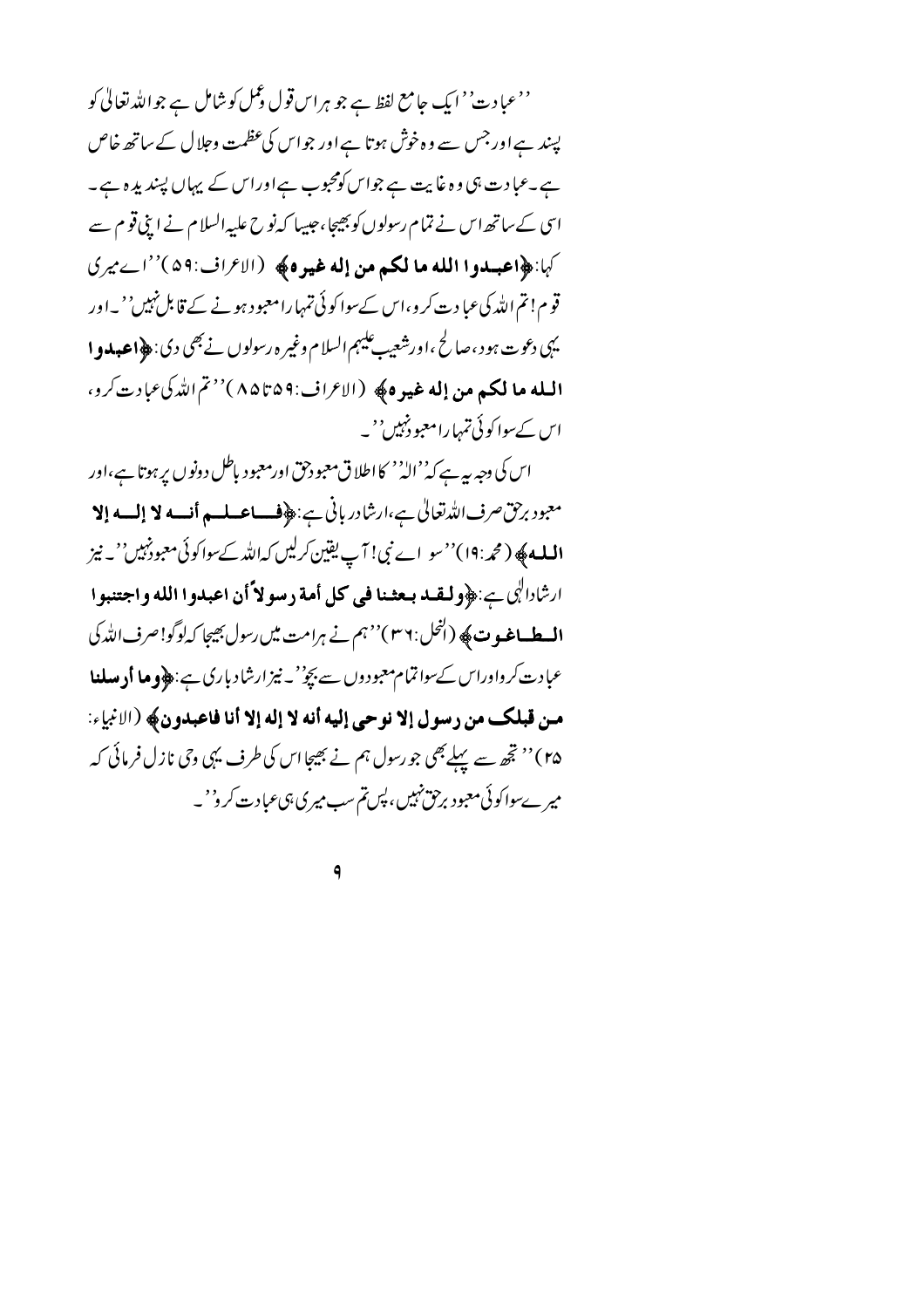''عبادت'' ایک جامع لفظ ہے جو ہر اس قول وعمل کو شامل ہے جو اللہ تعالیٰ کو پسند ہے اور جس سے وہ خوش ہوتا ہے اور جو اس کی عظمت وجلال کے ساتھ خاص ہے۔عبادت ہی وہ غایت ہے جو اس کو محبوب ہے اور اس کے یہاں پسندیدہ ہے۔ اسی کے ساتھ اس نے تمام رسولوں کو بھیجا، جیسا کہ نوح علیہ السلام نے اپنی قوم سے کہا: ﴿**اعبدوا الله ما لكم من إله غيره**﴾ (الاعراف:۵۹) ''اے میری قوم! تم اللہ کی عبادت کرو، اس کے سوا کوئی تمہارا معبود ہونے کے قابل نہیں''۔ اور یہی دعوت ہود، صالح، اور شعیب علیہم السلام وغیرہ رسولوں نے بھی دی: ﴿**اعبدوا الله ما لكم من إله غيره**﴾ (الاعراف:۵۹تا۸۵) ''تم اللہ کی عبادت کرو، اس کے سوا کوئی تمہارا معبود نہیں''۔

اس کی وجہ یہ ہے کہ ''الہٰ'' کا اطلاق معبود حق اور معبود باطل دونوں پر ہوتا ہے، اور معبود برحق صرف اللہ تعالیٰ ہے، ارشاد ربانی ہے: ﴿**فاعلم أنه لا إله إلا الله**﴾ (محمد:۱۹) ''سو اے نبی! آپ یقین کر لیں کہ اللہ کے سوا کوئی معبود نہیں''۔ نیز ارشاد الٰہی ہے: ﴿**ولقد بعثنا في كل أمة رسولاً أن اعبدوا الله واجتنبوا الطاغوت**﴾ (النحل:۳۶) ''ہم نے ہر امت میں رسول بھیجا کہ لوگو! صرف اللہ کی عبادت کرو اور اس کے سوا تمام معبودوں سے بچو''۔ نیز ارشاد باری ہے: ﴿**وما أرسلنا من قبلك من رسول إلا نوحي إليه أنه لا إله إلا أنا فاعبدون**﴾ (الانبیاء:۲۵) ''تجھ سے پہلے بھی جو رسول ہم نے بھیجا اس کی طرف یہی وحی نازل فرمائی کہ میرے سوا کوئی معبود برحق نہیں، پس تم سب میری ہی عبادت کرو''۔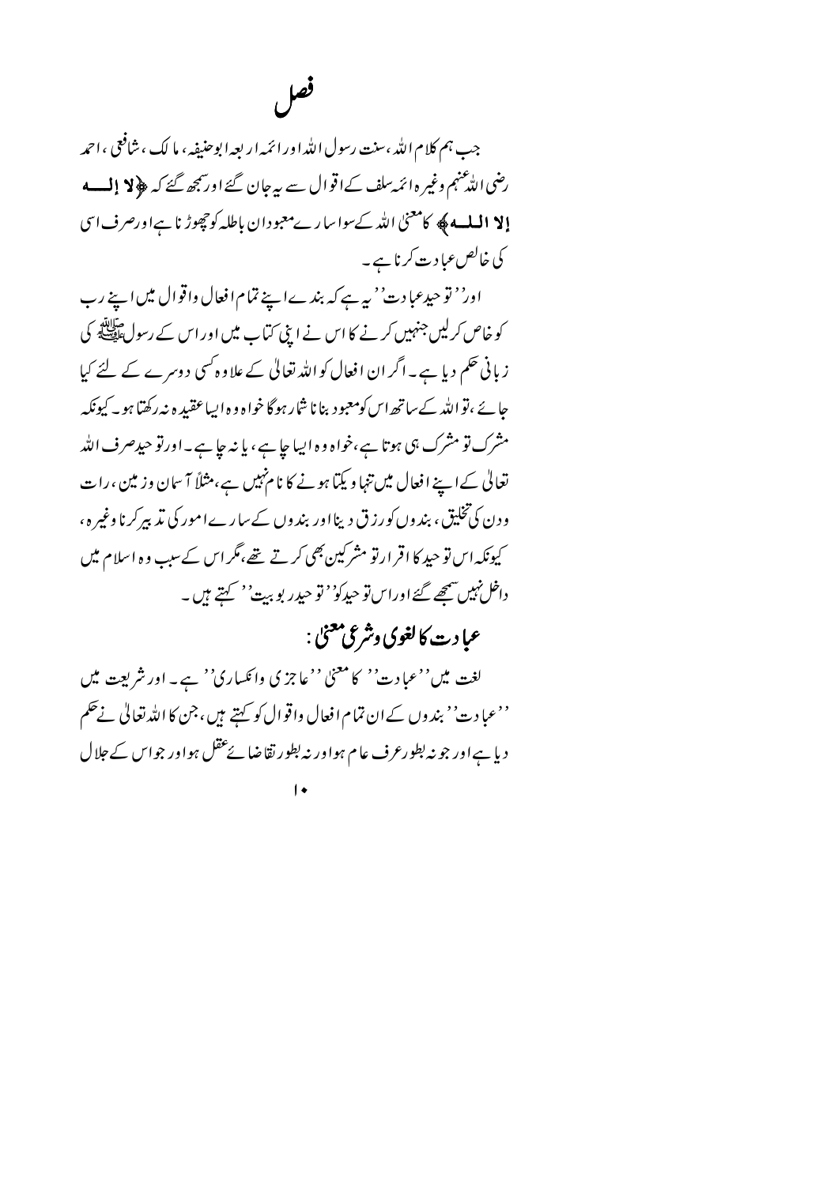# فصل

جب ہم کلام اللہ، سنت رسول اللہ اور ائمہ اربعہ ابوحنیفہ، مالک، شافعی، احمد رضی اللہ عنہم وغیرہ ائمہ سلف کے اقوال سے یہ جان گئے اور سمجھ گئے کہ ﴿لا إلــه إلا اللــه﴾ کا معنیٰ اللہ کے سوا سارے معبودان باطلہ کو چھوڑ نا ہے اور صرف اسی کی خالص عبادت کرنا ہے۔

اور ''توحید عبادت'' یہ ہے کہ بندے اپنے تمام افعال واقوال میں اپنے رب کو خاص کرلیں جنہیں کرنے کا اس نے اپنی کتاب میں اور اس کے رسول ﷺ کی زبانی حکم دیا ہے۔ اگر ان افعال کو اللہ تعالیٰ کے علاوہ کسی دوسرے کے لئے کیا جائے، تو اللہ کے ساتھ اس کو معبود بنانا شمار ہوگا خواہ وہ ایسا عقیدہ نہ رکھتا ہو۔ کیونکہ مشرک تو مشرک ہی ہوتا ہے، خواہ وہ ایسا چاہے، یا نہ چاہے۔ اور توحید صرف اللہ تعالیٰ کے اپنے افعال میں تنہا و یکتا ہونے کا نام نہیں ہے، مثلاً آسمان وزمین، رات ودن کی تخلیق، بندوں کو رزق دینا اور بندوں کے سارے امور کی تدبیر کرنا وغیرہ، کیونکہ اس توحید کا اقرار تو مشرکین بھی کرتے تھے، مگر اس کے سبب وہ اسلام میں داخل نہیں سمجھے گئے اور اس توحید کو ''توحید ربوبیت'' کہتے ہیں۔

## عبادت کا لغوی وشرعی معنیٰ:

لغت میں ''عبادت'' کا معنیٰ ''عاجزی وانکساری'' ہے۔ اور شریعت میں ''عبادت'' بندوں کے ان تمام افعال واقوال کو کہتے ہیں، جن کا اللہ تعالیٰ نے حکم دیا ہے اور جو نہ بطور عرف عام ہوا اور نہ بطور تقاضائے عقل ہو اور جو اس کے جلال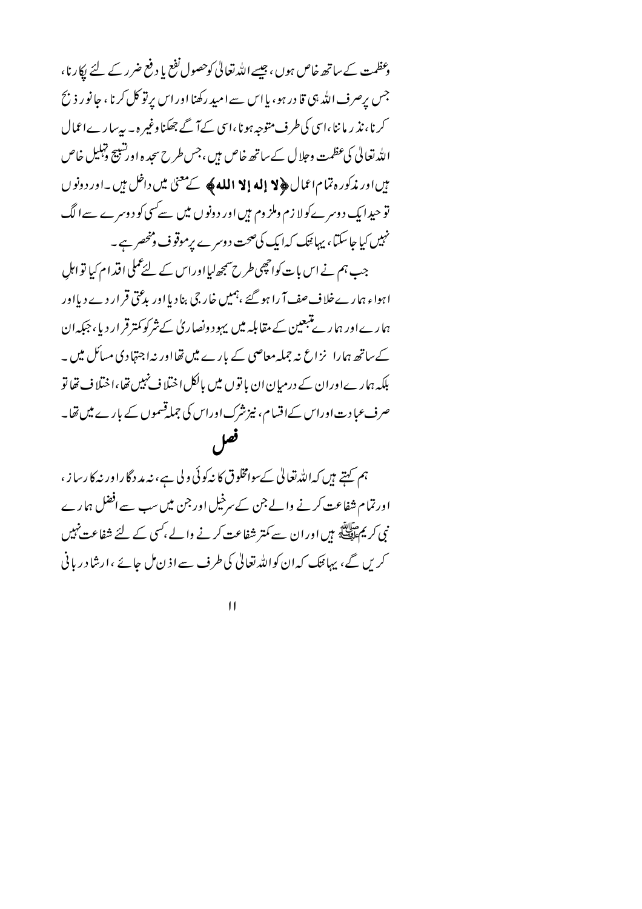وعظمت کے ساتھ خاص ہوں، جیسے اللہ تعالیٰ کو حصول نفع یا دفع ضرر کے لئے پکارنا، جس پر صرف اللہ ہی قادر ہو، یا اس سے امید رکھنا اور اس پر توکل کرنا، جانور ذبح کرنا، نذر ماننا، اسی کی طرف متوجہ ہونا، اسی کے آگے جھکنا وغیرہ۔ یہ سارے اعمال اللہ تعالیٰ کی عظمت وجلال کے ساتھ خاص ہیں، جس طرح سجدہ اور تسبیح وتہلیل خاص ہیں اور مذکورہ تمام اعمال ﴿**لا إله إلا الله**﴾ کے معنیٰ میں داخل ہیں۔ اور دونوں توحید ایک دوسرے کو لازم وملزوم ہیں اور دونوں میں سے کسی کو دوسرے سے الگ نہیں کیا جا سکتا، یہاں تک کہ ایک کی صحت دوسرے پر موقوف ومنحصر ہے۔

جب ہم نے اس بات کو اچھی طرح سمجھ لیا اور اس کے لئے عملی اقدام کیا تو اہلِ اہواء ہمارے خلاف صف آرا ہو گئے، ہمیں خارجی بنا دیا اور بدعتی قرار دے دیا اور ہمارے اور ہمارے متبعین کے مقابلہ میں یہود ونصاریٰ کے شر کو کمتر قرار دیا، جبکہ ان کے ساتھ ہمارا نزاع نہ جملہ معاصی کے بارے میں تھا اور نہ اجتہادی مسائل میں۔ بلکہ ہمارے اور ان کے درمیان ان باتوں میں بالکل اختلاف نہیں تھا، اختلاف تھا تو صرف عبادت اور اس کے اقسام، نیز شرک اور اس کی جملہ قسموں کے بارے میں تھا۔

## فصل

ہم کہتے ہیں کہ اللہ تعالیٰ کے سوا مخلوق کا نہ کوئی ولی ہے، نہ مددگار اور نہ کارساز، اور تمام شفاعت کرنے والے جن کے سرخیل اور جن میں سب سے افضل ہمارے نبی کریم ﷺ ہیں اور ان سے کمتر شفاعت کرنے والے، کسی کے لئے شفاعت نہیں کریں گے، یہاں تک کہ ان کو اللہ تعالیٰ کی طرف سے اذن مل جائے، ارشادِ ربانی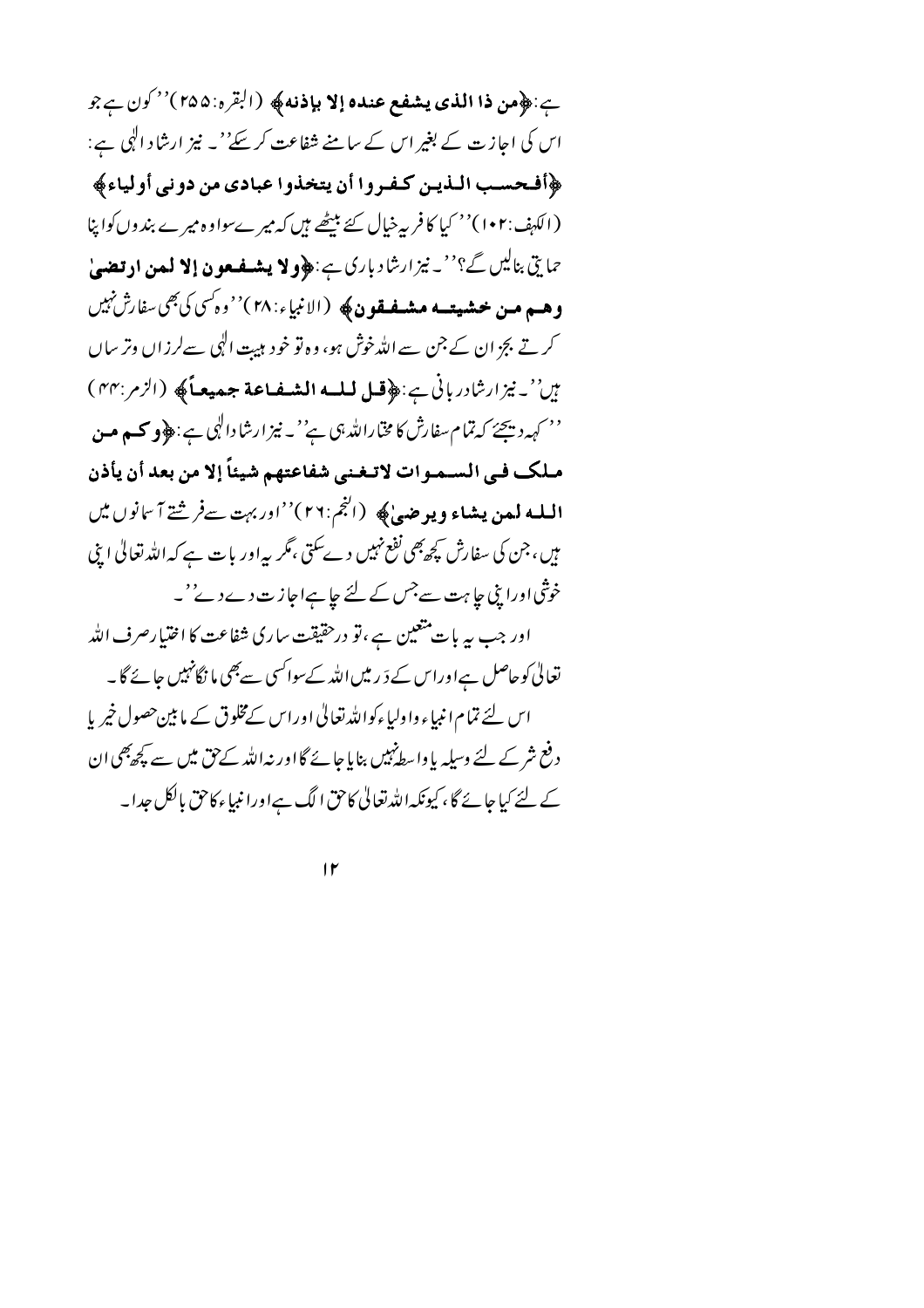ہے: ﴿من ذا الذی یشفع عندہ إلا بإذنه﴾ (البقرہ:۲۵۵) ''کون ہے جو اس کی اجازت کے بغیر اس کے سامنے شفاعت کر سکے''۔ نیز ارشاد الٰہی ہے: ﴿أفحسب الذین کفروا أن یتخذوا عبادی من دونی أولیاء﴾ (الکہف:۱۰۲) ''کیا کافر یہ خیال کئے بیٹھے ہیں کہ میرے سوا وہ میرے بندوں کو اپنا حمایتی بنالیں گے؟''۔ نیز ارشاد باری ہے: ﴿ولا یشفعون إلا لمن ارتضیٰ وھم من خشیته مشفقون﴾ (الانبیاء:۲۸) ''وہ کسی کی بھی سفارش نہیں کرتے بجز ان کے جن سے اللہ خوش ہو، وہ تو خود ہیبت الٰہی سے لرزاں وترساں ہیں''۔ نیز ارشاد ربانی ہے: ﴿قل للہ الشفاعة جمیعاً﴾ (الزمر:۴۴) ''کہہ دیجئے کہ تمام سفارش کا مختار اللہ ہی ہے''۔ نیز ارشاد الٰہی ہے: ﴿وکم من ملک فی السموات لاتغنی شفاعتھم شیئاً إلا من بعد أن یأذن اللہ لمن یشاء ویرضیٰ﴾ (النجم:۲۶) ''اور بہت سے فرشتے آسمانوں میں ہیں، جن کی سفارش کچھ بھی نفع نہیں دے سکتی، مگر یہ اور بات ہے کہ اللہ تعالیٰ اپنی خوشی اور اپنی چاہت سے جس کے لئے چاہے اجازت دے دے''۔

اور جب یہ بات متعین ہے، تو درحقیقت ساری شفاعت کا اختیار صرف اللہ تعالیٰ کو حاصل ہے اور اس کے دَر میں اللہ کے سوا کسی سے بھی مانگا نہیں جائے گا۔

اس لئے تمام انبیاء واولیاء کو اللہ تعالیٰ اور اس کے مخلوق کے مابین حصول خیر یا دفع شر کے لئے وسیلہ یا واسطہ نہیں بنایا جائے گا اور نہ اللہ کے حق میں سے کچھ بھی ان کے لئے کیا جائے گا، کیونکہ اللہ تعالیٰ کا حق الگ ہے اور انبیاء کا حق بالکل جدا۔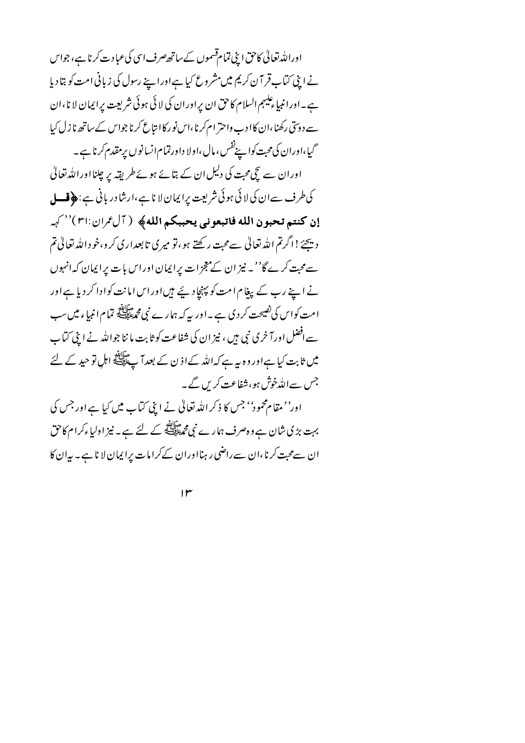اور اللہ تعالیٰ کا حق اپنی تمام قسموں کے ساتھ صرف اسی کی عبادت کرنا ہے، جو اس نے اپنی کتاب قرآن کریم میں مشروع کیا ہے اور اپنے رسول کی زبانی امت کو بتا دیا ہے۔ اور انبیاء علیہم السلام کا حق ان پر اور ان کی لائی ہوئی شریعت پر ایمان لانا، ان سے دوستی رکھنا، ان کا ادب واحترام کرنا، اس نور کا اتباع کرنا جو اس کے ساتھ نازل کیا گیا، اور ان کی محبت کو اپنے نفس، مال، اولاد اور تمام انسانوں پر مقدم کرنا ہے۔

اور ان سے سچی محبت کی دلیل ان کے بتائے ہوئے طریقہ پر چلنا اور اللہ تعالیٰ کی طرف سے ان کی لائی ہوئی شریعت پر ایمان لانا ہے، ارشاد ربانی ہے: **﴿قل إن كنتم تحبون الله فاتبعوني يحببكم الله﴾** ( آل عمران: ۳۱) ''کہہ دیجئے! اگر تم اللہ تعالیٰ سے محبت رکھتے ہو، تو میری تابعداری کرو، خود اللہ تعالیٰ تم سے محبت کرے گا''۔ نیز ان کے معجزات پر ایمان اور اس بات پر ایمان کہ انہوں نے اپنے رب کے پیغام امت کو پہنچا دیئے ہیں اور اس امانت کو ادا کر دیا ہے اور امت کو اس کی نصیحت کر دی ہے۔ اور یہ کہ ہمارے نبی محمد ﷺ تمام انبیاء میں سب سے افضل اور آخری نبی ہیں، نیز ان کی شفاعت کو ثابت ماننا جو اللہ نے اپنی کتاب میں ثابت کیا ہے اور وہ یہ ہے کہ اللہ کے اذن کے بعد آپ ﷺ اہلِ توحید کے لئے جس سے اللہ خوش ہو، شفاعت کریں گے۔

اور ''مقام محمود'' جس کا ذکر اللہ تعالیٰ نے اپنی کتاب میں کیا ہے اور جس کی بہت بڑی شان ہے وہ صرف ہمارے نبی محمد ﷺ کے لئے ہے۔ نیز اولیاء کرام کا حق ان سے محبت کرنا، ان سے راضی رہنا اور ان کے کرامات پر ایمان لانا ہے۔ یہ ان کا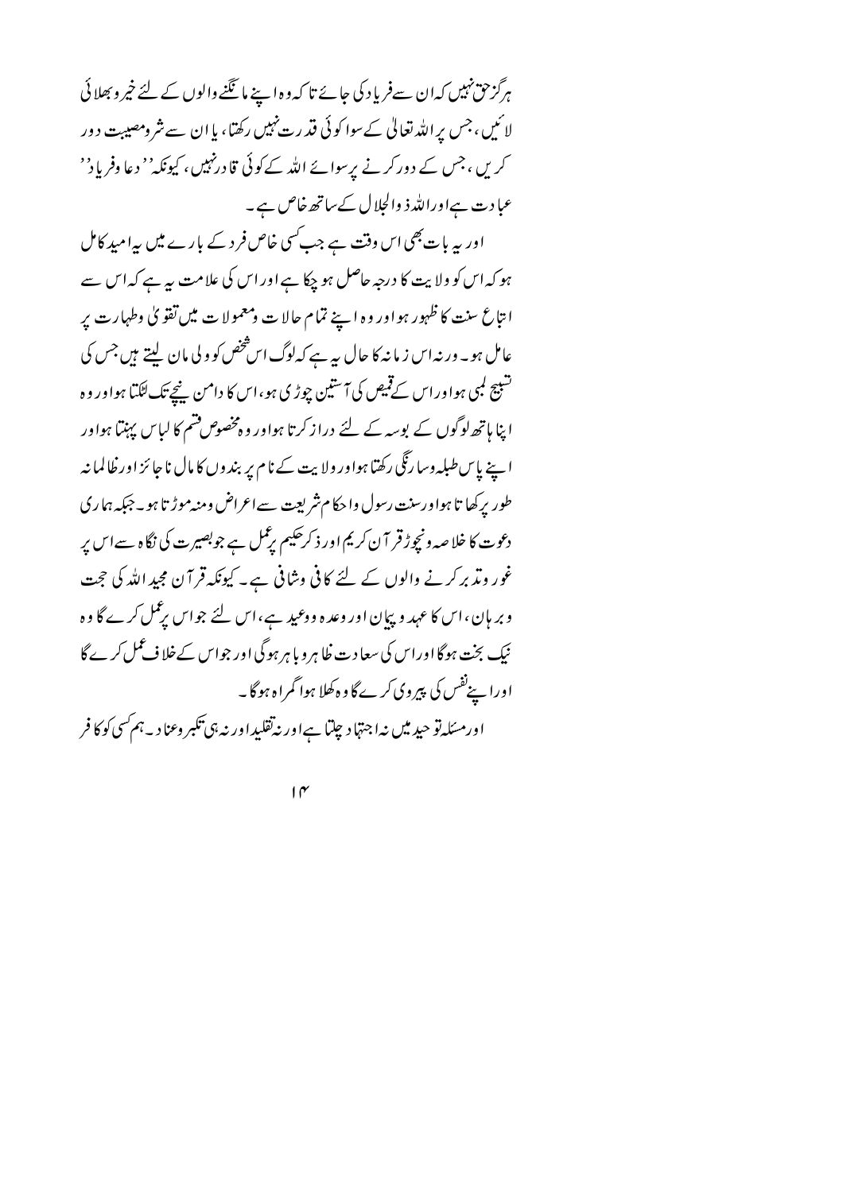ہرگز حق نہیں کہ ان سے فریاد کی جائے تاکہ وہ اپنے مانگنے والوں کے لئے خیر و بھلائی لائیں، جس پر اللہ تعالیٰ کے سوا کوئی قدرت نہیں رکھتا، یا ان سے شر و مصیبت دور کریں، جس کے دور کرنے پر سوائے اللہ کے کوئی قادر نہیں، کیونکہ ''دعا وفریاد'' عبادت ہے اور اللہ ذوالجلال کے ساتھ خاص ہے۔

اور یہ بات بھی اس وقت ہے جب کسی خاص فرد کے بارے میں یہ امید کامل ہو کہ اس کو ولایت کا درجہ حاصل ہو چکا ہے اور اس کی علامت یہ ہے کہ اس سے اتباع سنت کا ظہور ہو اور وہ اپنے تمام حالات ومعمولات میں تقویٰ وطہارت پر عامل ہو۔ ورنہ اس زمانہ کا حال یہ ہے کہ لوگ اس شخص کو ولی مان لیتے ہیں جس کی تسبیح لمبی ہو اور اس کے قمیص کی آستین چوڑی ہو، اس کا دامن نیچے تک لٹکتا ہو اور وہ اپنا ہاتھ لوگوں کے بوسہ کے لئے دراز کرتا ہو اور وہ مخصوص قسم کا لباس پہنتا ہو اور اپنے پاس طبلہ وسارنگی رکھتا ہو اور ولایت کے نام پر بندوں کا مال ناجائز اور ظالمانہ طور پر کھاتا ہو اور سنت رسول واحکام شریعت سے اعراض ومنہ موڑتا ہو۔ جبکہ ہماری دعوت کا خلاصہ ونچوڑ قرآن کریم اور ذکر حکیم پر عمل ہے جو بصیرت کی نگاہ سے اس پر غور وتدبر کرنے والوں کے لئے کافی وشافی ہے۔ کیونکہ قرآن مجید اللہ کی حجت وبرہان، اس کا عہد وپیمان اور وعدہ ووعید ہے، اس لئے جو اس پر عمل کرے گا وہ نیک بخت ہوگا اور اس کی سعادت ظاہر وباہر ہوگی اور جو اس کے خلاف عمل کرے گا اور اپنے نفس کی پیروی کرے گا وہ کھلا ہوا گمراہ ہوگا۔

اور مسئلہ توحید میں نہ اجتہاد چلتا ہے اور نہ تقلید اور نہ ہی تکبر وعناد۔ ہم کسی کو کافر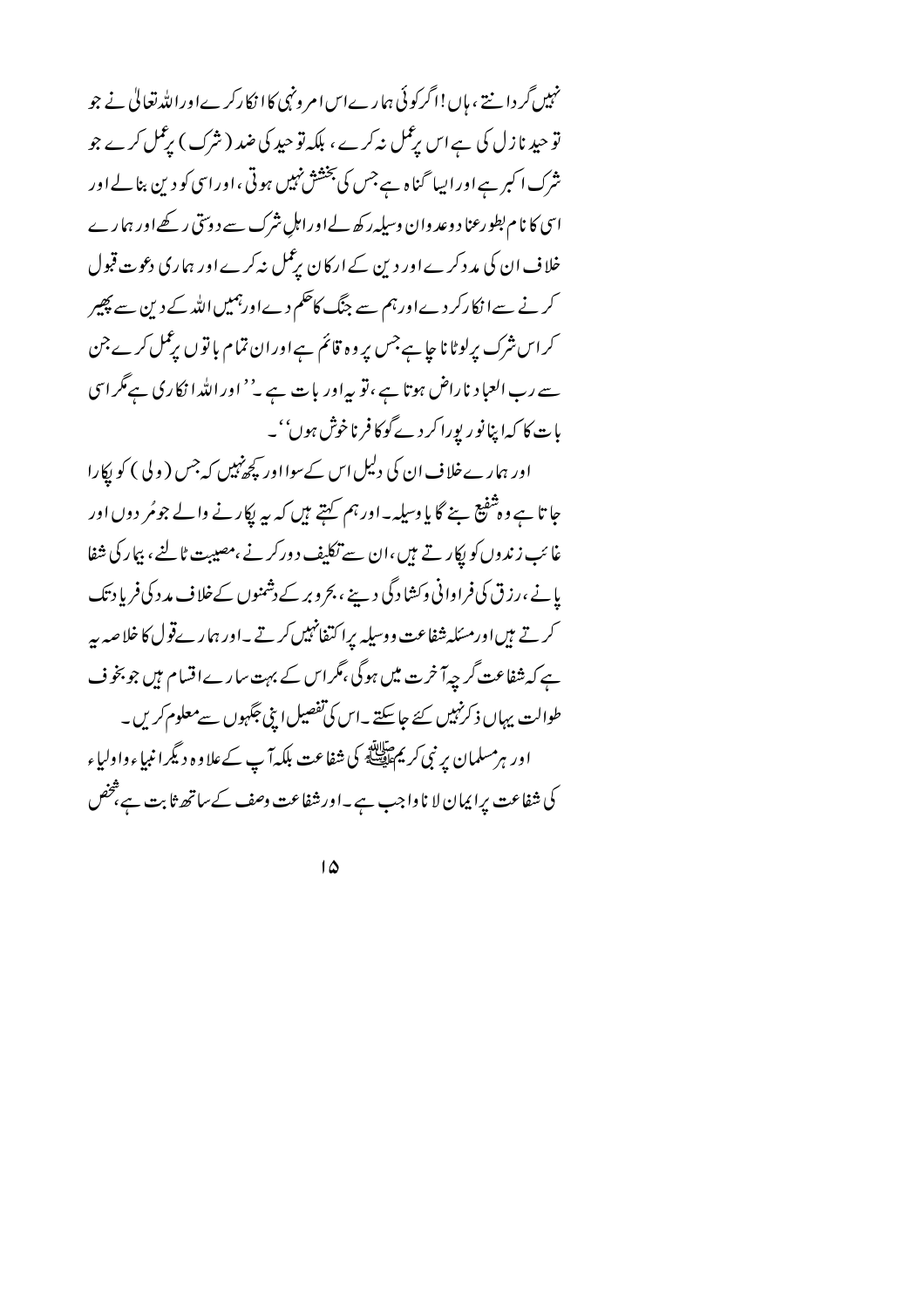نہیں گردانتے، ہاں! اگر کوئی ہمارے اس امرونہی کا انکار کرے اور اللہ تعالیٰ نے جو توحید نازل کی ہے اس پر عمل نہ کرے، بلکہ توحید کی ضد (شرک) پر عمل کرے جو شرک اکبر ہے اور ایسا گناہ ہے جس کی بخشش نہیں ہوتی، اور اسی کو دین بنالے اور اسی کا نام بطور عنادوعدوان وسیلہ رکھ لے اور اہلِ شرک سے دوستی رکھے اور ہمارے خلاف ان کی مدد کرے اور دین کے ارکان پر عمل نہ کرے اور ہماری دعوت قبول کرنے سے انکار کردے اور ہم سے جنگ کا حکم دے اور ہمیں اللہ کے دین سے پھیر کراس شرک پر لوٹانا چاہے جس پر وہ قائم ہے اور ان تمام باتوں پر عمل کرے جن سے رب العباد ناراض ہوتا ہے، تو یہ اور بات ہے۔ ''اور اللہ انکاری ہے مگر اسی بات کا کہ اپنا نور پورا کردے گو کافر ناخوش ہوں''۔

اور ہمارے خلاف ان کی دلیل اس کے سوا اور کچھ نہیں کہ جس (ولی) کو پکارا جاتا ہے وہ شفیع بنے گا یا وسیلہ۔ اور ہم کہتے ہیں کہ یہ پکارنے والے جومُردوں اور غائب زندوں کو پکارتے ہیں، ان سے تکلیف دور کرنے، مصیبت ٹالنے، بیار کی شفا پانے، رزق کی فراوانی وکشادگی دینے، بحر وبر کے دشمنوں کے خلاف مدد کی فریاد تک کرتے ہیں اور مسئلہ شفاعت ووسیلہ پر اکتفانہیں کرتے۔ اور ہمارے قول کا خلاصہ یہ ہے کہ شفاعت گرچہ آخرت میں ہوگی، مگر اس کے بہت سارے اقسام ہیں جو بخوف طوالت یہاں ذکر نہیں کئے جا سکتے۔ اس کی تفصیل اپنی جگہوں سے معلوم کریں۔

اور ہر مسلمان پر نبی کریم ﷺ کی شفاعت بلکہ آپ کے علاوہ دیگر انبیاء واولیاء کی شفاعت پر ایمان لانا واجب ہے۔ اور شفاعت وصف کے ساتھ ثابت ہے، شخص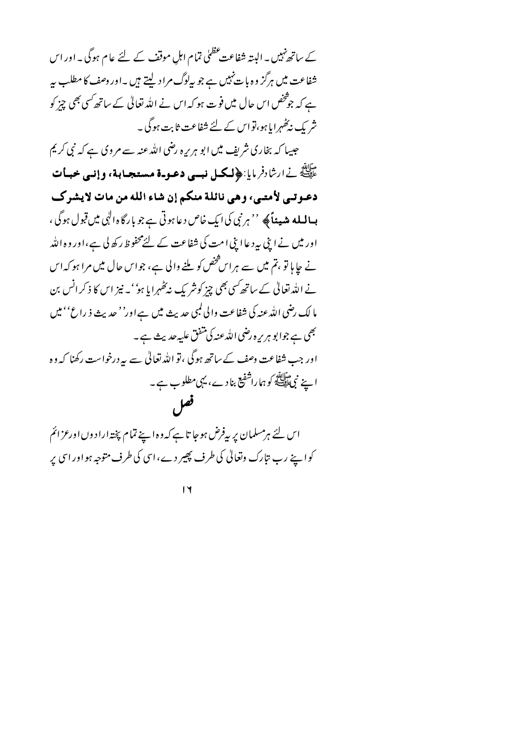کے ساتھ نہیں۔ البتہ شفاعت عظمٰی تمام اہلِ موقف کے لئے عام ہوگی۔ اور اس شفاعت میں ہرگز وہ بات نہیں ہے جو یہ لوگ مراد لیتے ہیں۔ اور وصف کا مطلب یہ ہے کہ جو شخص اس حال میں فوت ہو کہ اس نے اللہ تعالیٰ کے ساتھ کسی بھی چیز کو شریک نہ ٹھہرایا ہو، تو اس کے لئے شفاعت ثابت ہوگی۔

جیسا کہ بخاری شریف میں ابو ہریرہ رضی اللہ عنہ سے مروی ہے کہ نبی کریم ﷺ نے ارشاد فرمایا: ﴿**لکل نبي دعوة مستجابة، وإني خبأت دعوتي لأمتي، وهي نائلة منكم إن شاء الله من مات لا يشرك بالله شيئاً**﴾ ''ہر نبی کی ایک خاص دعا ہوتی ہے جو بارگاہ الٰہی میں قبول ہوگی، اور میں نے اپنی یہ دعا اپنی امت کی شفاعت کے لئے محفوظ رکھ لی ہے، اور وہ اللہ نے چاہا تو، تم میں سے ہر اس شخص کو ملنے والی ہے، جو اس حال میں مرا ہو کہ اس نے اللہ تعالیٰ کے ساتھ کسی بھی چیز کو شریک نہ ٹھہرایا ہو''۔ نیز اس کا ذکر انس بن مالک رضی اللہ عنہ کی شفاعت والی لمبی حدیث میں ہے اور ''حدیث ذراع'' میں بھی ہے جو ابو ہریرہ رضی اللہ عنہ کی متفق علیہ حدیث ہے۔

اور جب شفاعت وصف کے ساتھ ہوگی، تو اللہ تعالیٰ سے یہ درخواست رکھنا کہ وہ اپنے نبی ﷺ کو ہمارا شفیع بنا دے، یہی مطلوب ہے۔

## فصل

اس لئے ہر مسلمان پر یہ فرض ہو جاتا ہے کہ وہ اپنے تمام پختہ ارادوں اور عزائم کو اپنے رب تبارک وتعالیٰ کی طرف پھیر دے، اسی کی طرف متوجہ ہو اور اسی پر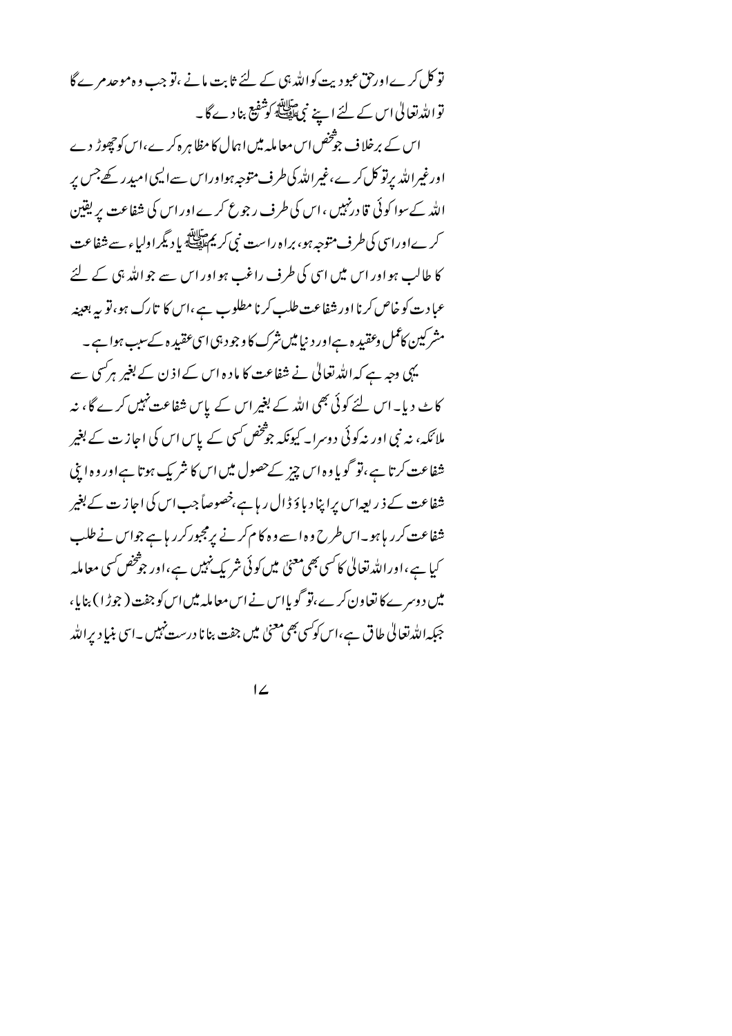توکل کرے اور حق عبودیت کو اللہ ہی کے لئے ثابت مانے، تو جب وہ موحد مرے گا تو اللہ تعالیٰ اس کے لئے اپنے نبی ﷺ کو شفیع بنا دے گا۔

اس کے برخلاف جو شخص اس معاملہ میں اہمال کا مظاہرہ کرے، اس کو چھوڑ دے اور غیر اللہ پر توکل کرے، غیر اللہ کی طرف متوجہ ہو اور اس سے ایسی امید رکھے جس پر اللہ کے سوا کوئی قادر نہیں، اس کی طرف رجوع کرے اور اس کی شفاعت پر یقین کرے اور اسی کی طرف متوجہ ہو، براہ راست نبی کریم ﷺ یا دیگر اولیاء سے شفاعت کا طالب ہو اور اس میں اسی کی طرف راغب ہو اور اس سے جو اللہ ہی کے لئے عبادت کو خاص کرنا اور شفاعت طلب کرنا مطلوب ہے، اس کا تارک ہو، تو یہ بعینہ مشرکین کا عمل وعقیدہ ہے اور دنیا میں شرک کا وجود ہی اسی عقیدہ کے سبب ہوا ہے۔

یہی وجہ ہے کہ اللہ تعالیٰ نے شفاعت کا مادہ اس کے اذن کے بغیر ہر کسی سے کاٹ دیا۔ اس لئے کوئی بھی اللہ کے بغیر اس کے پاس شفاعت نہیں کرے گا، نہ ملائکہ، نہ نبی اور نہ کوئی دوسرا۔ کیونکہ جو شخص کسی کے پاس اس کی اجازت کے بغیر شفاعت کرتا ہے، تو گویا وہ اس چیز کے حصول میں اس کا شریک ہوتا ہے اور وہ اپنی شفاعت کے ذریعہ اس پر اپنا دباؤ ڈال رہا ہے، خصوصاً جب اس کی اجازت کے بغیر شفاعت کر رہا ہو۔ اس طرح وہ اسے وہ کام کرنے پر مجبور کر رہا ہے جو اس نے طلب کیا ہے، اور اللہ تعالیٰ کا کسی بھی معنیٰ میں کوئی شریک نہیں ہے، اور جو شخص کسی معاملہ میں دوسرے کا تعاون کرے، تو گویا اس نے اس معاملہ میں اس کو جفت (جوڑا) بنایا، جبکہ اللہ تعالیٰ طاق ہے، اس کو کسی بھی معنیٰ میں جفت بنانا درست نہیں۔ اسی بنیاد پر اللہ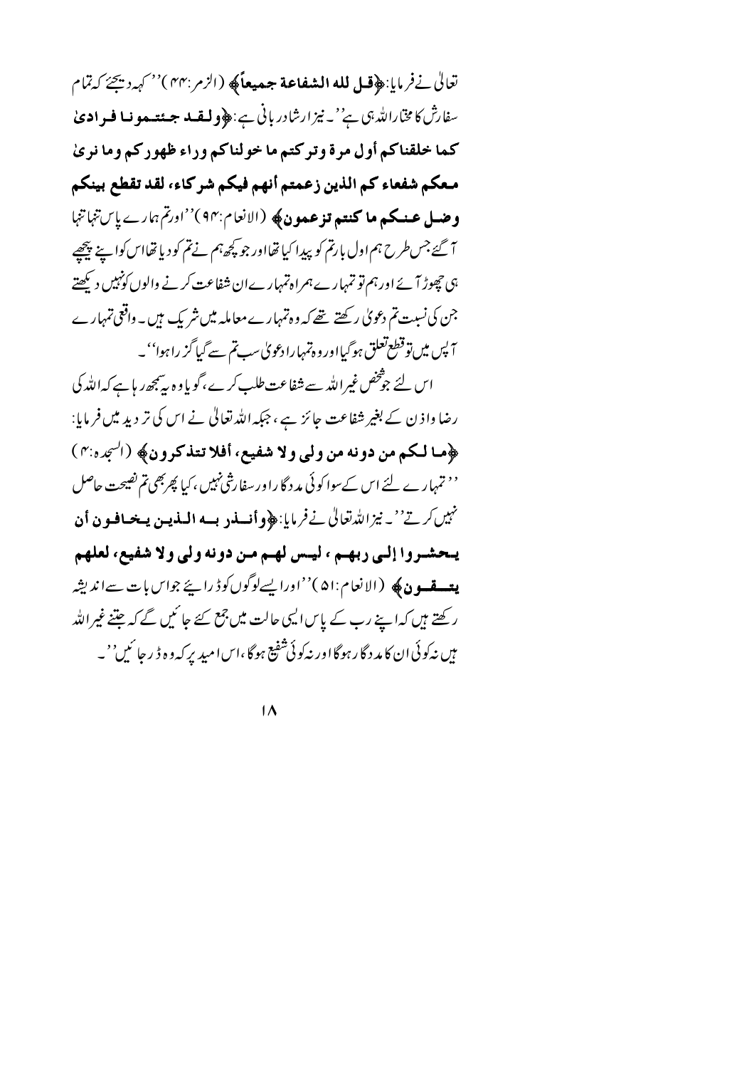تعالیٰ نے فرمایا: ﴿**قل لله الشفاعة جميعاً**﴾ (الزمر:۴۴) ''کہہ دیجئے کہ تمام سفارش کا مختار اللہ ہی ہے''۔ نیز ارشادِ ربانی ہے: ﴿**ولقد جئتمونا فرادىٰ كما خلقناكم أول مرة وتركتم ما خولناكم وراء ظهوركم وما نرىٰ معكم شفعاء كم الذين زعمتم أنهم فيكم شركاء، لقد تقطع بينكم وضل عنكم ما كنتم تزعمون**﴾ (الانعام:۹۴) ''اور تم ہمارے پاس تنہا تنہا آ گئے جس طرح ہم اول بار تم کو پیدا کیا تھا اور جو کچھ ہم نے تم کو دیا تھا اس کو اپنے پیچھے ہی چھوڑ آئے اور ہم تو تمہارے ہمراہ تمہارے ان شفاعت کرنے والوں کو نہیں دیکھتے جن کی نسبت تم دعویٰ رکھتے تھے کہ وہ تمہارے معاملہ میں شریک ہیں۔ واقعی تمہارے آپس میں تو قطع تعلق ہو گیا اور وہ تمہارا دعویٰ سب تم سے گیا گزرا ہوا''۔

اس لئے جو شخص غیر اللہ سے شفاعت طلب کرے، گویا وہ یہ سمجھ رہا ہے کہ اللہ کی رضا و اذن کے بغیر شفاعت جائز ہے، جبکہ اللہ تعالیٰ نے اس کی تردید میں فرمایا: ﴿**ما لكم من دونه من ولي ولا شفيع، أفلا تتذكرون**﴾ (السجدہ:۴) ''تمہارے لئے اس کے سوا کوئی مددگار اور سفارشی نہیں، کیا پھر بھی تم نصیحت حاصل نہیں کرتے''۔ نیز اللہ تعالیٰ نے فرمایا: ﴿**وأنذر به الذين يخافون أن يحشروا إلى ربهم، ليس لهم من دونه ولي ولا شفيع، لعلهم يتقون**﴾ (الانعام:۵۱) ''اور ایسے لوگوں کو ڈرائیے جو اس بات سے اندیشہ رکھتے ہیں کہ اپنے رب کے پاس ایسی حالت میں جمع کئے جائیں گے کہ جتنے غیر اللہ ہیں نہ کوئی ان کا مددگار ہوگا اور نہ کوئی شفیع ہوگا، اس امید پر کہ وہ ڈر جائیں''۔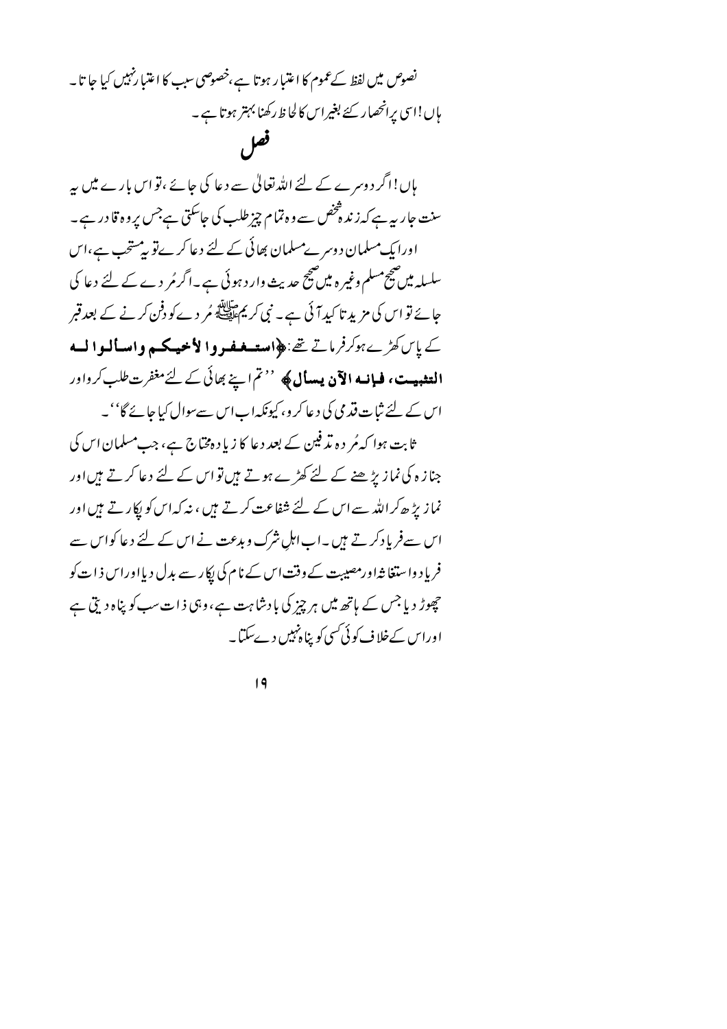نصوص میں لفظ کے عموم کا اعتبار ہوتا ہے، خصوصی سبب کا اعتبار نہیں کیا جاتا۔ ہاں! اسی پر انحصار کئے بغیر اس کا لحاظ رکھنا بہتر ہوتا ہے۔

## فصل

ہاں! اگر دوسرے کے لئے اللہ تعالیٰ سے دعا کی جائے، تو اس بارے میں یہ سنت جاریہ ہے کہ زندہ شخص سے وہ تمام چیز طلب کی جاسکتی ہے جس پر وہ قادر ہے۔

اور ایک مسلمان دوسرے مسلمان بھائی کے لئے دعا کرے تو یہ مستحب ہے، اس سلسلہ میں صحیح مسلم وغیرہ میں صحیح حدیث وارد ہوئی ہے۔ اگر مُردے کے لئے دعا کی جائے تو اس کی مزید تاکید آئی ہے۔ نبی کریم ﷺ مُردے کو دفن کرنے کے بعد قبر کے پاس کھڑے ہوکر فرماتے تھے: **﴿استغفروا لأخيكم واسألوا له التثبيت، فإنه الآن يسأل﴾** ''تم اپنے بھائی کے لئے مغفرت طلب کرو اور اس کے لئے ثبات قدمی کی دعا کرو، کیونکہ اب اس سے سوال کیا جائے گا''۔

ثابت ہوا کہ مُردہ تدفین کے بعد دعا کا زیادہ محتاج ہے، جب مسلمان اس کی جنازہ کی نماز پڑھنے کے لئے کھڑے ہوتے ہیں تو اس کے لئے دعا کرتے ہیں اور نماز پڑھ کر اللہ سے اس کے لئے شفاعت کرتے ہیں، نہ کہ اس کو پکارتے ہیں اور اس سے فریاد کرتے ہیں۔ اب اہلِ شرک وبدعت نے اس کے لئے دعا کو اس سے فریاد واستغاثہ اور مصیبت کے وقت اس کے نام کی پکار سے بدل دیا اور اس ذات کو چھوڑ دیا جس کے ہاتھ میں ہر چیز کی بادشاہت ہے، وہی ذات سب کو پناہ دیتی ہے اور اس کے خلاف کوئی کسی کو پناہ نہیں دے سکتا۔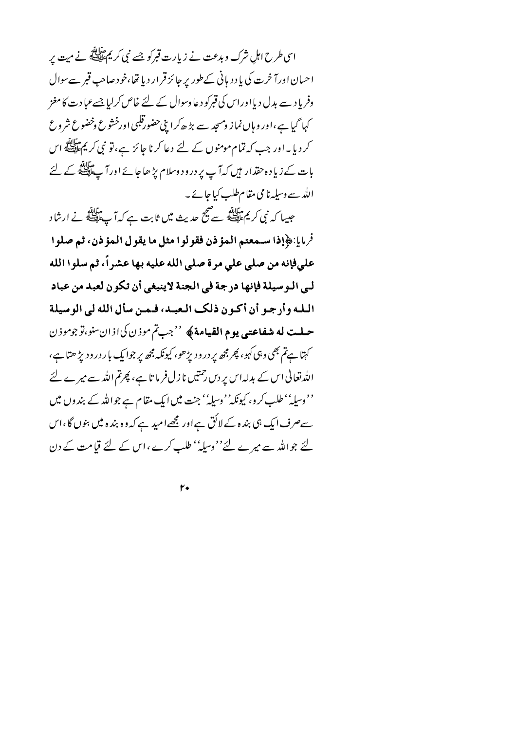اسی طرح اہلِ شرک وبدعت نے زیارت قبر کو جسے نبی کریم ﷺ نے میت پر احسان اور آخرت کی یاددہانی کے طور پر جائز قرار دیا تھا، خود صاحبِ قبر سے سوال وفریاد سے بدل دیا اور اس کی قبر کو دعا وسوال کے لئے خاص کرلیا جسے عبادت کا مغز کہا گیا ہے، اور وہاں نماز ومسجد سے بڑھ کر اپنی حضورِ قلبی اور خشوع وخضوع شروع کردیا۔ اور جب کہ تمام مومنوں کے لئے دعا کرنا جائز ہے، تو نبی کریم ﷺ اس بات کے زیادہ حقدار ہیں کہ آپ پر درود وسلام پڑھا جائے اور آپ ﷺ کے لئے اللہ سے وسیلہ نامی مقام طلب کیا جائے۔

جیسا کہ نبی کریم ﷺ سے صحیح حدیث میں ثابت ہے کہ آپ ﷺ نے ارشاد فرمایا: ﴿**إذا سمعتم المؤذن فقولوا مثل ما يقول المؤذن، ثم صلوا علي فإنه من صلى علي مرة صلى الله عليه بها عشراً، ثم سلوا الله لي الوسيلة فإنها درجة في الجنة لاينبغي أن تكون لعبد من عباد الله وأرجو أن أكون ذلك العبد، فمن سأل الله لي الوسيلة حلت له شفاعتي يوم القيامة**﴾ ''جب تم موذن کی اذان سنو، تو جو موذن کہتا ہے تم بھی وہی کہو، پھر مجھ پر درود پڑھو، کیونکہ مجھ پر جو ایک بار درود پڑھتا ہے، اللہ تعالیٰ اس کے بدلہ اس پر دس رحمتیں نازل فرماتا ہے، پھر تم اللہ سے میرے لئے ''وسیلہ'' طلب کرو، کیونکہ ''وسیلہ'' جنت میں ایک مقام ہے جو اللہ کے بندوں میں سے صرف ایک ہی بندہ کے لائق ہے اور مجھے امید ہے کہ وہ بندہ میں بنوں گا، اس لئے جو اللہ سے میرے لئے ''وسیلہ'' طلب کرے، اس کے لئے قیامت کے دن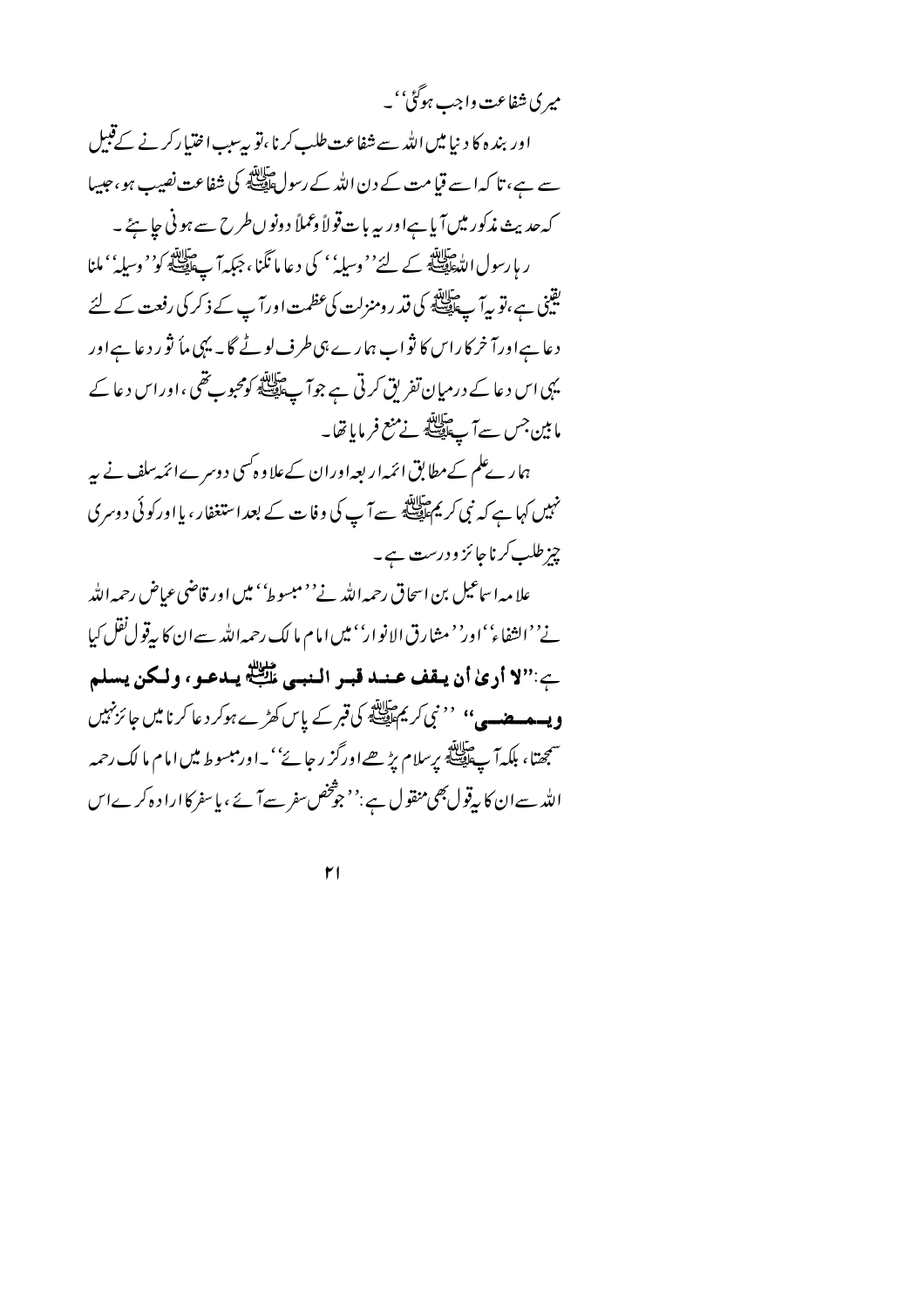میری شفاعت واجب ہوگئی''۔

اور بندہ کا دنیا میں اللہ سے شفاعت طلب کرنا، تو یہ سبب اختیار کرنے کے قبیل سے ہے، تاکہ اسے قیامت کے دن اللہ کے رسول ﷺ کی شفاعت نصیب ہو، جیسا کہ حدیث مذکور میں آیا ہے اور یہ بات قولاً و عملاً دونوں طرح سے ہونی چاہئے۔

رہا رسول اللہ ﷺ کے لئے ''وسیلہ'' کی دعا مانگنا، جبکہ آپ ﷺ کو ''وسیلہ'' ملنا یقینی ہے، تو یہ آپ ﷺ کی قدر و منزلت کی عظمت اور آپ کے ذکر کی رفعت کے لئے دعا ہے اور آخر کار اس کا ثواب ہمارے ہی طرف لوٹے گا۔ یہی ماثور دعا ہے اور یہی اس دعا کے درمیان تفریق کرتی ہے جو آپ ﷺ کو محبوب تھی، اور اس دعا کے مابین جس سے آپ ﷺ نے منع فرمایا تھا۔

ہمارے علم کے مطابق ائمہ اربعہ اور ان کے علاوہ کسی دوسرے ائمہ سلف نے یہ نہیں کہا ہے کہ نبی کریم ﷺ سے آپ کی وفات کے بعد استغفار، یا اور کوئی دوسری چیز طلب کرنا جائز و درست ہے۔

علامہ اسماعیل بن اسحاق رحمہ اللہ نے ''مبسوط'' میں اور قاضی عیاض رحمہ اللہ نے ''الشفاء'' اور ''مشارق الانوار'' میں امام مالک رحمہ اللہ سے ان کا یہ قول نقل کیا ہے: **"لا أرىٰ أن يقف عند قبر النبي ﷺ يدعو، ولكن يسلم ويمضي"** ''نبی کریم ﷺ کی قبر کے پاس کھڑے ہوکر دعا کرنا میں جائز نہیں سمجھتا، بلکہ آپ ﷺ پر سلام پڑھے اور گزر جائے''۔ اور مبسوط میں امام مالک رحمہ اللہ سے ان کا یہ قول بھی منقول ہے: ''جو شخص سفر سے آئے، یا سفر کا ارادہ کرے اس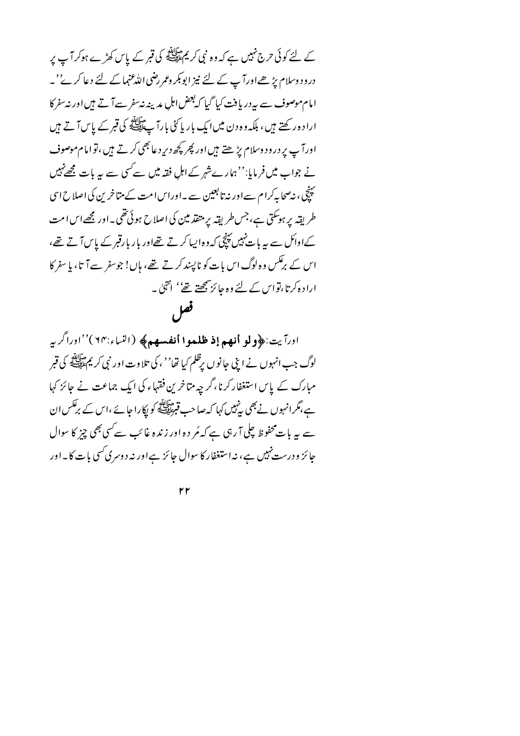کے لئے کوئی حرج نہیں ہے کہ وہ نبی کریم ﷺ کی قبر کے پاس کھڑے ہوکر آپ پر درود وسلام پڑھے اور آپ کے لئے نیز ابوبکر وعمر رضی اللہ عنہما کے لئے دعا کرے''۔ امام موصوف سے یہ دریافت کیا گیا کہ بعض اہلِ مدینہ نہ سفر سے آتے ہیں اور نہ سفر کا ارادہ رکھتے ہیں، بلکہ وہ دن میں ایک بار یا کئی بار آپ ﷺ کی قبر کے پاس آتے ہیں اور آپ پر درود وسلام پڑھتے ہیں اور پھر کچھ دیر دعا بھی کرتے ہیں، تو امام موصوف نے جواب میں فرمایا: ''ہمارے شہر کے اہلِ فقہ میں سے کسی سے یہ بات مجھے نہیں پہنچی، نہ صحابہ کرام سے اور نہ تابعین سے۔ اور اس امت کے متاخرین کی اصلاح اسی طریقہ پر ہوسکتی ہے، جس طریقہ پر متقدمین کی اصلاح ہوئی تھی۔ اور مجھے اس امت کے اوائل سے یہ بات نہیں پہنچی کہ وہ ایسا کرتے تھے اور بار بار قبر کے پاس آتے تھے، اس کے برعکس وہ لوگ اس بات کو ناپسند کرتے تھے، ہاں! جو سفر سے آتا، یا سفر کا ارادہ کرتا، تو اس کے لئے وہ جائز سمجھتے تھے'' انتہیٰ۔

## فصل

اور آیت: **﴿ولو أنهم إذ ظلموا أنفسهم﴾** (النساء:٦٤) ''اور اگر یہ لوگ جب انہوں نے اپنی جانوں پر ظلم کیا تھا''، کی تلاوت اور نبی کریم ﷺ کی قبر مبارک کے پاس استغفار کرنا، گرچہ متاخرین فقہاء کی ایک جماعت نے جائز کہا ہے، مگر انہوں نے بھی یہ نہیں کہا کہ صاحب قبر ﷺ کو پکارا جائے، اس کے برعکس ان سے یہ بات محفوظ چلی آرہی ہے کہ مُردہ اور زندہ غائب سے کسی بھی چیز کا سوال جائز و درست نہیں ہے، نہ استغفار کا سوال جائز ہے اور نہ دوسری کسی بات کا۔ اور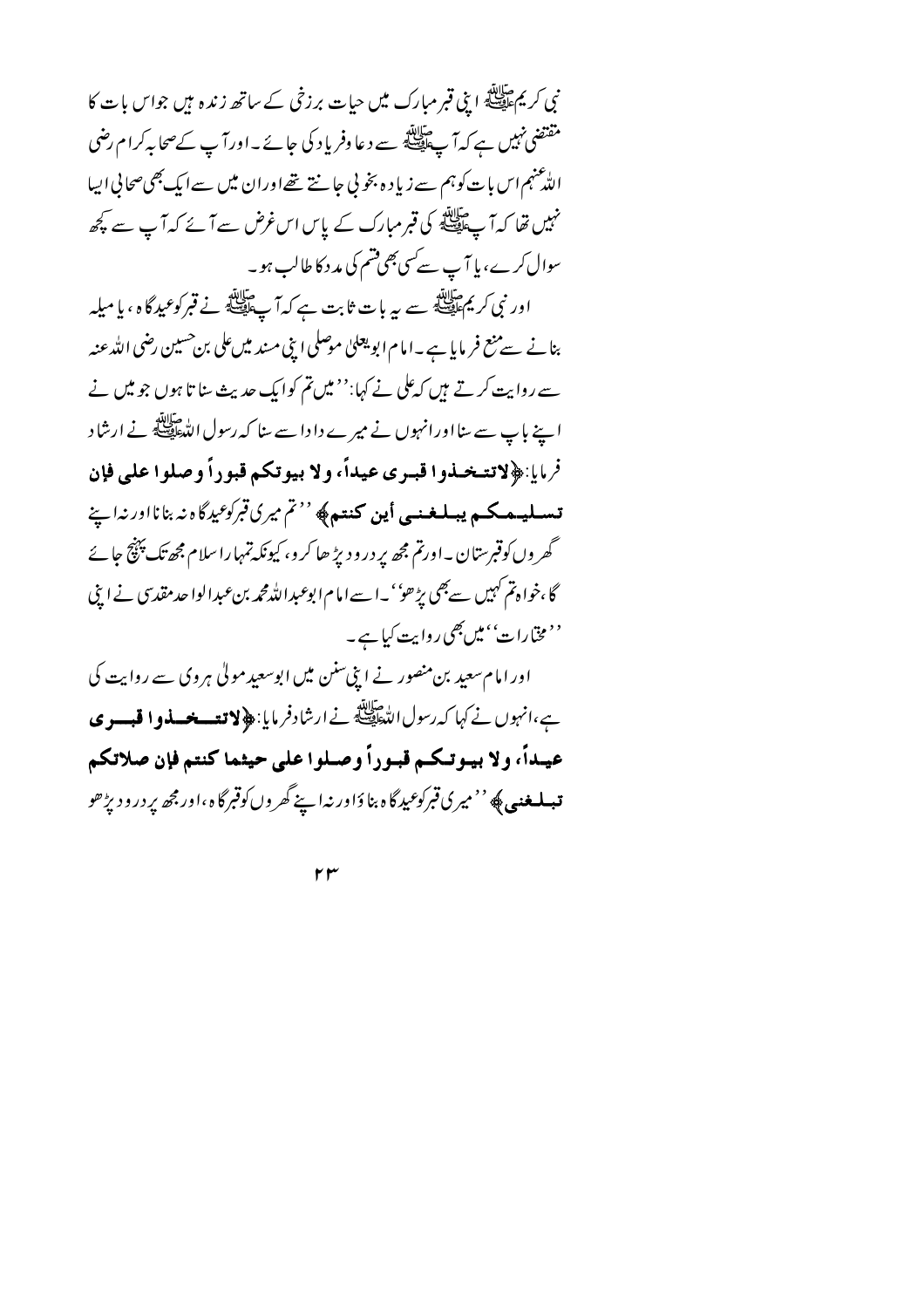نبی کریمﷺ اپنی قبر مبارک میں حیات برزخی کے ساتھ زندہ ہیں جو اس بات کا مقتضی نہیں ہے کہ آپﷺ سے دعا وفریاد کی جائے۔ اور آپ کے صحابہ کرام رضی اللہ عنہم اس بات کو ہم سے زیادہ بخوبی جانتے تھے اور ان میں سے ایک بھی صحابی ایسا نہیں تھا کہ آپﷺ کی قبر مبارک کے پاس اس غرض سے آئے کہ آپ سے کچھ سوال کرے، یا آپ سے کسی بھی قسم کی مدد کا طالب ہو۔

اور نبی کریمﷺ سے یہ بات ثابت ہے کہ آپﷺ نے قبر کو عیدگاہ، یا میلہ بنانے سے منع فرمایا ہے۔ امام ابویعلیٰ موصلی اپنی مسند میں علی بن حسین رضی اللہ عنہ سے روایت کرتے ہیں کہ علی نے کہا: ''میں تم کو ایک حدیث سناتا ہوں جو میں نے اپنے باپ سے سنا اور انہوں نے میرے دادا سے سنا کہ رسول اللہﷺ نے ارشاد فرمایا: ﴿**لاتتخذوا قبری عیداً، ولا بیوتکم قبوراً وصلوا علی فإن تسلیمکم یبلغنی أین کنتم**﴾ ''تم میری قبر کو عیدگاہ نہ بنانا اور نہ اپنے گھروں کو قبرستان۔ اور تم مجھ پر درود پڑھا کرو، کیونکہ تمہارا سلام مجھ تک پہنچ جائے گا، خواہ تم کہیں سے بھی پڑھو''۔ اسے امام ابوعبداللہ محمد بن عبدالواحد مقدسی نے اپنی ''مختارات'' میں بھی روایت کیا ہے۔

اور امام سعید بن منصور نے اپنی سنن میں ابوسعید مولیٰ ہروی سے روایت کی ہے، انہوں نے کہا کہ رسول اللہﷺ نے ارشاد فرمایا: ﴿**لاتتخذوا قبری عیداً، ولا بیوتکم قبوراً وصلوا علی حیثما کنتم فإن صلاتکم تبلغنی**﴾ ''میری قبر کو عیدگاہ بناؤ اور نہ اپنے گھروں کو قبرگاہ، اور مجھ پر درود پڑھو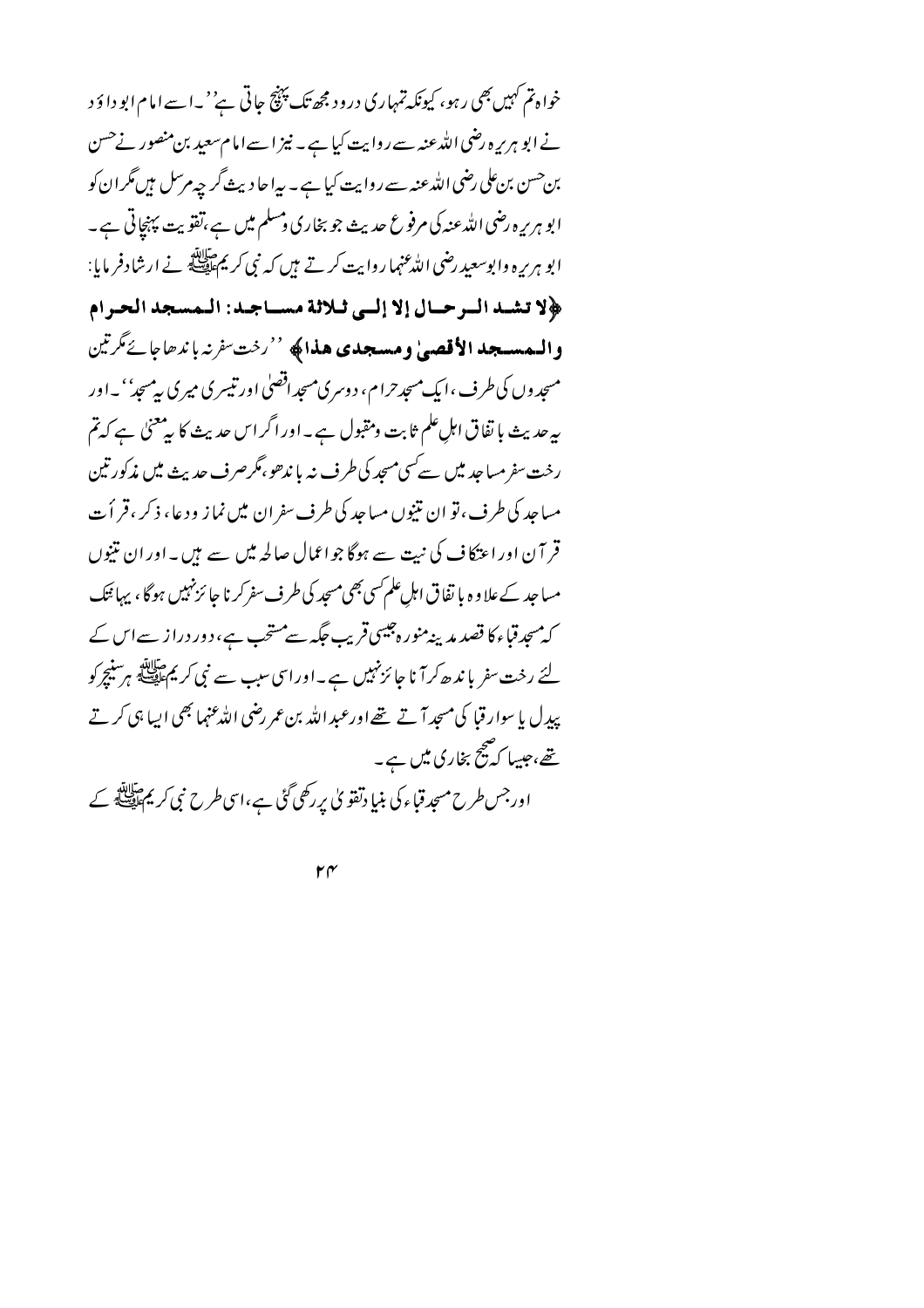خواہ تم کہیں بھی رہو، کیونکہ تمہاری درود مجھ تک پہنچ جاتی ہے‘‘۔ اسے امام ابو داؤد نے ابو ہریرہ رضی اللہ عنہ سے روایت کیا ہے۔ نیز اسے امام سعید بن منصور نے حسن بن حسن بن علی رضی اللہ عنہ سے روایت کیا ہے۔ یہ احادیث گرچہ مرسل ہیں مگر ان کو ابو ہریرہ رضی اللہ عنہ کی مرفوع حدیث جو بخاری و مسلم میں ہے، تقویت پہنچاتی ہے۔ ابو ہریرہ و ابو سعید رضی اللہ عنہما روایت کرتے ہیں کہ نبی کریم ﷺ نے ارشاد فرمایا:

**﴿لا تشد الرحال إلا إلى ثلاثة مساجد: المسجد الحرام والمسجد الأقصىٰ ومسجدي هذا﴾** ’’رخت سفر نہ باندھا جائے مگر تین مسجدوں کی طرف، ایک مسجد حرام، دوسری مسجد اقصیٰ اور تیسری میری یہ مسجد‘‘۔ اور یہ حدیث باتفاق اہلِ علم ثابت و مقبول ہے۔ اور اگر اس حدیث کا یہ معنیٰ ہے کہ تم رخت سفر مساجد میں سے کسی مسجد کی طرف نہ باندھو، مگر صرف حدیث میں مذکور تین مساجد کی طرف، تو ان تینوں مساجد کی طرف سفر ان میں نماز و دعا، ذکر، قرأت قرآن اور اعتکاف کی نیت سے ہوگا جو اعمال صالحہ میں سے ہیں۔ اور ان تینوں مساجد کے علاوہ باتفاق اہلِ علم کسی بھی مسجد کی طرف سفر کرنا جائز نہیں ہوگا، یہاں تک کہ مسجد قباء کا قصد مدینہ منورہ جیسی قریب جگہ سے مستحب ہے، دور دراز سے اس کے لئے رخت سفر باندھ کر آنا جائز نہیں ہے۔ اور اسی سبب سے نبی کریم ﷺ ہر سنیچر کو پیدل یا سوار قبا کی مسجد آتے تھے اور عبد اللہ بن عمر رضی اللہ عنہما بھی ایسا ہی کرتے تھے، جیسا کہ صحیح بخاری میں ہے۔

اور جس طرح مسجد قباء کی بنیاد تقویٰ پر رکھی گئی ہے، اسی طرح نبی کریم ﷺ کے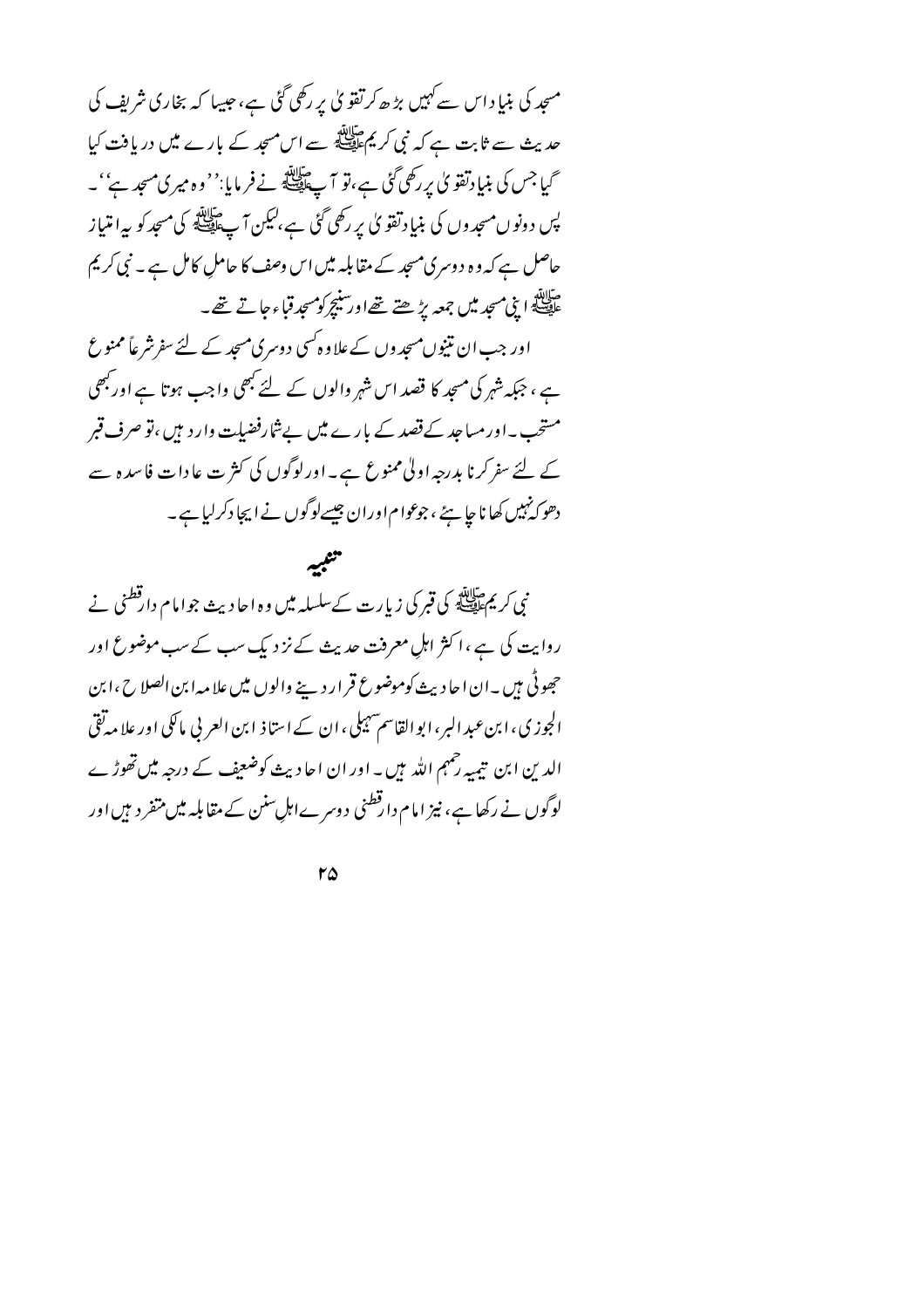مسجد کی بنیاد اس سے کہیں بڑھ کر تقویٰ پر رکھی گئی ہے، جیسا کہ بخاری شریف کی حدیث سے ثابت ہے کہ نبی کریم ﷺ سے اس مسجد کے بارے میں دریافت کیا گیا جس کی بنیاد تقویٰ پر رکھی گئی ہے، تو آپ ﷺ نے فرمایا: ''وہ میری مسجد ہے''۔ پس دونوں مسجدوں کی بنیاد تقویٰ پر رکھی گئی ہے، لیکن آپ ﷺ کی مسجد کو یہ امتیاز حاصل ہے کہ وہ دوسری مسجد کے مقابلہ میں اس وصف کا حاملِ کامل ہے۔ نبی کریم ﷺ اپنی مسجد میں جمعہ پڑھتے تھے اور سنیچر کو مسجد قباء جاتے تھے۔

اور جب ان تینوں مسجدوں کے علاوہ کسی دوسری مسجد کے لئے سفر شرعاً ممنوع ہے، جبکہ شہر کی مسجد کا قصد اس شہر والوں کے لئے کبھی واجب ہوتا ہے اور کبھی مستحب۔ اور مساجد کے قصد کے بارے میں بے شمار فضیلت وارد ہیں، تو صرف قبر کے لئے سفر کرنا بدرجہ اولیٰ ممنوع ہے۔ اور لوگوں کی کثرت عادات فاسدہ سے دھوکہ نہیں کھانا چاہئے، جو عوام اور ان جیسے لوگوں نے ایجاد کرلیا ہے۔

## تنبیہ

نبی کریم ﷺ کی قبر کی زیارت کے سلسلہ میں وہ احادیث جو امام دارقطنی نے روایت کی ہے، اکثر اہلِ معرفت حدیث کے نزدیک سب کے سب موضوع اور جھوٹی ہیں۔ ان احادیث کو موضوع قرار دینے والوں میں علامہ ابن الصلاح، ابن الجوزی، ابن عبد البر، ابو القاسم سہیلی، ان کے استاذ ابن العربی مالکی اور علامہ تقی الدین ابن تیمیہ رحمہم اللہ ہیں۔ اور ان احادیث کو ضعیف کے درجہ میں تھوڑے لوگوں نے رکھا ہے، نیز امام دارقطنی دوسرے اہلِ سنن کے مقابلہ میں منفرد ہیں اور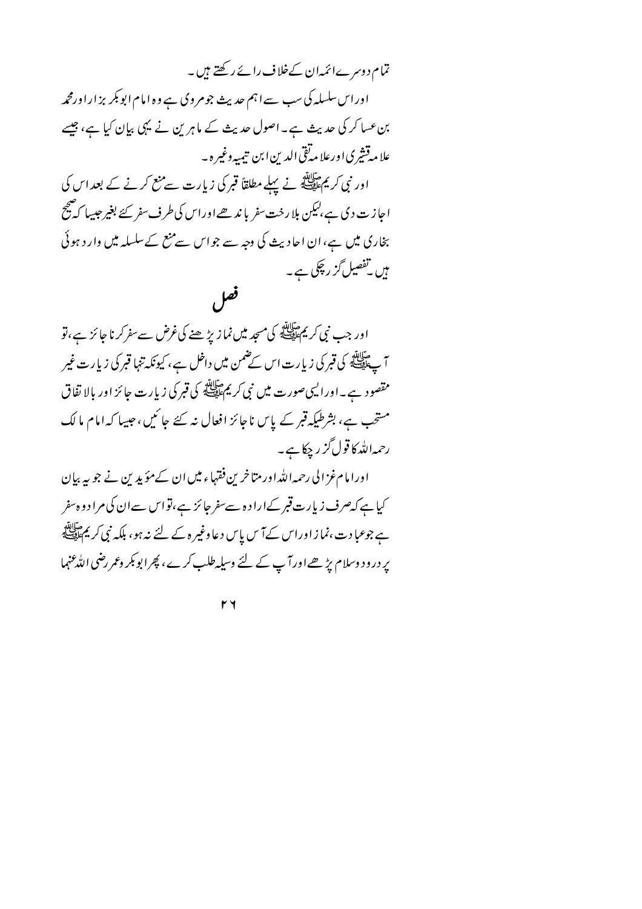تمام دوسرے ائمہ ان کے خلاف رائے رکھتے ہیں۔

اور اس سلسلہ کی سب سے اہم حدیث جو مروی ہے وہ امام ابو بکر بزار اور محمد بن عساکر کی حدیث ہے۔ اصول حدیث کے ماہرین نے یہی بیان کیا ہے، جیسے علامہ قشیری اور علامہ تقی الدین ابن تیمیہ وغیرہ۔

اور نبی کریم ﷺ نے پہلے مطلقاً قبر کی زیارت سے منع کرنے کے بعد اس کی اجازت دی ہے، لیکن بلا رخت سفر باندھے اور اس کی طرف سفر کئے بغیر جیسا کہ صحیح بخاری میں ہے، ان احادیث کی وجہ سے جو اس سے منع کے سلسلہ میں وارد ہوئی ہیں۔ تفصیل گزر چکی ہے۔

## فصل

اور جب نبی کریم ﷺ کی مسجد میں نماز پڑھنے کی غرض سے سفر کرنا جائز ہے، تو آپ ﷺ کی قبر کی زیارت اس کے ضمن میں داخل ہے، کیونکہ تنہا قبر کی زیارت غیر مقصود ہے۔ اور ایسی صورت میں نبی کریم ﷺ کی قبر کی زیارت جائز اور بالاتفاق مستحب ہے، بشرطیکہ قبر کے پاس ناجائز افعال نہ کئے جائیں، جیسا کہ امام مالک رحمہ اللہ کا قول گزر چکا ہے۔

اور امام غزالی رحمہ اللہ اور متاخرین فقہاء میں ان کے مؤیدین نے جو یہ بیان کیا ہے کہ صرف زیارت قبر کے ارادہ سے سفر جائز ہے، تو اس سے ان کی مراد وہ سفر ہے جو عبادت، نماز اور اس کے آس پاس دعا وغیرہ کے لئے نہ ہو، بلکہ نبی کریم ﷺ پر درود و سلام پڑھے اور آپ کے لئے وسیلہ طلب کرے، پھر ابو بکر و عمر رضی اللہ عنہما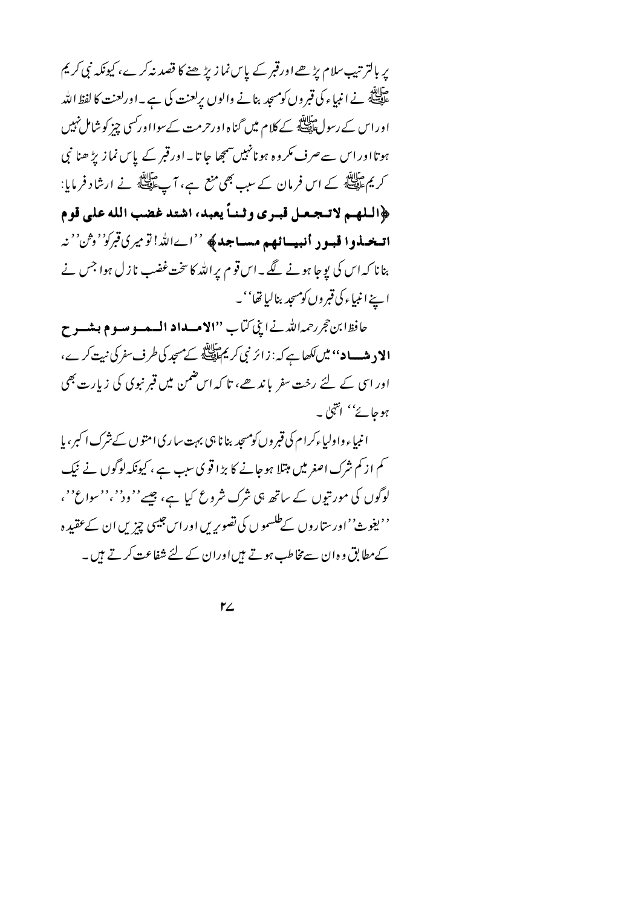پر بالترتیب سلام پڑھے اور قبر کے پاس نماز پڑھنے کا قصد نہ کرے، کیونکہ نبی کریم ﷺ نے انبیاء کی قبروں کو مسجد بنانے والوں پر لعنت کی ہے۔ اور لعنت کا لفظ اللہ اور اس کے رسول ﷺ کے کلام میں گناہ اور حرمت کے سوا اور کسی چیز کو شامل نہیں ہوتا اور اس سے صرف مکروہ ہونا نہیں سمجھا جاتا۔ اور قبر کے پاس نماز پڑھنا نبی کریم ﷺ کے اس فرمان کے سبب بھی منع ہے، آپ ﷺ نے ارشاد فرمایا: **﴿اللهم لاتجعل قبری وثناً یعبد، اشتد غضب الله علی قوم اتخذوا قبور أنبیائهم مساجد﴾** ''اے اللہ! تو میری قبر کو ''وثن'' نہ بنانا کہ اس کی پوجا ہونے لگے۔ اس قوم پر اللہ کا سخت غضب نازل ہوا جس نے اپنے انبیاء کی قبروں کو مسجد بنالیا تھا''۔

حافظ ابن حجر رحمہ اللہ نے اپنی کتاب **''الامداد الموسوم بشرح الارشاد''** میں لکھا ہے کہ: زائر نبی کریم ﷺ کے مسجد کی طرف سفر کی نیت کرے، اور اسی کے لئے رخت سفر باندھے، تاکہ اس ضمن میں قبر نبوی کی زیارت بھی ہو جائے'' انتہیٰ۔

انبیاء و اولیاء کرام کی قبروں کو مسجد بنانا ہی بہت ساری امتوں کے شرک اکبر، یا کم از کم شرک اصغر میں مبتلا ہو جانے کا بڑا قوی سبب ہے، کیونکہ لوگوں نے نیک لوگوں کی مورتیوں کے ساتھ ہی شرک شروع کیا ہے، جیسے ''ود''، ''سواع''، ''یغوث'' اور ستاروں کے طلسموں کی تصویریں اور اس جیسی چیزیں ان کے عقیدہ کے مطابق وہ ان سے مخاطب ہوتے ہیں اور ان کے لئے شفاعت کرتے ہیں۔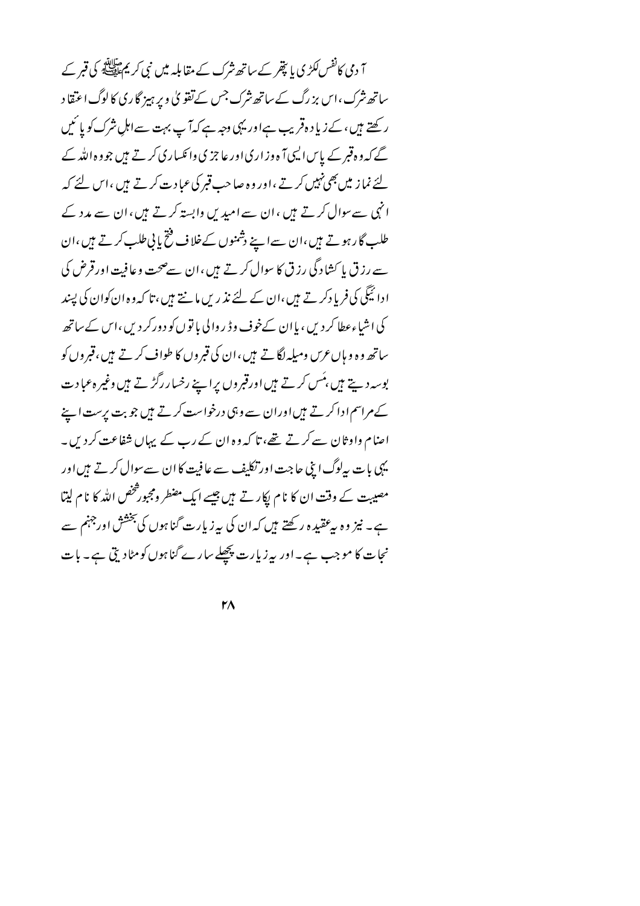آدمی کا نفس لکڑی یا پتھر کے ساتھ شرک کے مقابلہ میں نبی کریم ﷺ کی قبر کے ساتھ شرک، اس بزرگ کے ساتھ شرک جس کے تقویٰ و پرہیزگاری کا لوگ اعتقاد رکھتے ہیں، کے زیادہ قریب ہے اور یہی وجہ ہے کہ آپ بہت سے اہلِ شرک کو پائیں گے کہ وہ قبر کے پاس ایسی آہ وزاری اور عاجزی وانکساری کرتے ہیں جو وہ اللہ کے لئے نماز میں بھی نہیں کرتے، اور وہ صاحب قبر کی عبادت کرتے ہیں، اس لئے کہ انہی سے سوال کرتے ہیں، ان سے امیدیں وابستہ کرتے ہیں، ان سے مدد کے طلب گار ہوتے ہیں، ان سے اپنے دشمنوں کے خلاف فتح یابی طلب کرتے ہیں، ان سے رزق یا کشادگی رزق کا سوال کرتے ہیں، ان سے صحت وعافیت اور قرض کی ادائیگی کی فریاد کرتے ہیں، ان کے لئے نذریں مانتے ہیں، تاکہ وہ ان کو ان کی پسند کی اشیاء عطا کر دیں، یا ان کے خوف وڈر والی باتوں کو دور کر دیں، اس کے ساتھ ساتھ وہ وہاں عرس ومیلہ لگاتے ہیں، ان کی قبروں کا طواف کرتے ہیں، قبروں کو بوسہ دیتے ہیں، مَس کرتے ہیں اور قبروں پر اپنے رخسار رگڑتے ہیں وغیرہ عبادت کے مراسم ادا کرتے ہیں اور ان سے وہی درخواست کرتے ہیں جو بت پرست اپنے اصنام واوثان سے کرتے تھے، تاکہ وہ ان کے رب کے یہاں شفاعت کر دیں۔ یہی بات یہ لوگ اپنی حاجت اور تکلیف سے عافیت کا ان سے سوال کرتے ہیں اور مصیبت کے وقت ان کا نام پکارتے ہیں جیسے ایک مضطر ومجبور شخص اللہ کا نام لیتا ہے۔ نیز وہ یہ عقیدہ رکھتے ہیں کہ ان کی یہ زیارت گناہوں کی بخشش اور جہنم سے نجات کا موجب ہے۔ اور یہ زیارت پچھلے سارے گناہوں کو مٹا دیتی ہے۔ بات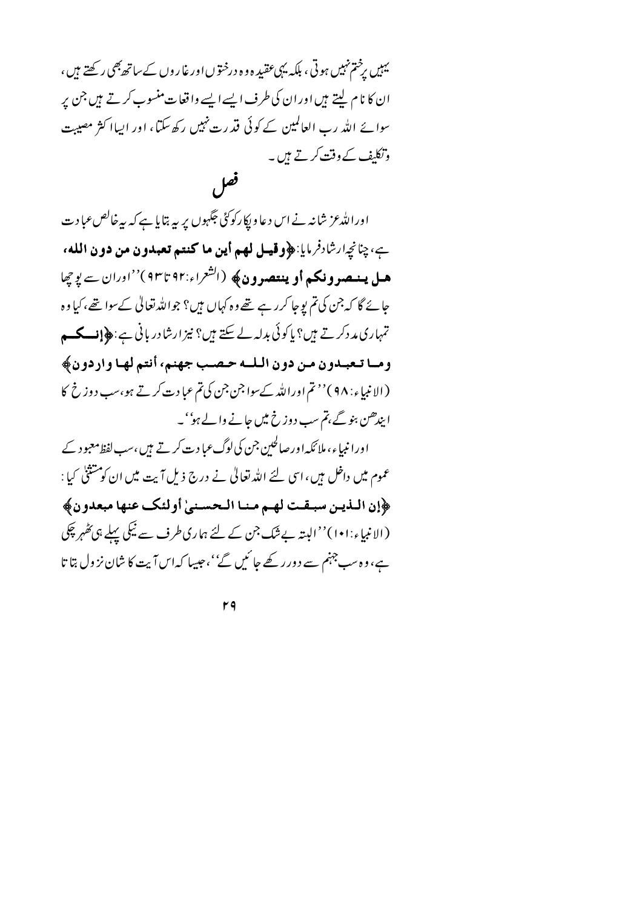یہیں پر ختم نہیں ہوتی، بلکہ یہی عقیدہ وہ درختوں اور غاروں کے ساتھ بھی رکھتے ہیں، ان کا نام لیتے ہیں اور ان کی طرف ایسے ایسے واقعات منسوب کرتے ہیں جن پر سوائے اللہ رب العالمین کے کوئی قدرت نہیں رکھ سکتا، اور ایسا اکثر مصیبت وتکلیف کے وقت کرتے ہیں۔

## فصل

اور اللہ عز شانہ نے اس دعا و پکار کو کئی جگہوں پر یہ بتایا ہے کہ یہ خالص عبادت ہے، چنانچہ ارشاد فرمایا: **﴿وقيل لهم أين ما كنتم تعبدون من دون الله، هل ينصرونكم أو ينتصرون﴾** (الشعراء:۹۲ تا ۹۳)''اور ان سے پوچھا جائے گا کہ جن کی تم پوجا کر رہے تھے وہ کہاں ہیں؟ جو اللہ تعالیٰ کے سوا تھے، کیا وہ تمہاری مدد کرتے ہیں؟ یا کوئی بدلہ لے سکتے ہیں؟ نیز ارشاد ربانی ہے: **﴿إنكم وما تعبدون من دون الله حصب جهنم، أنتم لها واردون﴾** (الانبیاء:۹۸)''تم اور اللہ کے سوا جن جن کی تم عبادت کرتے ہو، سب دوزخ کا ایندھن بنو گے، تم سب دوزخ میں جانے والے ہو''۔

اور انبیاء، ملائکہ اور صالحین جن کی لوگ عبادت کرتے ہیں، سب لفظ معبود کے عموم میں داخل ہیں، اسی لئے اللہ تعالیٰ نے درج ذیل آیت میں ان کو مستثنیٰ کیا: **﴿إن الذين سبقت لهم منا الحسنىٰ أولئک عنها مبعدون﴾** (الانبیاء:۱۰۱)''البتہ بے شک جن کے لئے ہماری طرف سے نیکی پہلے ہی ٹھہر چکی ہے، وہ سب جہنم سے دور رکھے جائیں گے''، جیسا کہ اس آیت کا شان نزول بتاتا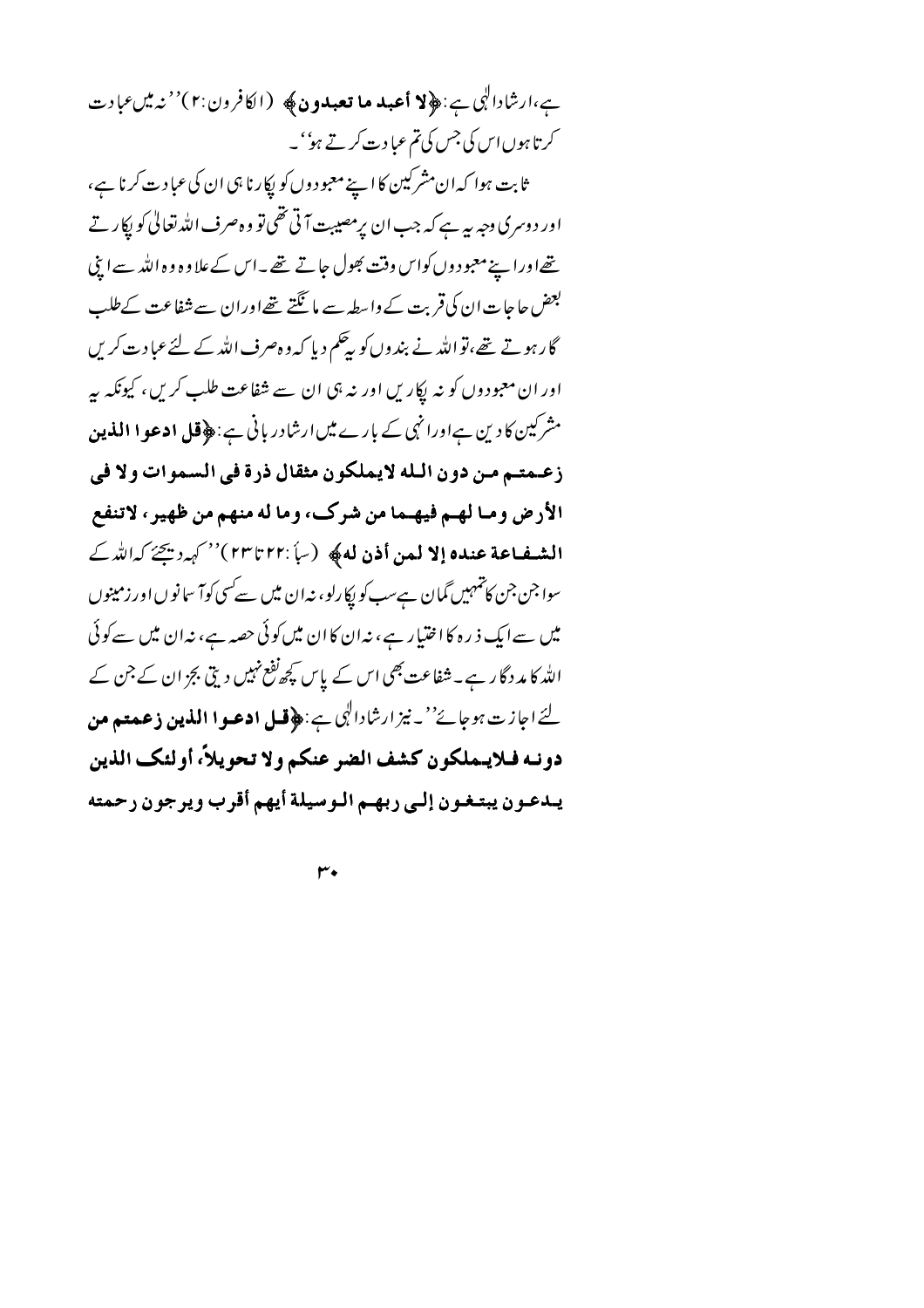ہے، ارشادالٰہی ہے: ﴿**لا أعبد ما تعبدون**﴾ (الکافرون:۲) ''نہ میں عبادت کرتا ہوں اس کی جس کی تم عبادت کرتے ہو''۔

ثابت ہوا کہ ان مشرکین کا اپنے معبودوں کو پکارنا ہی ان کی عبادت کرنا ہے، اور دوسری وجہ یہ ہے کہ جب ان پر مصیبت آتی تھی تو وہ صرف اللہ تعالیٰ کو پکارتے تھے اور اپنے معبودوں کو اس وقت بھول جاتے تھے۔ اس کے علاوہ وہ اللہ سے اپنی بعض حاجات ان کی قربت کے واسطہ سے مانگتے تھے اور ان سے شفاعت کے طلب گار ہوتے تھے، تو اللہ نے بندوں کو یہ حکم دیا کہ وہ صرف اللہ کے لئے عبادت کریں اور ان معبودوں کو نہ پکاریں اور نہ ہی ان سے شفاعت طلب کریں، کیونکہ یہ مشرکین کا دین ہے اور انہی کے بارے میں ارشادربانی ہے: ﴿**قل ادعوا الذين زعمتم من دون الله لايملكون مثقال ذرة في السموات ولا في الأرض وما لهم فيهما من شرک، وما له منهم من ظهير، لاتنفع الشفاعة عنده إلا لمن أذن له**﴾ (سبأ: ۲۲ تا ۲۳) ''کہہ دیجئے کہ اللہ کے سوا جن جن کا تمہیں گمان ہے سب کو پکارلو، نہ ان میں سے کسی کو آسمانوں اور زمینوں میں سے ایک ذرہ کا اختیار ہے، نہ ان کا ان میں کوئی حصہ ہے، نہ ان میں سے کوئی اللہ کا مددگار ہے۔ شفاعت بھی اس کے پاس کچھ نفع نہیں دیتی بجز ان کے جن کے لئے اجازت ہوجائے''۔ نیز ارشادالٰہی ہے: ﴿**قل ادعوا الذين زعمتم من دونه فلايملكون كشف الضر عنكم ولا تحويلاً، أولئک الذين يدعون يبتغون إلى ربهم الوسيلة أيهم أقرب ويرجون رحمته**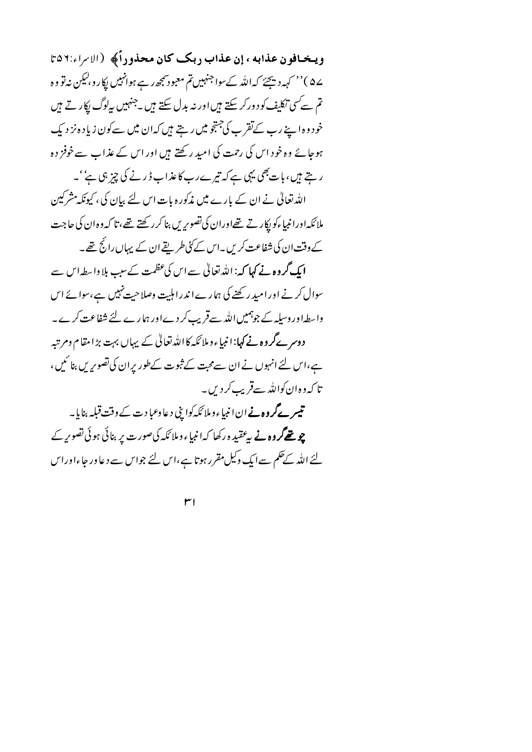**ويخافون عذابه ، إن عذاب ربك كان محذوراً﴾** (الاسراء:٥٦ تا ٥٧) '' کہہ دیجئے کہ اللہ کے سوا جنہیں تم معبود سمجھ رہے ہو انہیں پکارو، لیکن نہ تو وہ تم سے کسی تکلیف کو دور کر سکتے ہیں اور نہ بدل سکتے ہیں۔ جنہیں یہ لوگ پکارتے ہیں خود وہ اپنے رب کے تقرب کی جستجو میں رہتے ہیں کہ ان میں سے کون زیادہ نزدیک ہو جائے وہ خود اس کی رحمت کی امید رکھتے ہیں اور اس کے عذاب سے خوفزدہ رہتے ہیں، بات بھی یہی ہے کہ تیرے رب کا عذاب ڈرنے کی چیز ہی ہے''۔

اللہ تعالیٰ نے ان کے بارے میں مذکورہ بات اس لئے بیان کی، کیونکہ مشرکین ملائکہ اور انبیاء کو پکارتے تھے اور ان کی تصویریں بنا کر رکھتے تھے، تاکہ وہ ان کی حاجت کے وقت ان کی شفاعت کریں۔ اس کے کئی طریقے ان کے یہاں رائج تھے۔

**ایک گروہ نے کہا کہ:** اللہ تعالیٰ سے اس کی عظمت کے سبب بلا واسطہ اس سے سوال کرنے اور امید رکھنے کی ہمارے اندر اہلیت وصلاحیت نہیں ہے، سوائے اس واسطہ اور وسیلہ کے جو ہمیں اللہ سے قریب کر دے اور ہمارے لئے شفاعت کرے۔

**دوسرے گروہ نے کہا:** انبیاء و ملائکہ کا اللہ تعالیٰ کے یہاں بہت بڑا مقام و مرتبہ ہے، اس لئے انہوں نے ان سے محبت کے ثبوت کے طور پر ان کی تصویریں بنائیں، تاکہ وہ ان کو اللہ سے قریب کر دیں۔

**تیسرے گروہ نے** ان انبیاء و ملائکہ کو اپنی دعا و عبادت کے وقت قبلہ بنایا۔

**چوتھے گروہ نے** یہ عقیدہ رکھا کہ انبیاء و ملائکہ کی صورت پر بنائی ہوئی تصویر کے لئے اللہ کے حکم سے ایک وکیل مقرر ہوتا ہے، اس لئے جو اس سے دعا و رجاء اور اس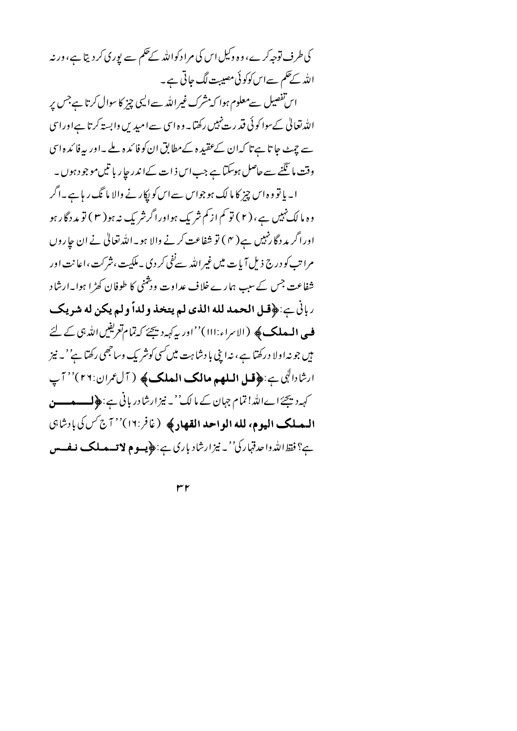کی طرف توجہ کرے، وہ وکیل اس کی مراد کو اللہ کے حکم سے پوری کر دیتا ہے، ورنہ اللہ کے حکم سے اس کو کوئی مصیبت لگ جاتی ہے۔

اس تفصیل سے معلوم ہوا کہ مشرک غیر اللہ سے ایسی چیز کا سوال کرتا ہے جس پر اللہ تعالیٰ کے سوا کوئی قدرت نہیں رکھتا۔ وہ اسی سے امیدیں وابستہ کرتا ہے اور اسی سے چمٹ جاتا ہے تاکہ ان کے عقیدہ کے مطابق ان کو فائدہ ملے۔ اور یہ فائدہ اسی وقت مانگنے سے حاصل ہوسکتا ہے جب اس ذات کے اندر چار باتیں موجود ہوں۔

۱۔ یا تو وہ اس چیز کا مالک ہو جو اس سے اس کو پکارنے والا مانگ رہا ہے۔ اگر وہ مالک نہیں ہے، (۲) تو کم از کم شریک ہو اور اگر شریک نہ ہو (۳) تو مددگار ہو اور اگر مددگار نہیں ہے (۴) تو شفاعت کرنے والا ہو۔ اللہ تعالیٰ نے ان چاروں مراتب کو درج ذیل آیات میں غیر اللہ سے نفی کر دی۔ ملکیت، شرکت، اعانت اور شفاعت جس کے سبب ہمارے خلاف عداوت ودشمنی کا طوفان کھڑا ہوا۔ ارشاد ربانی ہے: ﴿**قل الحمد لله الذى لم يتخذ ولداً ولم يكن له شريك فى الملك**﴾ (الاسراء:۱۱۱) ''اور یہ کہہ دیجئے کہ تمام تعریفیں اللہ ہی کے لئے ہیں جو نہ اولاد رکھتا ہے، نہ اپنی بادشاہت میں کسی کو شریک وساجھی رکھتا ہے''۔ نیز ارشاد الٰہی ہے: ﴿**قل اللهم مالک الملک**﴾ (آل عمران:۲۶) ''آپ کہہ دیجئے اے اللہ! تمام جہان کے مالک''۔ نیز ارشاد ربانی ہے: ﴿**لمن الملک اليوم، لله الواحد القهار**﴾ (غافر:۱۶) ''آج کس کی بادشاہی ہے؟ فقط اللہ واحد قہار کی''۔ نیز ارشاد باری ہے: ﴿**يوم لاتملک نفس**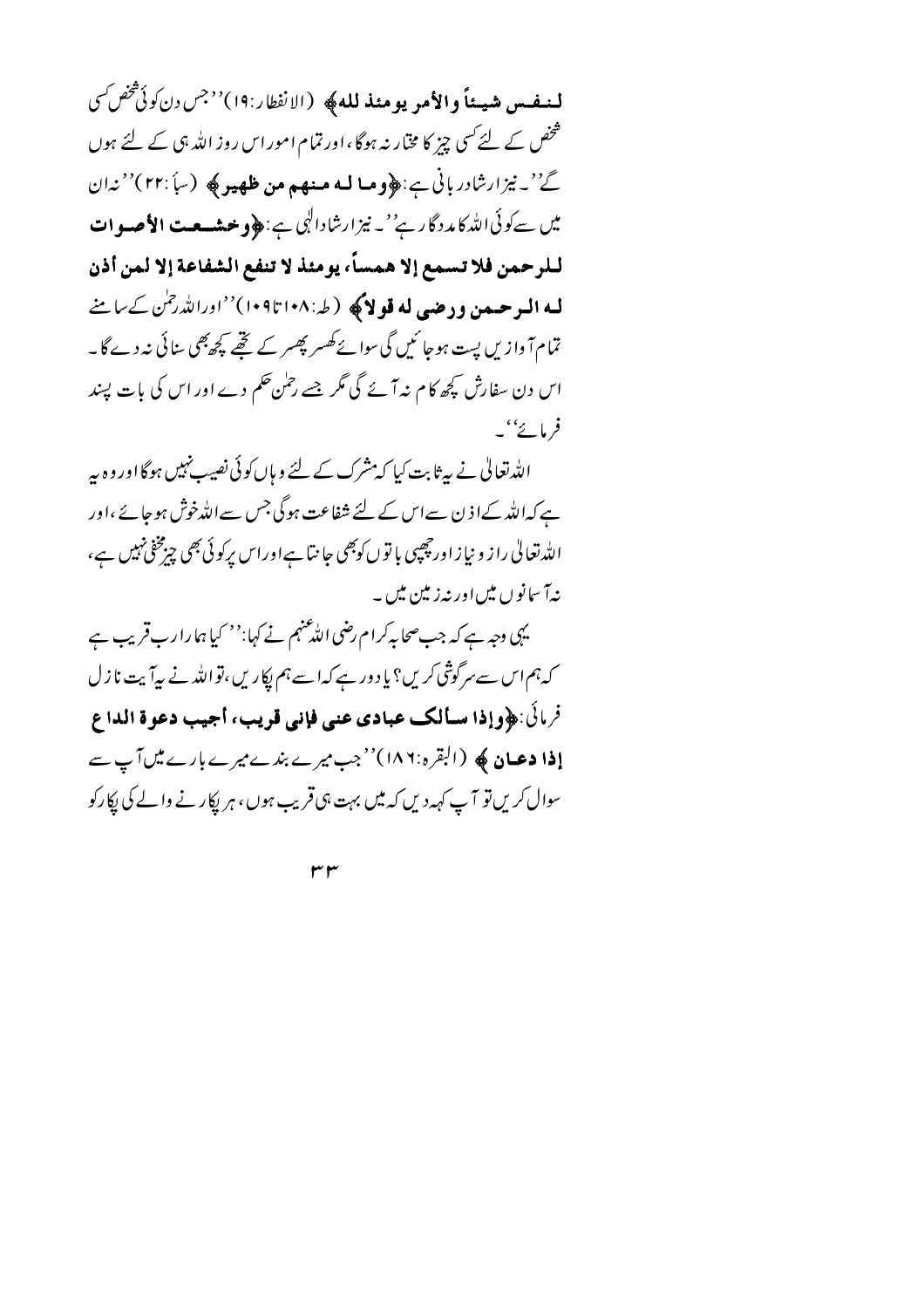**لنفس شيئاً والأمر يومئذ لله﴾** (الانفطار:١٩)''جس دن کوئی شخص کسی شخص کے لئے کسی چیز کا مختار نہ ہوگا، اور تمام امور اس روز اللہ ہی کے لئے ہوں گے''۔ نیز ارشادِ ربانی ہے: **﴿وما له منهم من ظهير﴾** (سبأ:٢٢)''نہ ان میں سے کوئی اللہ کا مددگار ہے''۔ نیز ارشادِ الٰہی ہے: **﴿وخشعت الأصوات للرحمن فلا تسمع إلا همساً، يومئذ لا تنفع الشفاعة إلا لمن أذن له الرحمن ورضي له قولاً﴾** (طہ:١٠٨تا١٠٩)''اور اللہ رحمٰن کے سامنے تمام آوازیں پست ہو جائیں گی سوائے کھسر پھسر کے تجھے کچھ بھی سنائی نہ دے گا۔ اس دن سفارش کچھ کام نہ آئے گی مگر جسے رحمٰن حکم دے اور اس کی بات پسند فرمائے''۔

اللہ تعالیٰ نے یہ ثابت کیا کہ مشرک کے لئے وہاں کوئی نصیب نہیں ہوگا اور وہ یہ ہے کہ اللہ کے اذن سے اس کے لئے شفاعت ہوگی جس سے اللہ خوش ہو جائے، اور اللہ تعالیٰ راز و نیاز اور چھپی باتوں کو بھی جانتا ہے اور اس پر کوئی بھی چیز مخفی نہیں ہے، نہ آسمانوں میں اور نہ زمین میں۔

یہی وجہ ہے کہ جب صحابہ کرام رضی اللہ عنہم نے کہا: ''کیا ہمارا رب قریب ہے کہ ہم اس سے سرگوشی کریں؟ یا دور ہے کہ اسے ہم پکاریں، تو اللہ نے یہ آیت نازل فرمائی: **﴿وإذا سألك عبادي عني فإني قريب، أجيب دعوة الداع إذا دعان﴾** (البقرہ:١٨٦)''جب میرے بندے میرے بارے میں آپ سے سوال کریں تو آپ کہہ دیں کہ میں بہت ہی قریب ہوں، ہر پکارنے والے کی پکار کو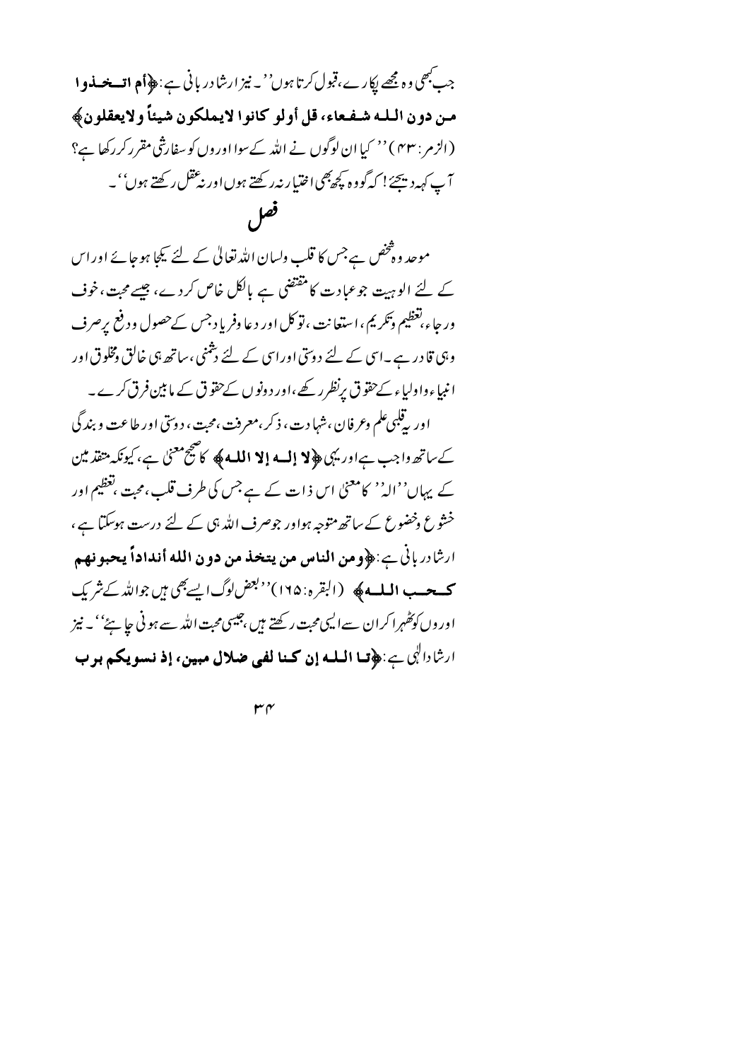جب کبھی وہ مجھے پکارے، قبول کرتا ہوں''۔ نیز ارشاد ربانی ہے: ﴿**أم اتخذوا من دون الله شفعاء، قل أولو كانوا لايملكون شيئاً ولايعقلون**﴾ (الزمر: ۴۳) ''کیا ان لوگوں نے اللہ کے سوا اوروں کو سفارشی مقرر کر رکھا ہے؟ آپ کہہ دیجئے! کہ گو وہ کچھ بھی اختیار نہ رکھتے ہوں اور نہ عقل رکھتے ہوں''۔

## فصل

موحد وہ شخص ہے جس کا قلب ولسان اللہ تعالیٰ کے لئے یکجا ہو جائے اور اس کے لئے الوہیت جو عبادت کا مقتضی ہے بالکل خاص کر دے، جیسے محبت، خوف ورجاء، تعظیم وتکریم، استعانت، توکل اور دعا وفریاد جس کے حصول ودفع پر صرف وہی قادر ہے۔ اسی کے لئے دوستی اور اسی کے لئے دشمنی، ساتھ ہی خالق ومخلوق اور انبیاء واولیاء کے حقوق پر نظر رکھے، اور دونوں کے حقوق کے مابین فرق کرے۔

اور یہ قلبی علم وعرفان، شہادت، ذکر، معرفت، محبت، دوستی اور طاعت وبندگی کے ساتھ واجب ہے اور یہی ﴿**لا إله إلا الله**﴾ کا صحیح معنیٰ ہے، کیونکہ متقدمین کے یہاں ''الہ'' کا معنیٰ اس ذات کے ہے جس کی طرف قلب، محبت، تعظیم اور خشوع وخضوع کے ساتھ متوجہ ہو اور جو صرف اللہ ہی کے لئے درست ہوسکتا ہے، ارشاد ربانی ہے: ﴿**ومن الناس من يتخذ من دون الله أنداداً يحبونهم كحب الله**﴾ (البقرہ: ۱۶۵) ''بعض لوگ ایسے بھی ہیں جو اللہ کے شریک اوروں کو ٹھہرا کر ان سے ایسی محبت رکھتے ہیں، جیسی محبت اللہ سے ہونی چاہئے''۔ نیز ارشاد الٰہی ہے: ﴿**تالله إن كنا لفي ضلال مبين، إذ نسويكم برب**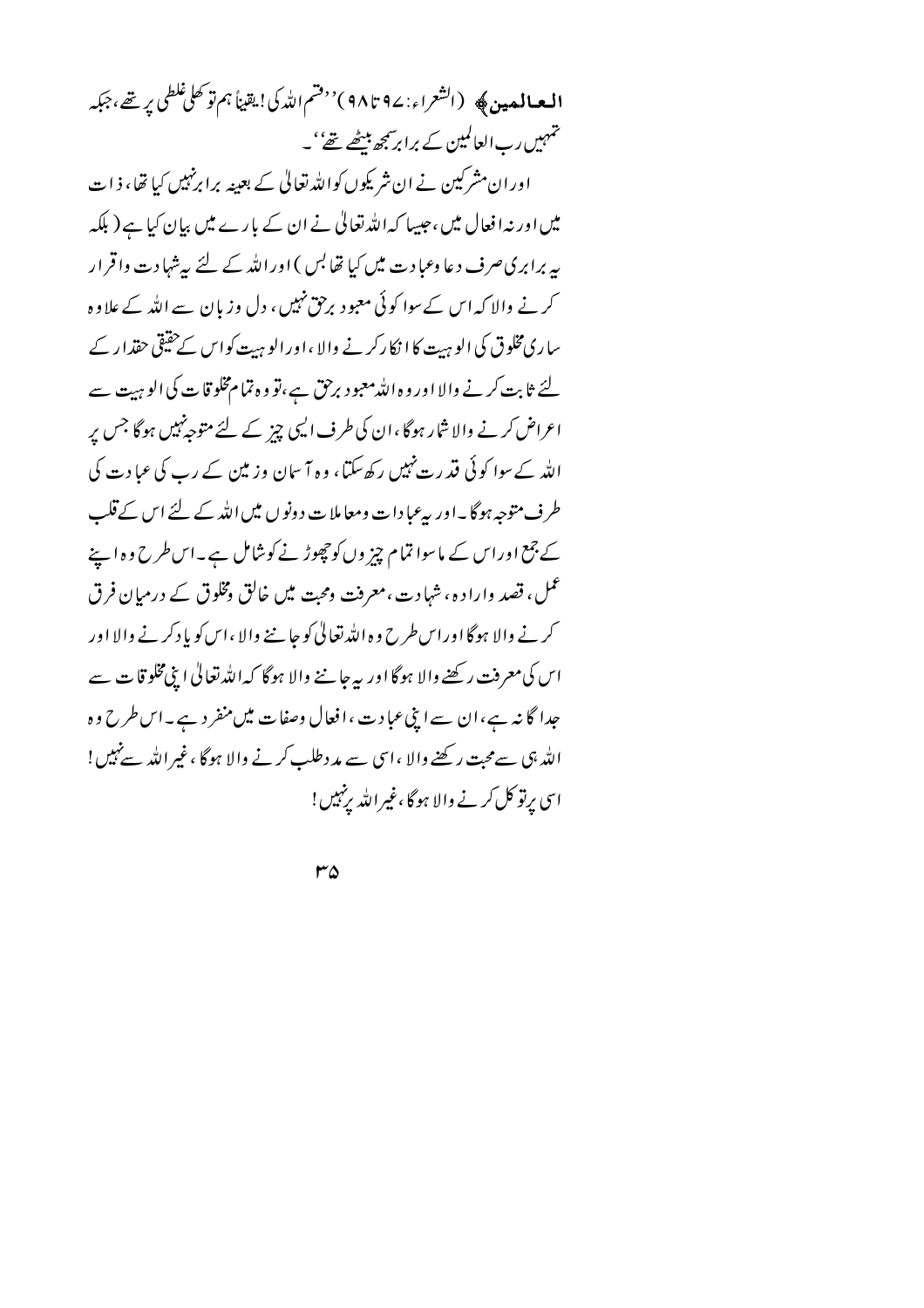**العالمين** ﴾ (الشعراء: ۹۷ تا ۹۸) ''قسم اللہ کی! یقیناً ہم تو کھلی غلطی پر تھے، جبکہ تمہیں رب العالمین کے برابر سمجھ بیٹھے تھے''۔

اور ان مشرکین نے ان شریکوں کو اللہ تعالیٰ کے بعینہٖ برابر نہیں کیا تھا، ذات میں اور نہ افعال میں، جیسا کہ اللہ تعالیٰ نے ان کے بارے میں بیان کیا ہے (بلکہ یہ برابری صرف دعا و عبادت میں کیا تھا بس) اور اللہ کے لئے یہ شہادت و اقرار کرنے والا کہ اس کے سوا کوئی معبود برحق نہیں، دل و زبان سے اللہ کے علاوہ ساری مخلوق کی الوہیت کا انکار کرنے والا، اور الوہیت کو اس کے حقیقی حقدار کے لئے ثابت کرنے والا اور وہ اللہ معبود برحق ہے، تو وہ تمام مخلوقات کی الوہیت سے اعراض کرنے والا شمار ہوگا، ان کی طرف ایسی چیز کے لئے متوجہ نہیں ہوگا جس پر اللہ کے سوا کوئی قدرت نہیں رکھ سکتا، وہ آسمان و زمین کے رب کی عبادت کی طرف متوجہ ہوگا۔ اور یہ عبادات و معاملات دونوں میں اللہ کے لئے اس کے قلب کے جمع اور اس کے ماسوا تمام چیزوں کو چھوڑنے کو شامل ہے۔ اس طرح وہ اپنے عمل، قصد و ارادہ، شہادت، معرفت و محبت میں خالق و مخلوق کے درمیان فرق کرنے والا ہوگا اور اس طرح وہ اللہ تعالیٰ کو جاننے والا، اس کو یاد کرنے والا اور اس کی معرفت رکھنے والا ہوگا اور یہ جاننے والا ہوگا کہ اللہ تعالیٰ اپنی مخلوقات سے جداگانہ ہے، ان سے اپنی عبادت، افعال و صفات میں منفرد ہے۔ اس طرح وہ اللہ ہی سے محبت رکھنے والا، اسی سے مدد طلب کرنے والا ہوگا، غیر اللہ سے نہیں! اسی پر توکل کرنے والا ہوگا، غیر اللہ پر نہیں!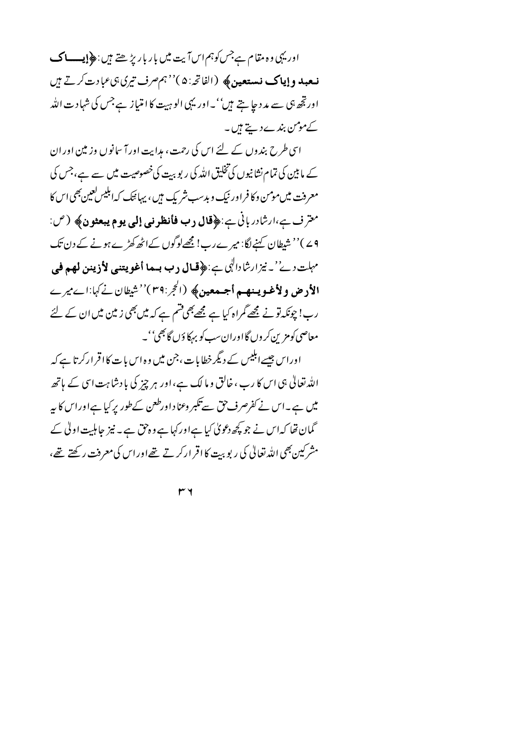اور یہی وہ مقام ہے جس کو ہم اس آیت میں بار بار پڑھتے ہیں: ﴿**إیاک نعبد و إیاک نستعین**﴾ (الفاتحہ: ۵) ''ہم صرف تیری ہی عبادت کرتے ہیں اور تجھ ہی سے مدد چاہتے ہیں''۔ اور یہی الوہیت کا امتیاز ہے جس کی شہادت اللہ کے مومن بندے دیتے ہیں۔

اسی طرح بندوں کے لئے اس کی رحمت، ہدایت اور آسمانوں وزمین اور ان کے مابین کی تمام نشانیوں کی تخلیق اللہ کی ربوبیت کی خصوصیت میں سے ہے، جس کی معرفت میں مومن و کافر اور نیک و بدسب شریک ہیں، یہاںتک کہ ابلیس لعین بھی اس کا معترف ہے، ارشاد ربانی ہے: ﴿**قال رب فأنظرنی إلی یوم یبعثون**﴾ (ص: ۷۹) ''شیطان کہنے لگا: میرے رب! مجھے لوگوں کے اٹھ کھڑے ہونے کے دن تک مہلت دے''۔ نیز ارشاد الٰہی ہے: ﴿**قال رب بما أغویتنی لأزینن لھم فی الأرض ولأغوینھم أجمعین**﴾ (الحجر: ۳۹) ''شیطان نے کہا: اے میرے رب! چونکہ تو نے مجھے گمراہ کیا ہے مجھے بھی قسم ہے کہ میں بھی زمین میں ان کے لئے معاصی کو مزین کروں گا اور ان سب کو بہکاؤں گا بھی''۔

اور اس جیسے ابلیس کے دیگر خطابات، جن میں وہ اس بات کا اقرار کرتا ہے کہ اللہ تعالیٰ ہی اس کا رب، خالق و مالک ہے، اور ہر چیز کی بادشاہت اسی کے ہاتھ میں ہے۔ اس نے کفر صرف حق سے تکبر وعناد اور طعن کے طور پر کیا ہے اور اس کا یہ گمان تھا کہ اس نے جو کچھ دعویٰ کیا ہے اور کہا ہے وہ حق ہے۔ نیز جاہلیت اولیٰ کے مشرکین بھی اللہ تعالیٰ کی ربوبیت کا اقرار کرتے تھے اور اس کی معرفت رکھتے تھے،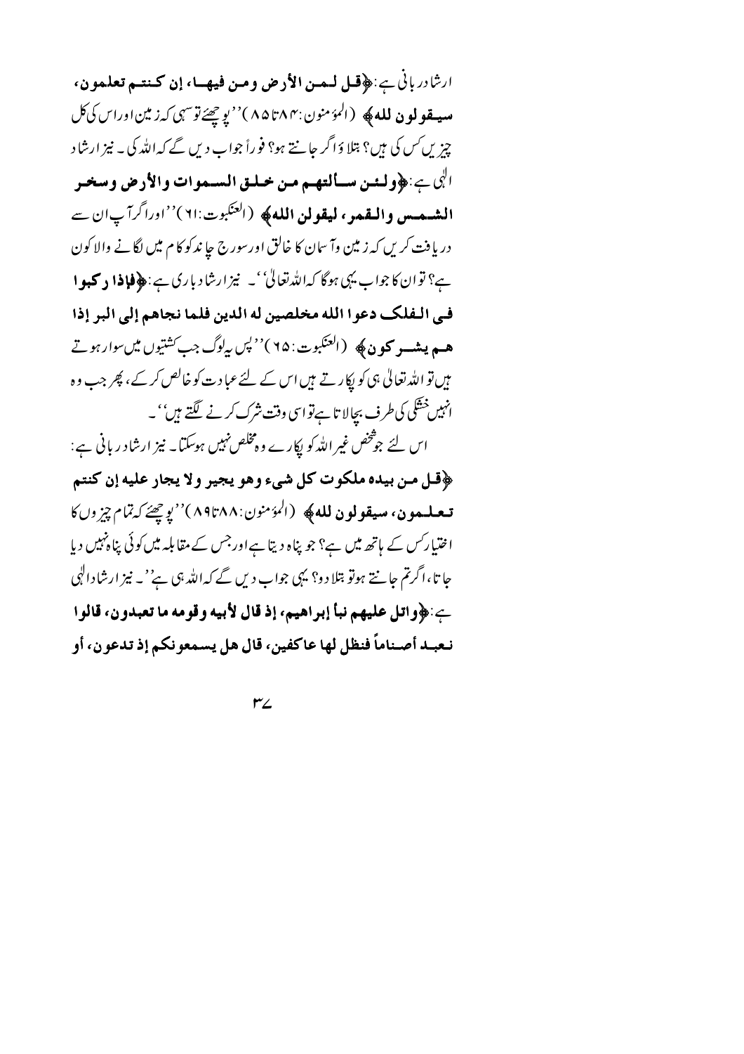ارشاد ربانی ہے: ﴿قل لمن الأرض ومن فيها، إن كنتم تعلمون، سيقولون لله﴾ (المؤمنون:۸۴تا۸۵) ''پوچھئے تو سہی کہ زمین اور اس کی کل چیزیں کس کی ہیں؟ بتلاؤ اگر جانتے ہو؟ فوراً جواب دیں گے کہ اللہ کی۔ نیز ارشاد الٰہی ہے: ﴿ولئن سألتهم من خلق السموات والأرض وسخر الشمس والقمر، ليقولن الله﴾ (العنکبوت:٦١) ''اور اگر آپ ان سے دریافت کریں کہ زمین وآسمان کا خالق اور سورج چاند کو کام میں لگانے والا کون ہے؟ تو ان کا جواب یہی ہوگا کہ اللہ تعالیٰ''۔ نیز ارشاد باری ہے: ﴿فإذا ركبوا في الفلك دعوا الله مخلصين له الدين فلما نجاهم إلى البر إذا هم يشركون﴾ (العنکبوت:٦٥) ''پس یہ لوگ جب کشتیوں میں سوار ہوتے ہیں تو اللہ تعالیٰ ہی کو پکارتے ہیں اس کے لئے عبادت کو خالص کرکے، پھر جب وہ انہیں خشکی کی طرف بچالاتا ہے تو اسی وقت شرک کرنے لگتے ہیں''۔

اس لئے جو شخص غیر اللہ کو پکارے وہ مخلص نہیں ہوسکتا۔ نیز ارشاد ربانی ہے: ﴿قل من بيده ملكوت كل شيء وهو يجير ولا يجار عليه إن كنتم تعلمون، سيقولون لله﴾ (المؤمنون:۸۸تا۸۹) ''پوچھئے کہ تمام چیزوں کا اختیار کس کے ہاتھ میں ہے؟ جو پناہ دیتا ہے اور جس کے مقابلہ میں کوئی پناہ نہیں دیا جاتا، اگر تم جانتے ہو تو بتلا دو؟ یہی جواب دیں گے کہ اللہ ہی ہے''۔ نیز ارشاد الٰہی ہے: ﴿واتل عليهم نبأ إبراهيم، إذ قال لأبيه وقومه ما تعبدون، قالوا نعبد أصناماً فنظل لها عاكفين، قال هل يسمعونكم إذ تدعون، أو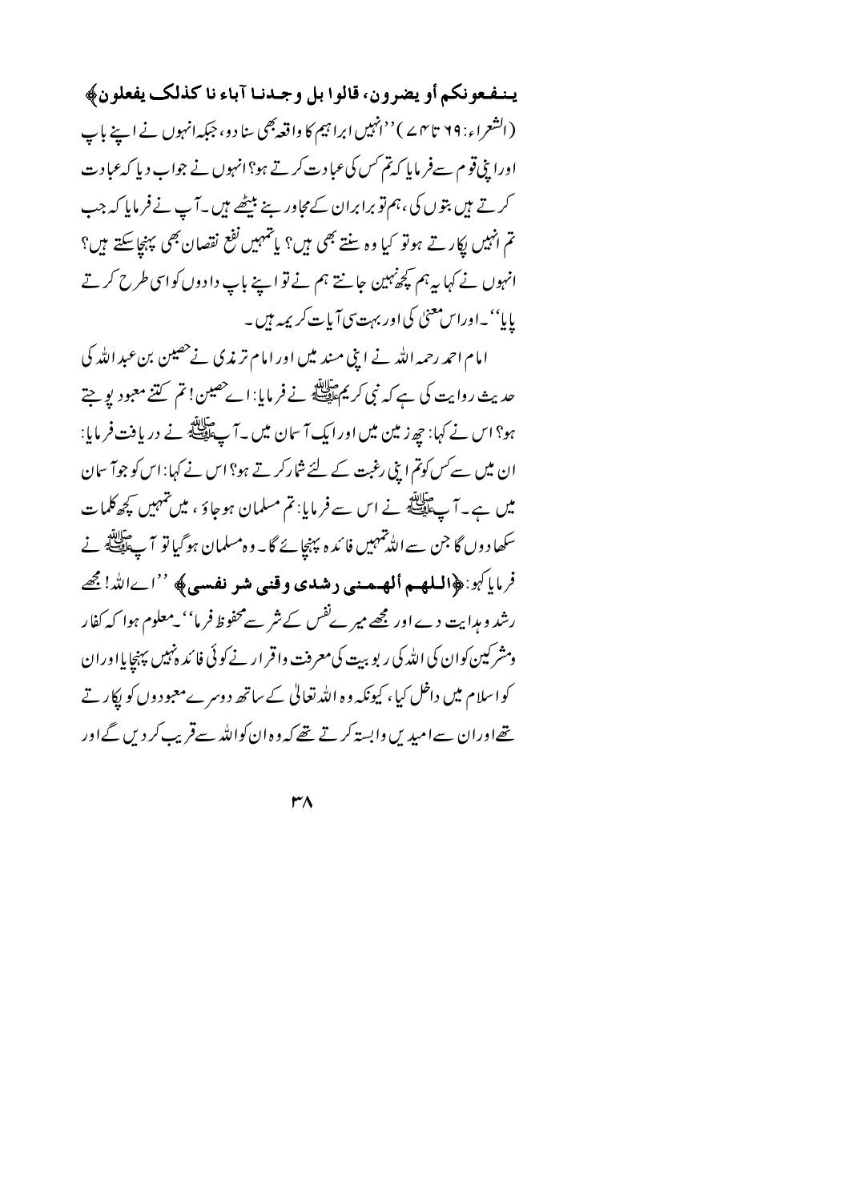**ينفعونكم أو يضرون، قالوا بل وجدنا آباء نا كذلک يفعلون﴾** (الشعراء: ٦٩ تا ٧٤) ''انہیں ابراہیم کا واقعہ بھی سنا دو، جبکہ انہوں نے اپنے باپ اور اپنی قوم سے فرمایا کہ تم کس کی عبادت کرتے ہو؟ انہوں نے جواب دیا کہ عبادت کرتے ہیں بتوں کی، ہم تو برابران کے مجاور بنے بیٹھے ہیں۔ آپ نے فرمایا کہ جب تم انہیں پکارتے ہو تو کیا وہ سنتے بھی ہیں؟ یا تمہیں نفع نقصان بھی پہنچا سکتے ہیں؟ انہوں نے کہا یہ ہم کچھ نہیں جانتے ہم نے تو اپنے باپ دادوں کو اسی طرح کرتے پایا''۔ اور اس معنیٰ کی اور بہت سی آیات کریمہ ہیں۔

امام احمد رحمہ اللہ نے اپنی مسند میں اور امام ترمذی نے حصین بن عبداللہ کی حدیث روایت کی ہے کہ نبی کریم ﷺ نے فرمایا: اے حصین! تم کتنے معبود پوجتے ہو؟ اس نے کہا: چھ زمین میں اور ایک آسمان میں۔ آپ ﷺ نے دریافت فرمایا: ان میں سے کس کو تم اپنی رغبت کے لئے شمار کرتے ہو؟ اس نے کہا: اس کو جو آسمان میں ہے۔ آپ ﷺ نے اس سے فرمایا: تم مسلمان ہو جاؤ، میں تمہیں کچھ کلمات سکھا دوں گا جن سے اللہ تمہیں فائدہ پہنچائے گا۔ وہ مسلمان ہو گیا تو آپ ﷺ نے فرمایا کہو: **﴿اللهم ألهمني رشدي وقني شر نفسي﴾** ''اے اللہ! مجھے رشد و ہدایت دے اور مجھے میرے نفس کے شر سے محفوظ فرما''۔ معلوم ہوا کہ کفار و مشرکین کو ان کی اللہ کی ربوبیت کی معرفت و اقرار نے کوئی فائدہ نہیں پہنچایا اور ان کو اسلام میں داخل کیا، کیونکہ وہ اللہ تعالیٰ کے ساتھ دوسرے معبودوں کو پکارتے تھے اور ان سے امیدیں وابستہ کرتے تھے کہ وہ ان کو اللہ سے قریب کر دیں گے اور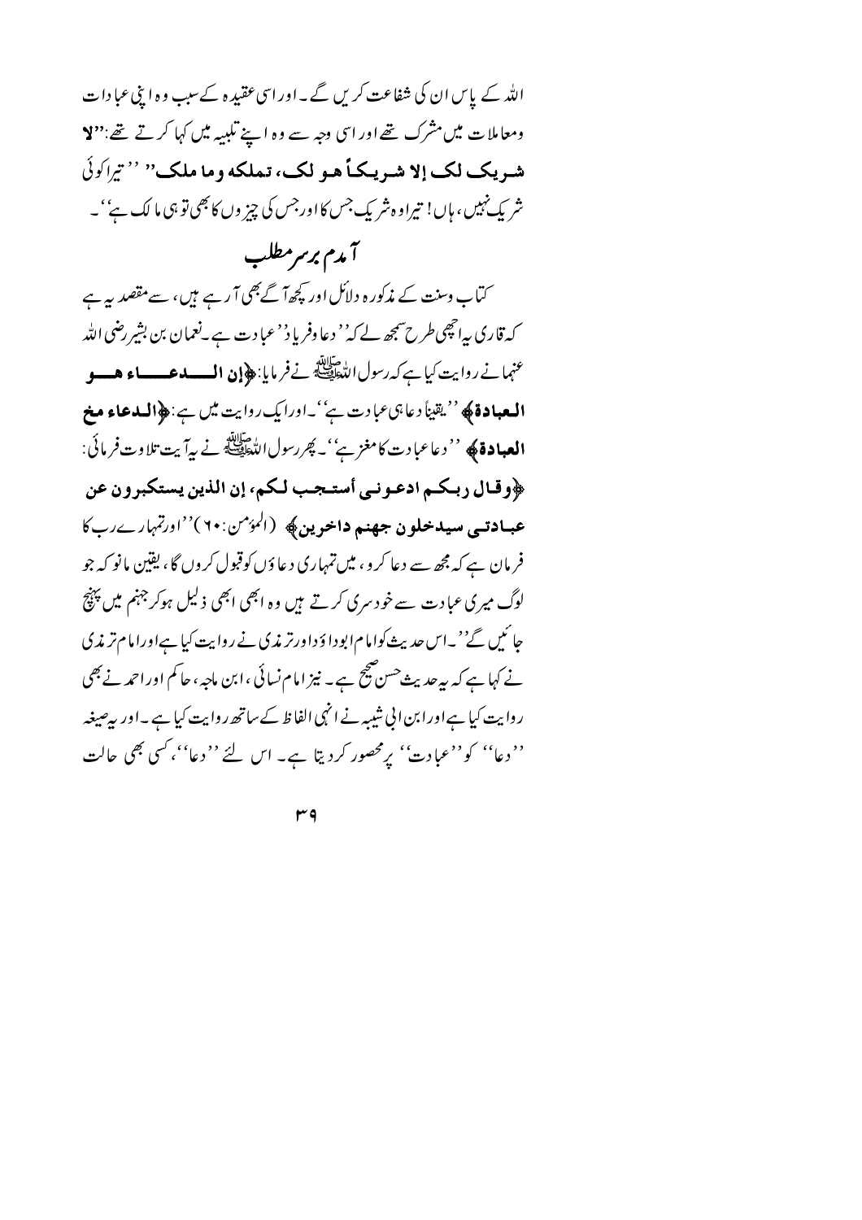اللہ کے پاس ان کی شفاعت کریں گے۔ اور اسی عقیدہ کے سبب وہ اپنی عبادات ومعاملات میں مشرک تھے اور اسی وجہ سے وہ اپنے تلبیہ میں کہا کرتے تھے: "**لا شریک لک إلا شریکاً ھو لک، تملکه وما ملک**" ''تیرا کوئی شریک نہیں، ہاں! تیرا وہ شریک جس کا اور جس کی چیزوں کا بھی تو ہی مالک ہے''۔

## آمدم برسرمطلب

کتاب وسنت کے مذکورہ دلائل اور کچھ آگے بھی آرہے ہیں، سے مقصد یہ ہے کہ قاری یہ اچھی طرح سمجھ لے کہ ''دعا وفریاد'' عبادت ہے۔ نعمان بن بشیر رضی اللہ عنہما نے روایت کیا ہے کہ رسول اللہ ﷺ نے فرمایا: ﴿**إن الدعاء ھو العبادة**﴾ ''یقیناً دعا ہی عبادت ہے''۔ اور ایک روایت میں ہے: ﴿**الدعاء مخ العبادة**﴾ ''دعا عبادت کا مغز ہے''۔ پھر رسول اللہ ﷺ نے یہ آیت تلاوت فرمائی: ﴿**وقال ربکم ادعوني أستجب لکم، إن الذین یستکبرون عن عبادتي سیدخلون جھنم داخرین**﴾ (المؤمن: ۶۰) ''اور تمہارے رب کا فرمان ہے کہ مجھ سے دعا کرو، میں تمہاری دعاؤں کو قبول کروں گا، یقین مانو کہ جو لوگ میری عبادت سے خودسری کرتے ہیں وہ ابھی ابھی ذلیل ہوکر جہنم میں پہنچ جائیں گے''۔ اس حدیث کو امام ابوداؤد اور ترمذی نے روایت کیا ہے اور امام ترمذی نے کہا ہے کہ یہ حدیث حسن صحیح ہے۔ نیز امام نسائی، ابن ماجہ، حاکم اور احمد نے بھی روایت کیا ہے اور ابن ابی شیبہ نے انہی الفاظ کے ساتھ روایت کیا ہے۔ اور یہ صیغہ ''دعا'' کو ''عبادت'' پر محصور کردیتا ہے۔ اس لئے ''دعا''، کسی بھی حالت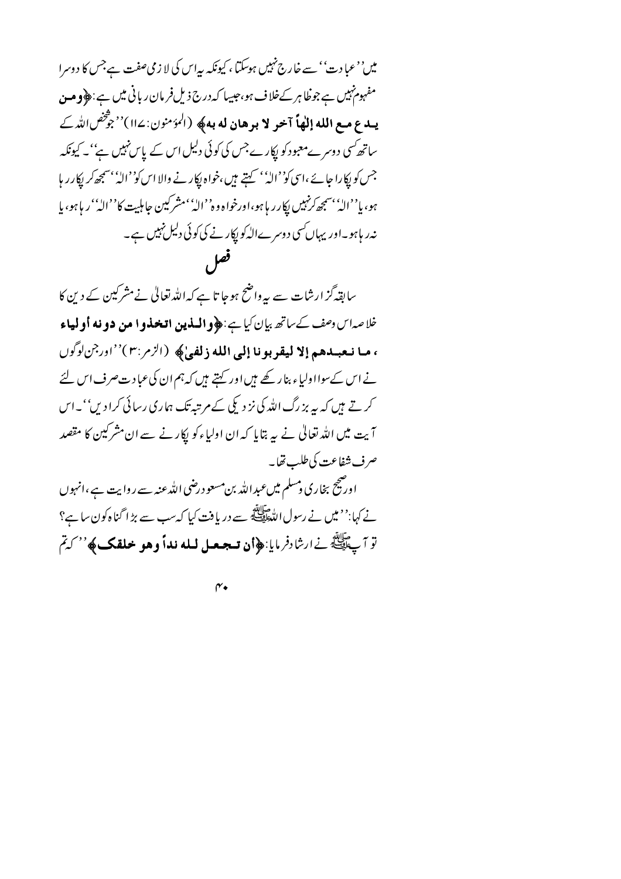میں ''عبادت'' سے خارج نہیں ہوسکتا، کیونکہ یہ اس کی لازمی صفت ہے جس کا دوسرا مفہوم نہیں ہے جو ظاہر کے خلاف ہو، جیسا کہ درج ذیل فرمان ربانی میں ہے: **﴿ومن يدع مع الله إلهاً آخر لا برهان له به﴾** (المؤمنون:۱۱۷) ''جو شخص اللہ کے ساتھ کسی دوسرے معبود کو پکارے جس کی کوئی دلیل اس کے پاس نہیں ہے''۔ کیونکہ جس کو پکارا جائے، اسی کو ''الٰہ'' کہتے ہیں، خواہ پکارنے والا اس کو ''الٰہ'' سمجھ کر پکار رہا ہو، یا ''الٰہ'' سمجھ کر نہیں پکار رہا ہو، اور خواہ وہ ''الٰہ'' مشرکین جاہلیت کا ''الٰہ'' رہا ہو، یا نہ رہا ہو۔ اور یہاں کسی دوسرے الٰہ کو پکارنے کی کوئی دلیل نہیں ہے۔

## فصل

سابقہ گزارشات سے یہ واضح ہوجاتا ہے کہ اللہ تعالیٰ نے مشرکین کے دین کا خلاصہ اس وصف کے ساتھ بیان کیا ہے: **﴿والذين اتخذوا من دونه أولياء ، ما نعبدهم إلا ليقربونا إلى الله زلفىٰ﴾** (الزمر:۳) ''اور جن لوگوں نے اس کے سوا اولیاء بنا رکھے ہیں اور کہتے ہیں کہ ہم ان کی عبادت صرف اس لئے کرتے ہیں کہ یہ بزرگ اللہ کی نزدیکی کے مرتبہ تک ہماری رسائی کرادیں''۔ اس آیت میں اللہ تعالیٰ نے یہ بتایا کہ ان اولیاء کو پکارنے سے ان مشرکین کا مقصد صرف شفاعت کی طلب تھا۔

اور صحیح بخاری و مسلم میں عبداللہ بن مسعود رضی اللہ عنہ سے روایت ہے، انہوں نے کہا: ''میں نے رسول اللہ ﷺ سے دریافت کیا کہ سب سے بڑا گناہ کون سا ہے؟ تو آپ ﷺ نے ارشاد فرمایا: **﴿أن تجعل لله نداً وهو خلقك﴾** ''کہ تم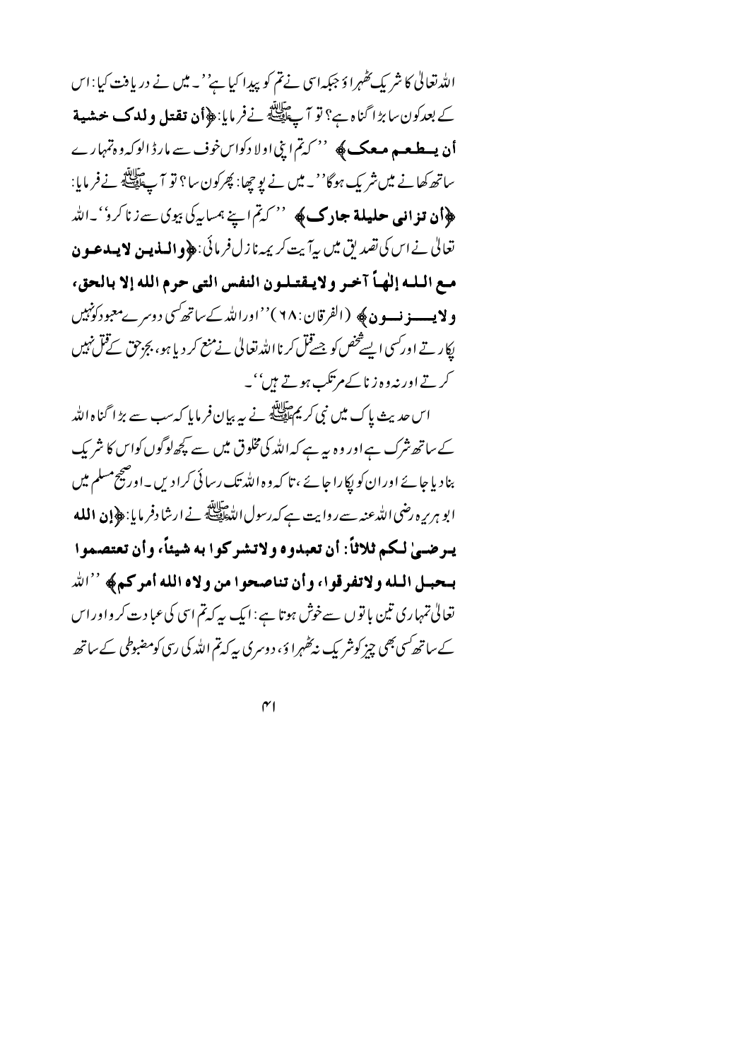اللہ تعالیٰ کا شریک ٹھہراؤ جبکہ اسی نے تم کو پیدا کیا ہے''۔ میں نے دریافت کیا: اس کے بعد کون سا بڑا گناہ ہے؟ تو آپ ﷺ نے فرمایا: ﴿**أن تقتل ولدک خشیة أن یطعم معک**﴾ ''کہ تم اپنی اولاد کو اس خوف سے مار ڈالو کہ وہ تمہارے ساتھ کھانے میں شریک ہوگا''۔ میں نے پوچھا: پھر کون سا؟ تو آپ ﷺ نے فرمایا: ﴿**أن تزانی حلیلة جارک**﴾ ''کہ تم اپنے ہمسایہ کی بیوی سے زنا کرو''۔ اللہ تعالیٰ نے اس کی تصدیق میں یہ آیت کریمہ نازل فرمائی: ﴿**والذین لایدعون مع الله إلٰهاً آخر ولایقتلون النفس التی حرم الله إلا بالحق، ولایزنون**﴾ (الفرقان: ٦٨) ''اور اللہ کے ساتھ کسی دوسرے معبود کو نہیں پکارتے اور کسی ایسے شخص کو جسے قتل کرنا اللہ تعالیٰ نے منع کر دیا ہو، بجز حق کے قتل نہیں کرتے اور نہ وہ زنا کے مرتکب ہوتے ہیں''۔

اس حدیث پاک میں نبی کریم ﷺ نے یہ بیان فرمایا کہ سب سے بڑا گناہ اللہ کے ساتھ شرک ہے اور وہ یہ ہے کہ اللہ کی مخلوق میں سے کچھ لوگوں کو اس کا شریک بنا دیا جائے اور ان کو پکارا جائے، تاکہ وہ اللہ تک رسائی کرا دیں۔ اور صحیح مسلم میں ابو ہریرہ رضی اللہ عنہ سے روایت ہے کہ رسول اللہ ﷺ نے ارشاد فرمایا: ﴿**إن الله یرضیٰ لکم ثلاثاً: أن تعبدوه ولاتشرکوا به شیئاً، وأن تعتصموا بحبل الله ولاتفرقوا، وأن تناصحوا من ولاه الله أمرکم**﴾ ''اللہ تعالیٰ تمہاری تین باتوں سے خوش ہوتا ہے: ایک یہ کہ تم اسی کی عبادت کرو اور اس کے ساتھ کسی بھی چیز کو شریک نہ ٹھہراؤ، دوسری یہ کہ تم اللہ کی رسی کو مضبوطی کے ساتھ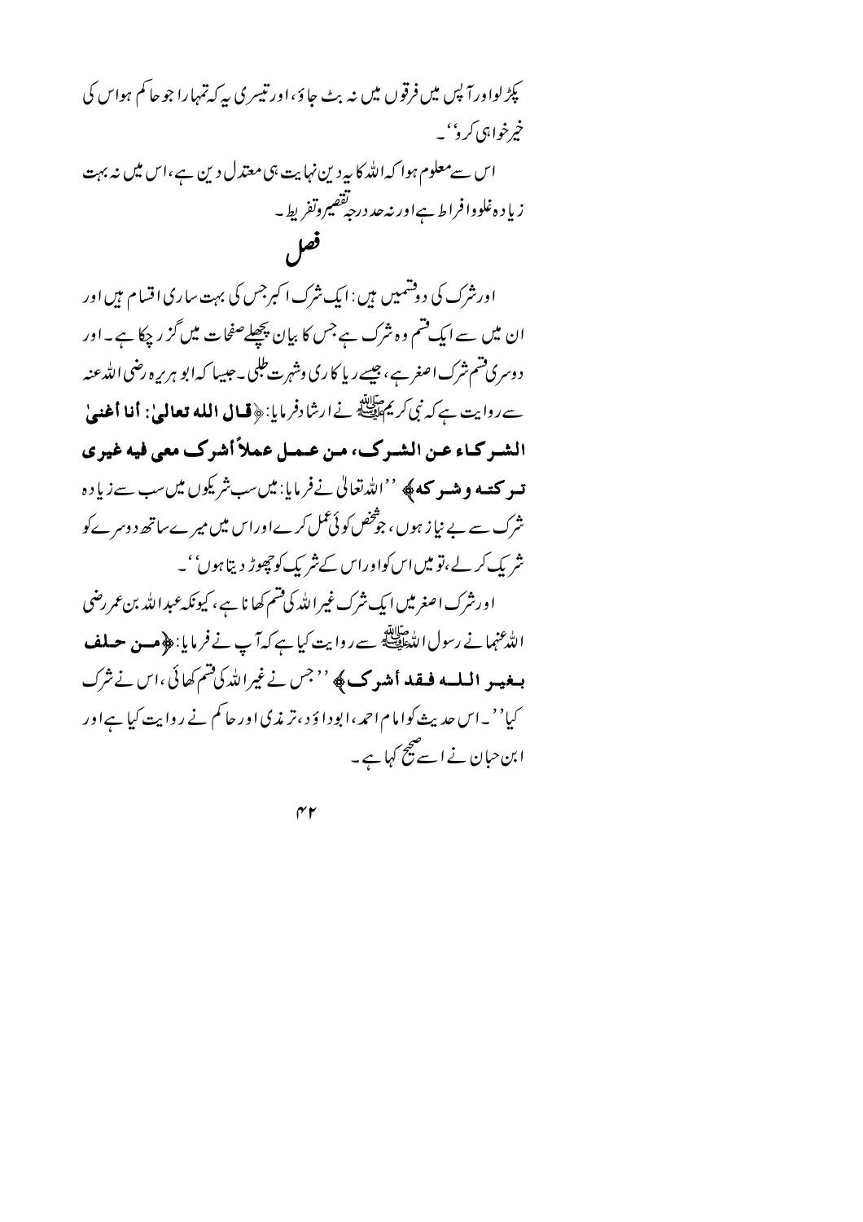پکڑ لواور آپس میں فرقوں میں نہ بٹ جاؤ، اور تیسری یہ کہ تمہارا جو حاکم ہو اس کی خیر خواہی کرو''۔

اس سے معلوم ہوا کہ اللہ کا یہ دین نہایت ہی معتدل دین ہے، اس میں نہ بہت زیادہ غلو وافراط ہے اور نہ حد درجہ تقصیر وتفریط۔

## فصل

اور شرک کی دو قسمیں ہیں: ایک شرک اکبر جس کی بہت ساری اقسام ہیں اور ان میں سے ایک قسم وہ شرک ہے جس کا بیان پچھلے صفحات میں گزر چکا ہے۔ اور دوسری قسم شرک اصغر ہے، جیسے ریاکاری وشہرت طلبی۔ جیسا کہ ابو ہریرہ رضی اللہ عنہ سے روایت ہے کہ نبی کریم ﷺ نے ارشاد فرمایا: ﴿**قال الله تعالىٰ: أنا أغنىٰ الشركاء عن الشرك، من عمل عملاً أشرك معي فيه غيري تركته وشركه**﴾ ''اللہ تعالی نے فرمایا: میں سب شریکوں میں سب سے زیادہ شرک سے بے نیاز ہوں، جو شخص کوئی عمل کرے اور اس میں میرے ساتھ دوسرے کو شریک کر لے، تو میں اس کو اور اس کے شریک کو چھوڑ دیتا ہوں''۔

اور شرک اصغر میں ایک شرک غیر اللہ کی قسم کھانا ہے، کیونکہ عبد اللہ بن عمر رضی اللہ عنہما نے رسول اللہ ﷺ سے روایت کیا ہے کہ آپ نے فرمایا: ﴿**من حلف بغير الله فقد أشرك**﴾ ''جس نے غیر اللہ کی قسم کھائی، اس نے شرک کیا''۔ اس حدیث کو امام احمد، ابوداؤد، ترمذی اور حاکم نے روایت کیا ہے اور ابن حبان نے اسے صحیح کہا ہے۔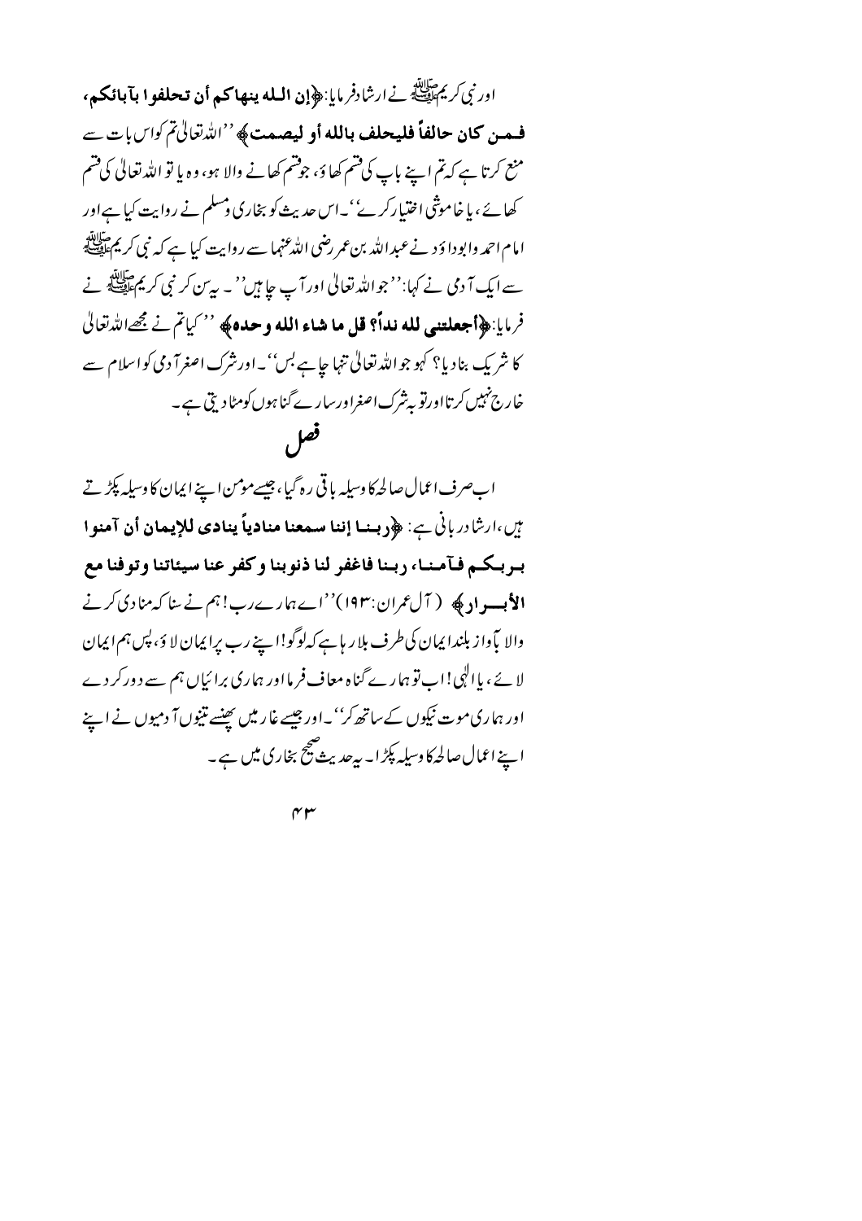اور نبی کریم ﷺ نے ارشاد فرمایا: ﴿**إن الله ينهاكم أن تحلفوا بآبائكم، فمن كان حالفاً فليحلف بالله أو ليصمت**﴾ ''اللہ تعالیٰ تم کو اس بات سے منع کرتا ہے کہ تم اپنے باپ کی قسم کھاؤ، جو قسم کھانے والا ہو، وہ یا تو اللہ تعالیٰ کی قسم کھائے، یا خاموشی اختیار کرے''۔ اس حدیث کو بخاری ومسلم نے روایت کیا ہے اور امام احمد وابوداؤد نے عبداللہ بن عمر رضی اللہ عنہما سے روایت کیا ہے کہ نبی کریم ﷺ سے ایک آدمی نے کہا: ''جو اللہ تعالیٰ اور آپ چاہیں''۔ یہ سن کر نبی کریم ﷺ نے فرمایا: ﴿**أجعلتني لله نداً؟ قل ما شاء الله وحده**﴾ ''کیا تم نے مجھے اللہ تعالیٰ کا شریک بنا دیا؟ کہو جو اللہ تعالیٰ تنہا چاہے بس''۔ اور شرک اصغر آدمی کو اسلام سے خارج نہیں کرتا اور توبہ شرک اصغر اور سارے گناہوں کو مٹا دیتی ہے۔

## فصل

اب صرف اعمال صالحہ کا وسیلہ باقی رہ گیا، جیسے مومن اپنے ایمان کا وسیلہ پکڑتے ہیں، ارشاد ربانی ہے: ﴿**ربنا إننا سمعنا منادياً ينادي للإيمان أن آمنوا بربكم فآمنا، ربنا فاغفر لنا ذنوبنا وكفر عنا سيئاتنا وتوفنا مع الأبرار**﴾ (آل عمران: ۱۹۳) ''اے ہمارے رب! ہم نے سنا کہ منادی کرنے والا باآواز بلند ایمان کی طرف بلا رہا ہے کہ لوگو! اپنے رب پر ایمان لاؤ، پس ہم ایمان لائے، یا الٰہی! اب تو ہمارے گناہ معاف فرما اور ہماری برائیاں ہم سے دور کر دے اور ہماری موت نیکوں کے ساتھ کر''۔ اور جیسے غار میں پھنسے تینوں آدمیوں نے اپنے اپنے اعمال صالحہ کا وسیلہ پکڑا۔ یہ حدیث صحیح بخاری میں ہے۔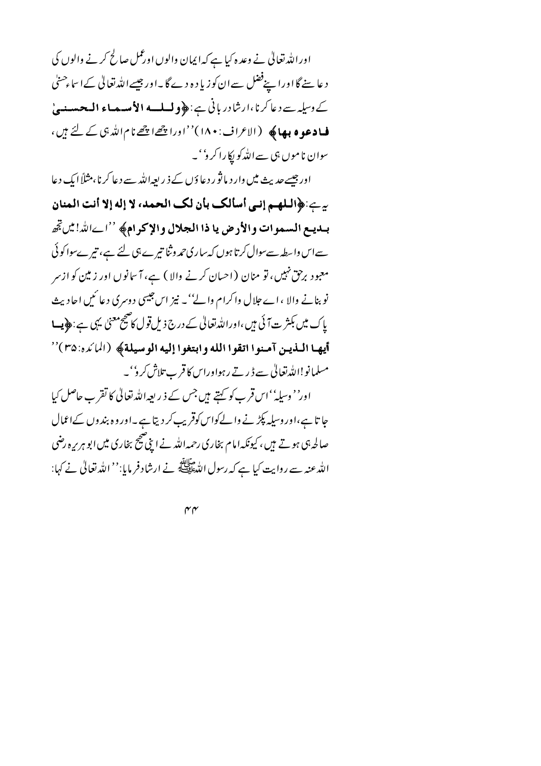اور اللہ تعالیٰ نے وعدہ کیا ہے کہ ایمان والوں اور عمل صالح کرنے والوں کی دعا سنے گا اور اپنے فضل سے ان کو زیادہ دے گا۔ اور جیسے اللہ تعالیٰ کے اسماء حسنیٰ کے وسیلہ سے دعا کرنا، ارشاد ربانی ہے: ﴿**ولله الأسماء الحسنىٰ فادعوه بها**﴾ (الاعراف: ۱۸۰) ''اور اچھے اچھے نام اللہ ہی کے لئے ہیں، سو ان ناموں ہی سے اللہ کو پکارا کرو''۔

اور جیسے حدیث میں وارد ماثور دعاؤں کے ذریعہ اللہ سے دعا کرنا، مثلاً ایک دعا یہ ہے: ﴿**اللهم إني أسألك بأن لك الحمد، لا إله إلا أنت المنان بديع السموات والأرض يا ذا الجلال والإكرام**﴾ ''اے اللہ! میں تجھ سے اس واسطہ سے سوال کرتا ہوں کہ ساری حمد وثنا تیرے ہی لئے ہے، تیرے سوا کوئی معبود برحق نہیں، تو منان (احسان کرنے والا) ہے، آسمانوں اور زمین کو از سر نو بنانے والا، اے جلال واکرام والے''۔ نیز اس جیسی دوسری دعائیں احادیث پاک میں بکثرت آئی ہیں، اور اللہ تعالیٰ کے درج ذیل قول کا صحیح معنیٰ یہی ہے: ﴿**يا أيها الذين آمنوا اتقوا الله وابتغوا إليه الوسيلة**﴾ (المائدہ: ۳۵) ''مسلمانو! اللہ تعالیٰ سے ڈرتے رہو اور اس کا قرب تلاش کرو''۔

اور ''وسیلہ'' اس قرب کو کہتے ہیں جس کے ذریعہ اللہ تعالیٰ کا تقرب حاصل کیا جاتا ہے، اور وسیلہ پکڑنے والے کو اس کو قریب کر دیتا ہے۔ اور وہ بندوں کے اعمال صالحہ ہی ہوتے ہیں، کیونکہ امام بخاری رحمہ اللہ نے اپنی صحیح بخاری میں ابو ہریرہ رضی اللہ عنہ سے روایت کیا ہے کہ رسول اللہ ﷺ نے ارشاد فرمایا: ''اللہ تعالیٰ نے کہا: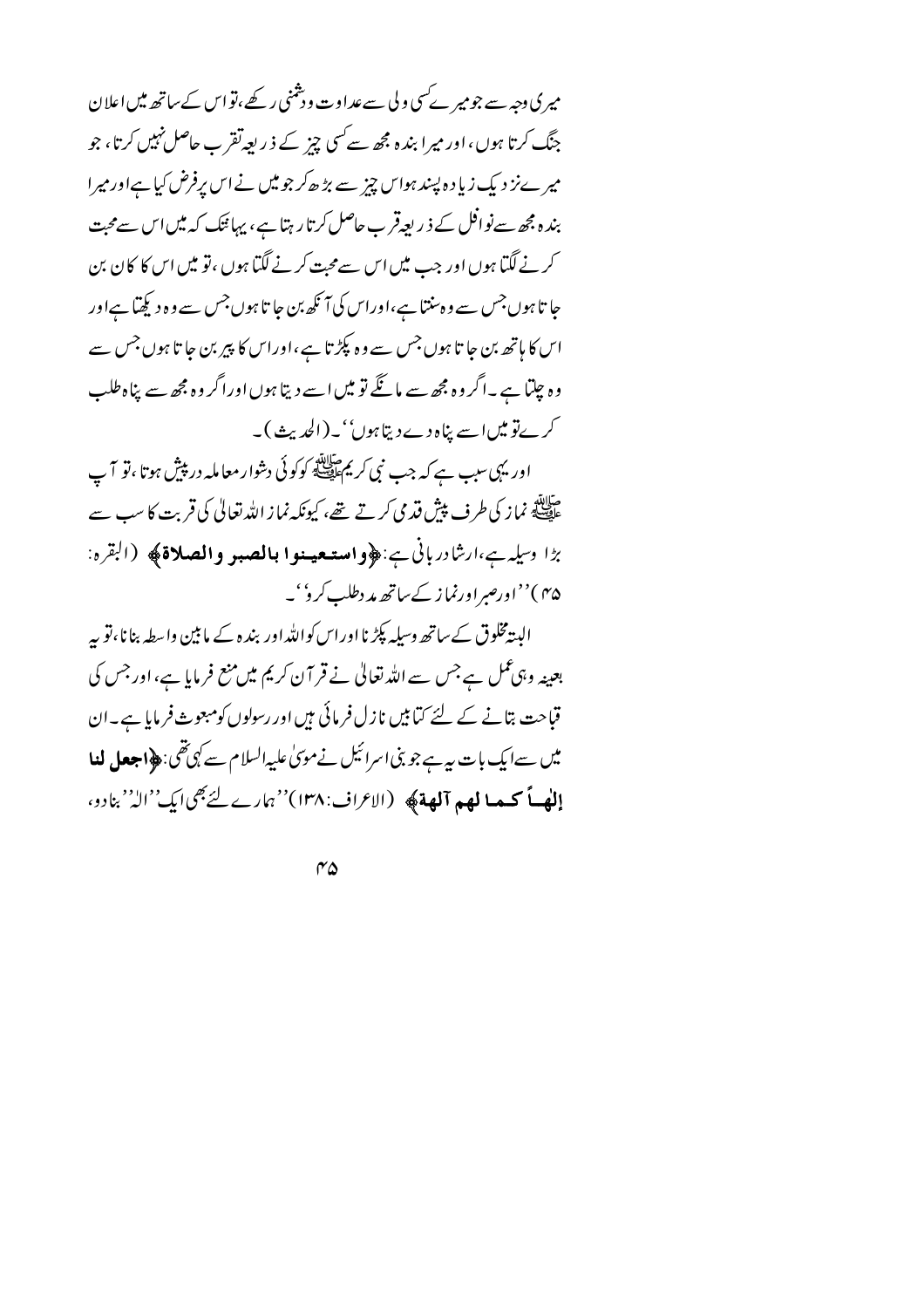میری وجہ سے جو میرے کسی ولی سے عداوت و دشمنی رکھے، تو اس کے ساتھ میں اعلان جنگ کرتا ہوں، اور میرا بندہ مجھ سے کسی چیز کے ذریعہ تقرب حاصل نہیں کرتا، جو میرے نزدیک زیادہ پسند ہو اس چیز سے بڑھ کر جو میں نے اس پر فرض کیا ہے اور میرا بندہ مجھ سے نوافل کے ذریعہ قرب حاصل کرتا رہتا ہے، یہانتک کہ میں اس سے محبت کرنے لگتا ہوں اور جب میں اس سے محبت کرنے لگتا ہوں، تو میں اس کا کان بن جاتا ہوں جس سے وہ سنتا ہے، اور اس کی آنکھ بن جاتا ہوں جس سے وہ دیکھتا ہے اور اس کا ہاتھ بن جاتا ہوں جس سے وہ پکڑتا ہے، اور اس کا پیر بن جاتا ہوں جس سے وہ چلتا ہے۔ اگر وہ مجھ سے مانگے تو میں اسے دیتا ہوں اور اگر وہ مجھ سے پناہ طلب کرے تو میں اسے پناہ دے دیتا ہوں'' ۔ (الحدیث)۔

اور یہی سبب ہے کہ جب نبی کریم ﷺ کو کوئی دشوار معاملہ درپیش ہوتا، تو آپ ﷺ نماز کی طرف پیش قدمی کرتے تھے، کیونکہ نماز اللہ تعالیٰ کی قربت کا سب سے بڑا وسیلہ ہے، ارشاد ربانی ہے: **﴿واستعینوا بالصبر والصلاة﴾** (البقرہ: ۴۵) ''اور صبر اور نماز کے ساتھ مدد طلب کرو''۔

البتہ مخلوق کے ساتھ وسیلہ پکڑنا اور اس کو اللہ اور بندہ کے مابین واسطہ بنانا، تو یہ بعینہ وہی عمل ہے جس سے اللہ تعالیٰ نے قرآن کریم میں منع فرمایا ہے، اور جس کی قباحت بتانے کے لئے کتابیں نازل فرمائی ہیں اور رسولوں کو مبعوث فرمایا ہے۔ ان میں سے ایک بات یہ ہے جو بنی اسرائیل نے موسیٰ علیہ السلام سے کہی تھی: **﴿اجعل لنا إلٰهاً كما لهم آلهة﴾** (الاعراف: ۱۳۸) ''ہمارے لئے بھی ایک ''الٰہ'' بنادو،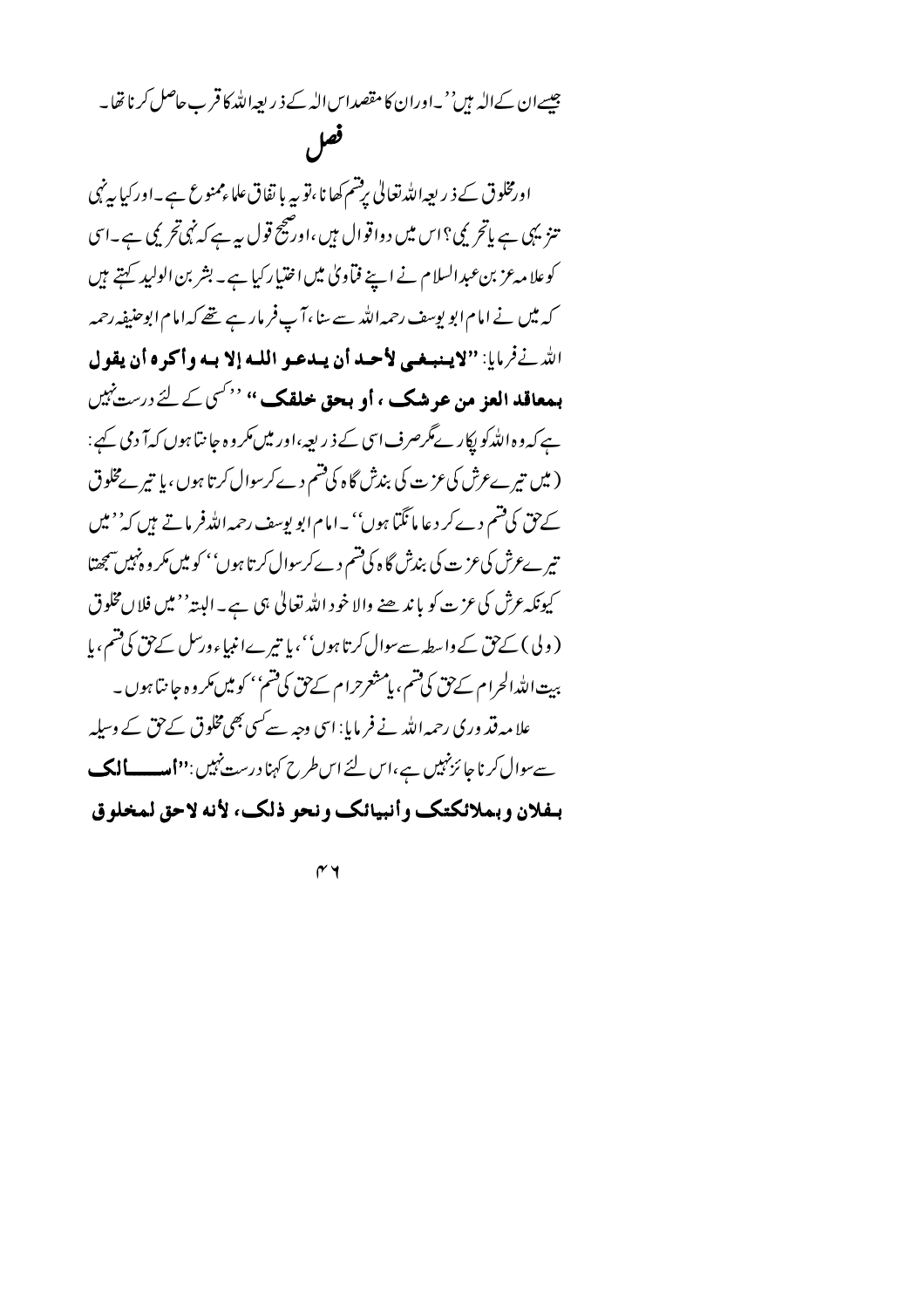جیسے ان کے الٰہ ہیں''۔اوران کا مقصداس الٰہ کے ذریعہ اللہ کا قرب حاصل کرنا تھا۔

## فصل

اورمخلوق کے ذریعہ اللہ تعالی پرقسم کھانا، تو یہ باتفاق علماء ممنوع ہے۔اور کیا یہ نہی تنزیہی ہے یا تحریمی؟ اس میں دوا قوال ہیں، اور صحیح قول یہ ہے کہ نہی تحریمی ہے۔اسی کو علامہ عز بن عبدالسلام نے اپنے فتاوی میں اختیار کیا ہے۔ بشر بن الولید کہتے ہیں کہ میں نے امام ابو یوسف رحمہ اللہ سے سنا، آپ فرمارہے تھے کہ امام ابوحنیفہ رحمہ اللہ نے فرمایا: **"لاینبغی لأحد أن یدعو اللہ إلا بہ وأکرہ أن یقول بمعاقد العز من عرشک ، أو بحق خلقک"** ''کسی کے لئے درست نہیں ہے کہ وہ اللہ کو پکارے مگر صرف اسی کے ذریعہ، اور میں مکروہ جانتا ہوں کہ آدمی کہے: (میں تیرے عرش کی عزت کی بندش گاہ کی قسم دے کر سوال کرتا ہوں، یا تیرے مخلوق کے حق کی قسم دے کر دعا مانگتا ہوں''۔ امام ابو یوسف رحمہ اللہ فرماتے ہیں کہ ''میں تیرے عرش کی عزت کی بندش گاہ کی قسم دے کر سوال کرتا ہوں'' کو میں مکروہ نہیں سمجھتا کیونکہ عرش کی عزت کو باندھنے والا خود اللہ تعالی ہی ہے۔ البتہ ''میں فلاں مخلوق (ولی) کے حق کے واسطہ سے سوال کرتا ہوں''، یا تیرے انبیاء ورسل کے حق کی قسم، یا بیت اللہ الحرام کے حق کی قسم، یا مشعرحرام کے حق کی قسم'' کو میں مکروہ جانتا ہوں۔

علامہ قدوری رحمہ اللہ نے فرمایا: اسی وجہ سے کسی بھی مخلوق کے حق کے وسیلہ سے سوال کرنا جائز نہیں ہے، اس لئے اس طرح کہنا درست نہیں: **"أسـألک بـفلان وبملائکتک وأنبیائک ونحو ذلک، لأنہ لاحق لمخلوق**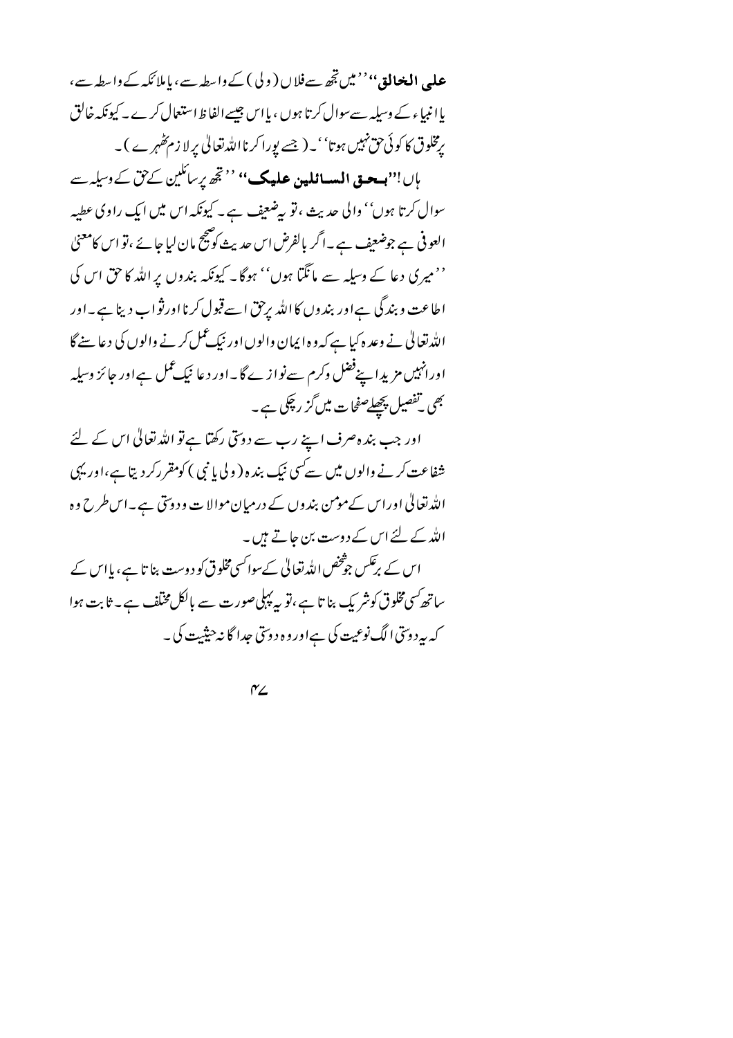**على الخالق**'' ''میں تجھ سے فلاں (ولی) کے واسطہ سے، یا ملائکہ کے واسطہ سے، یا انبیاء کے وسیلہ سے سوال کرتا ہوں، یا اس جیسے الفاظ استعمال کرے۔ کیونکہ خالق پر مخلوق کا کوئی حق نہیں ہوتا''۔ (جسے پورا کرنا اللہ تعالیٰ پر لازم ٹھہرے)۔

ہاں!''**بحق السائلین علیک**'' ''تجھ پر سائلین کے حق کے وسیلہ سے سوال کرتا ہوں'' والی حدیث، تو یہ ضعیف ہے۔ کیونکہ اس میں ایک راوی عطیہ العوفی ہے جو ضعیف ہے۔ اگر بالفرض اس حدیث کو صحیح مان لیا جائے، تو اس کا معنیٰ ''میری دعا کے وسیلہ سے مانگتا ہوں'' ہوگا۔ کیونکہ بندوں پر اللہ کا حق اس کی اطاعت و بندگی ہے اور بندوں کا اللہ پر حق اسے قبول کرنا اور ثواب دینا ہے۔ اور اللہ تعالیٰ نے وعدہ کیا ہے کہ وہ ایمان والوں اور نیک عمل کرنے والوں کی دعا سنے گا اور انہیں مزید اپنے فضل وکرم سے نوازے گا۔ اور دعا نیک عمل ہے اور جائز وسیلہ بھی۔ تفصیل پچھلے صفحات میں گزر چکی ہے۔

اور جب بندہ صرف اپنے رب سے دوستی رکھتا ہے تو اللہ تعالیٰ اس کے لئے شفاعت کرنے والوں میں سے کسی نیک بندہ (ولی یا نبی) کو مقرر کردیتا ہے، اور یہی اللہ تعالیٰ اور اس کے مومن بندوں کے درمیان موالات و دوستی ہے۔ اس طرح وہ اللہ کے لئے اس کے دوست بن جاتے ہیں۔

اس کے برعکس جو شخص اللہ تعالیٰ کے سوا کسی مخلوق کو دوست بناتا ہے، یا اس کے ساتھ کسی مخلوق کو شریک بناتا ہے، تو یہ پہلی صورت سے بالکل مختلف ہے۔ ثابت ہوا کہ یہ دوستی الگ نوعیت کی ہے اور وہ دوستی جداگانہ حیثیت کی۔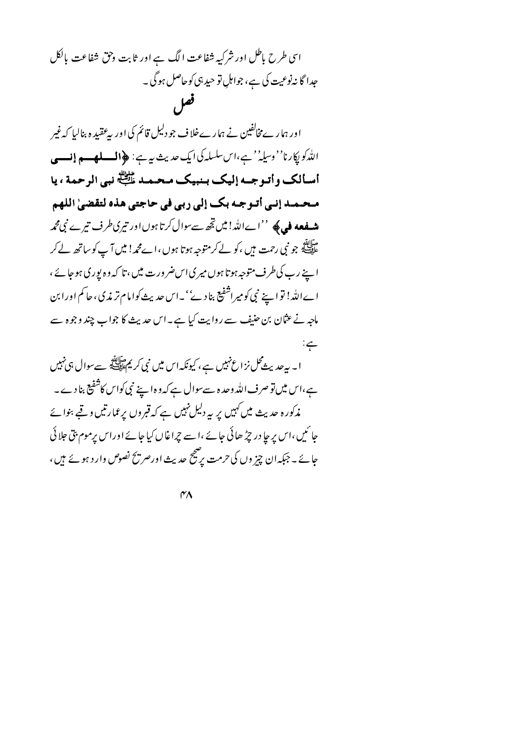اسی طرح باطل اور شرکیہ شفاعت الگ ہے اور ثابت وحق شفاعت بالکل جداگانہ نوعیت کی ہے، جو اہلِ توحید ہی کو حاصل ہوگی۔

## فصل

اور ہمارے مخالفین نے ہمارے خلاف جو دلیل قائم کی اور یہ عقیدہ بنالیا کہ غیر اللہ کو پکارنا ''وسیلہ'' ہے، اس سلسلہ کی ایک حدیث یہ ہے: ﴿**اللھم إني أسألک وأتوجه إلیک بنبیک محمد ﷺ نبي الرحمة ، یا محمد إني أتوجه بک إلی ربي في حاجتي هذه لتقضیٰ اللھم شفعه في**﴾ ''اے اللہ! میں تجھ سے سوال کرتا ہوں اور تیری طرف تیرے نبی محمد ﷺ جو نبی رحمت ہیں، کو لے کر متوجہ ہوتا ہوں، اے محمد! میں آپ کو ساتھ لے کر اپنے رب کی طرف متوجہ ہوتا ہوں میری اس ضرورت میں، تاکہ وہ پوری ہو جائے، اے اللہ! تو اپنے نبی کو میرا شفیع بنا دے''۔ اس حدیث کو امام ترمذی، حاکم اور ابن ماجہ نے عثمان بن حنیف سے روایت کیا ہے۔ اس حدیث کا جواب چند وجوہ سے ہے:

۱۔ یہ حدیث محل نزاع نہیں ہے، کیونکہ اس میں نبی کریم ﷺ سے سوال ہی نہیں ہے، اس میں تو صرف اللہ وحدہ سے سوال ہے کہ وہ اپنے نبی کو اس کا شفیع بنا دے۔

مذکورہ حدیث میں کہیں پر یہ دلیل نہیں ہے کہ قبروں پر عمارتیں و قبے بنوائے جائیں، اس پر چادر چڑھائی جائے، اسے چراغاں کیا جائے اور اس پر موم بتی جلائی جائے۔ جبکہ ان چیزوں کی حرمت پر صحیح حدیث اور صریح نصوص وارد ہوئے ہیں،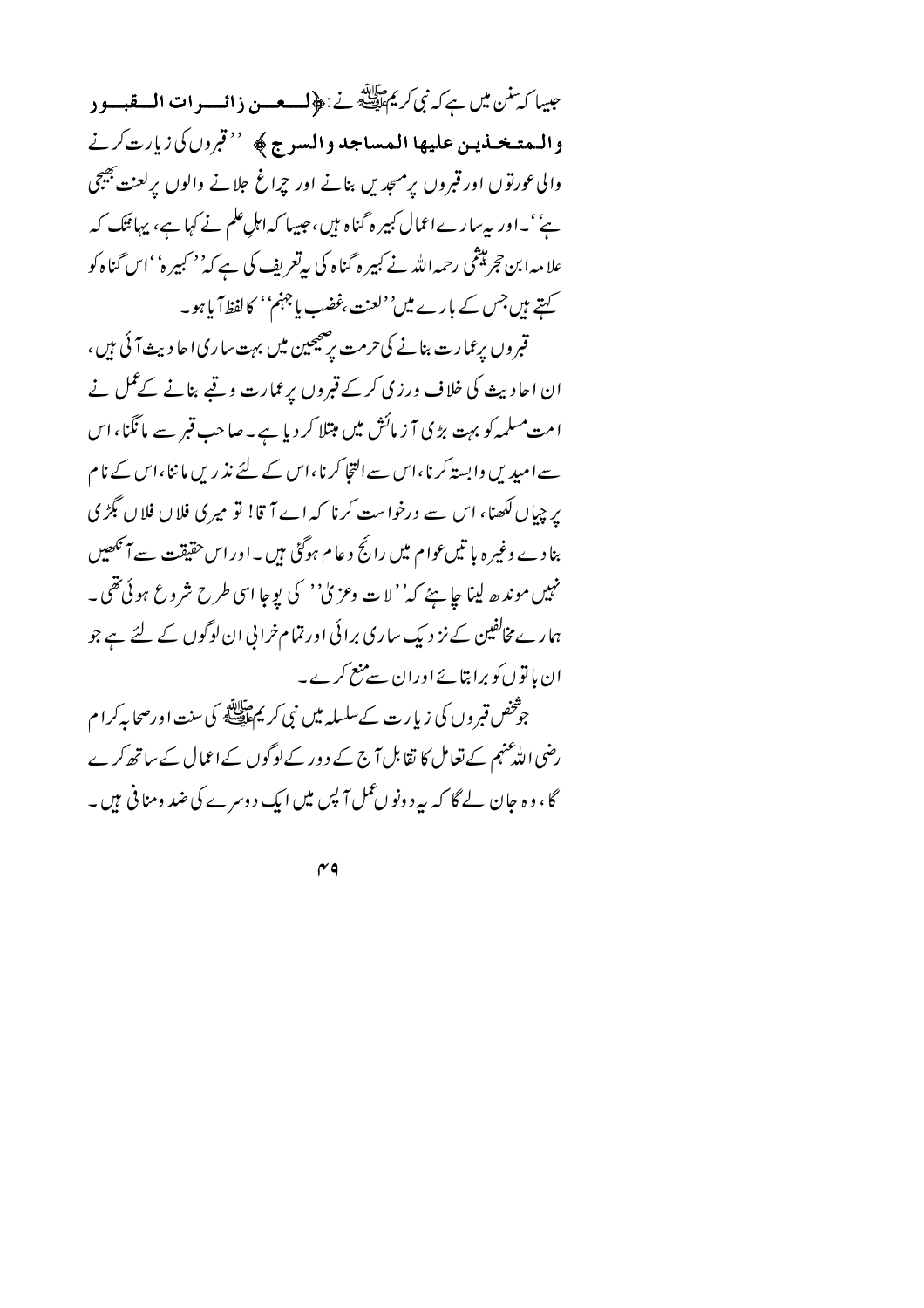جیسا کہ سنن میں ہے کہ نبی کریم ﷺ نے: ﴿**لعن زائرات القبور والمتخذين عليها المساجد والسرج**﴾ ''قبروں کی زیارت کرنے والی عورتوں اور قبروں پر مسجدیں بنانے اور چراغ جلانے والوں پر لعنت بھیجی ہے''۔ اور یہ سارے اعمال کبیرہ گناہ ہیں، جیسا کہ اہلِ علم نے کہا ہے، یہاں تک کہ علامہ ابن حجر ہیثمی رحمہ اللہ نے کبیرہ گناہ کی یہ تعریف کی ہے کہ ''کبیرہ'' اس گناہ کو کہتے ہیں جس کے بارے میں ''لعنت، غضب یا جہنم'' کا لفظ آیا ہو۔

قبروں پر عمارت بنانے کی حرمت پر صحیحین میں بہت ساری احادیث آئی ہیں، ان احادیث کی خلاف ورزی کر کے قبروں پر عمارت و قبے بنانے کے عمل نے امت مسلمہ کو بہت بڑی آزمائش میں مبتلا کر دیا ہے۔ صاحب قبر سے مانگنا، اس سے امیدیں وابستہ کرنا، اس سے التجا کرنا، اس کے لئے نذریں ماننا، اس کے نام پر چیاں لکھنا، اس سے درخواست کرنا کہ اے آقا! تو میری فلاں فلاں بگڑی بنا دے وغیرہ باتیں عوام میں رائج و عام ہوگئی ہیں۔ اور اس حقیقت سے آنکھیں نہیں موندھ لینا چاہئے کہ ''لات وعزیٰ'' کی پوجا اسی طرح شروع ہوئی تھی۔ ہمارے مخالفین کے نزدیک ساری برائی اور تمام خرابی ان لوگوں کے لئے ہے جو ان باتوں کو برا بتائے اور ان سے منع کرے۔

جو شخص قبروں کی زیارت کے سلسلہ میں نبی کریم ﷺ کی سنت اور صحابہ کرام رضی اللہ عنہم کے تعامل کا تقابل آج کے دور کے لوگوں کے اعمال کے ساتھ کرے گا، وہ جان لے گا کہ یہ دونوں عمل آپس میں ایک دوسرے کی ضد و منافی ہیں۔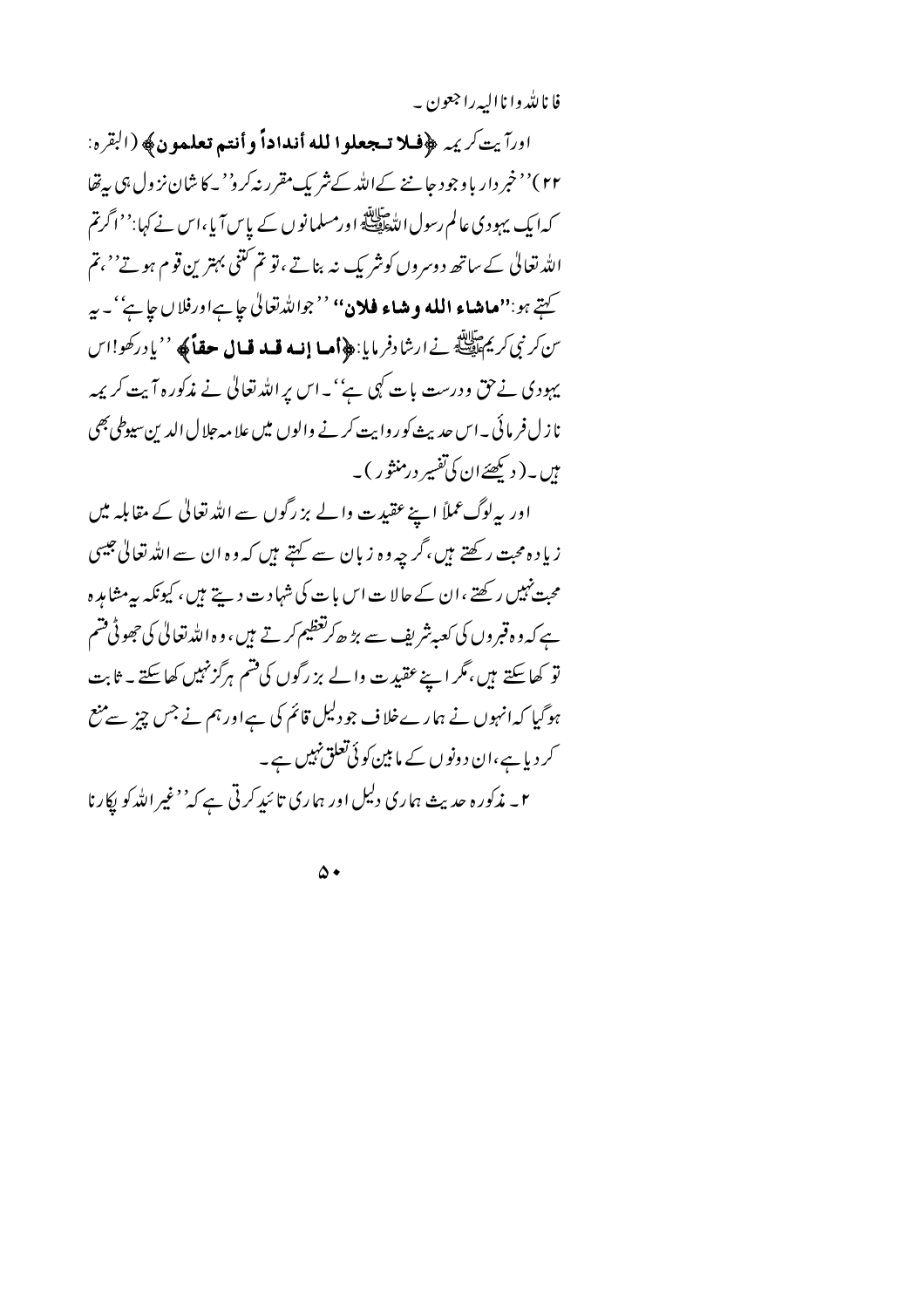فانا للہ وانا الیہ راجعون ۔

اور آیت کریمہ ﴿**فلا تجعلوا لله أنداداً وأنتم تعلمون**﴾ (البقرہ: ۲۲) ''خبردار باوجود جاننے کے اللہ کے شریک مقرر نہ کرو'' ۔ کا شان نزول ہی یہ تھا کہ ایک یہودی عالم رسول اللہ ﷺ اور مسلمانوں کے پاس آیا، اس نے کہا: ''اگر تم اللہ تعالیٰ کے ساتھ دوسروں کو شریک نہ بناتے، تو تم کتنی بہترین قوم ہوتے''، تم کہتے ہو: **''ماشاء الله وشاء فلان''** ''جو اللہ تعالیٰ چاہے اور فلاں چاہے'' ۔ یہ سن کر نبی کریم ﷺ نے ارشاد فرمایا: ﴿**أما إنه قد قال حقاً**﴾ ''یاد رکھو! اس یہودی نے حق و درست بات کہی ہے'' ۔ اس پر اللہ تعالیٰ نے مذکورہ آیت کریمہ نازل فرمائی ۔ اس حدیث کو روایت کرنے والوں میں علامہ جلال الدین سیوطی بھی ہیں ۔ (دیکھئے ان کی تفسیر درمنثور) ۔

اور یہ لوگ عملاً اپنے عقیدت والے بزرگوں سے اللہ تعالیٰ کے مقابلہ میں زیادہ محبت رکھتے ہیں، گرچہ وہ زبان سے کہتے ہیں کہ وہ ان سے اللہ تعالیٰ جیسی محبت نہیں رکھتے، ان کے حالات اس بات کی شہادت دیتے ہیں، کیونکہ یہ مشاہدہ ہے کہ وہ قبروں کی کعبہ شریف سے بڑھ کر تعظیم کرتے ہیں، وہ اللہ تعالیٰ کی جھوٹی قسم تو کھا سکتے ہیں، مگر اپنے عقیدت والے بزرگوں کی قسم ہرگز نہیں کھا سکتے ۔ ثابت ہو گیا کہ انہوں نے ہمارے خلاف جو دلیل قائم کی ہے اور ہم نے جس چیز سے منع کر دیا ہے، ان دونوں کے مابین کوئی تعلق نہیں ہے ۔

۲ ۔ مذکورہ حدیث ہماری دلیل اور ہماری تائید کرتی ہے کہ ''غیر اللہ کو پکارنا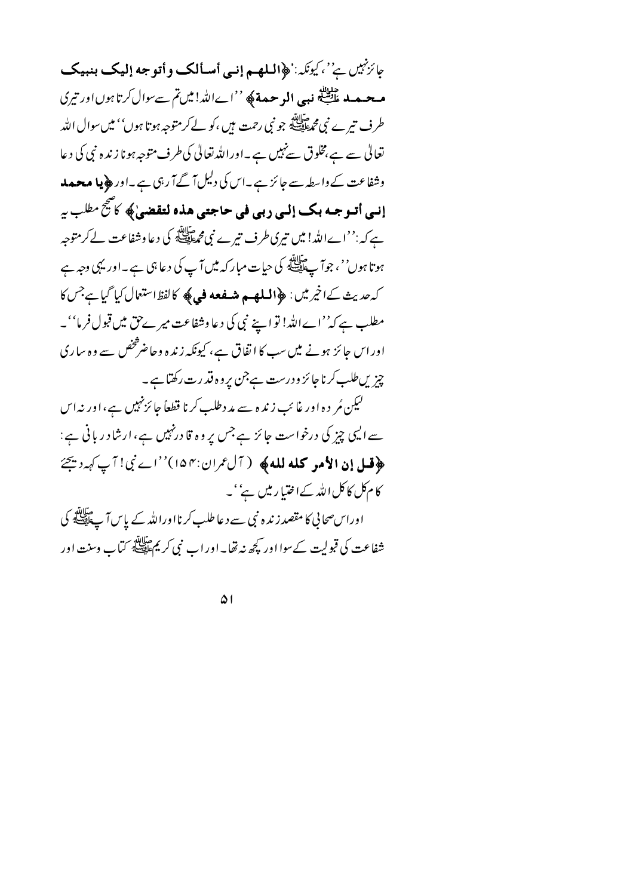جائز نہیں ہے''، کیونکہ: ﴿**اللھم إنی أسألک وأتوجه إلیک بنبیک محمد ﷺ نبی الرحمة**﴾ ''اے اللہ! میں تم سے سوال کرتا ہوں اور تیری طرف تیرے نبی محمد ﷺ جو نبی رحمت ہیں، کو لے کر متوجہ ہوتا ہوں'' میں سوال اللہ تعالیٰ سے ہے، مخلوق سے نہیں ہے۔ اور اللہ تعالیٰ کی طرف متوجہ ہونا زندہ نبی کی دعا وشفاعت کے واسطہ سے جائز ہے۔ اس کی دلیل آگے آرہی ہے۔ اور ﴿**یا محمد إنی أتوجه بک إلی ربی فی حاجتی ھذہ لتقضیٰ**﴾ کا صحیح مطلب یہ ہے کہ: ''اے اللہ! میں تیری طرف تیرے نبی محمد ﷺ کی دعا وشفاعت لے کر متوجہ ہوتا ہوں''، جو آپ ﷺ کی حیات مبارکہ میں آپ کی دعا ہی ہے۔ اور یہی وجہ ہے کہ حدیث کے اخیر میں: ﴿**اللھم شفعه فيّ**﴾ کا لفظ استعمال کیا گیا ہے جس کا مطلب ہے کہ ''اے اللہ! تو اپنے نبی کی دعا وشفاعت میرے حق میں قبول فرما''۔ اور اس جائز ہونے میں سب کا اتفاق ہے، کیونکہ زندہ وحاضر شخص سے وہ ساری چیزیں طلب کرنا جائز ودرست ہے جن پر وہ قدرت رکھتا ہے۔

لیکن مُردہ اور غائب زندہ سے مدد طلب کرنا قطعاً جائز نہیں ہے، اور نہ اس سے ایسی چیز کی درخواست جائز ہے جس پر وہ قادر نہیں ہے، ارشاد ربانی ہے: ﴿**قل إن الأمر کله لله**﴾ (آل عمران: ۱۵۴) ''اے نبی! آپ کہہ دیجئے کام کل کا کل اللہ کے اختیار میں ہے''۔

اور اس صحابی کا مقصد زندہ نبی سے دعا طلب کرنا اور اللہ کے پاس آپ ﷺ کی شفاعت کی قبولیت کے سوا اور کچھ نہ تھا۔ اور اب نبی کریم ﷺ کتاب وسنت اور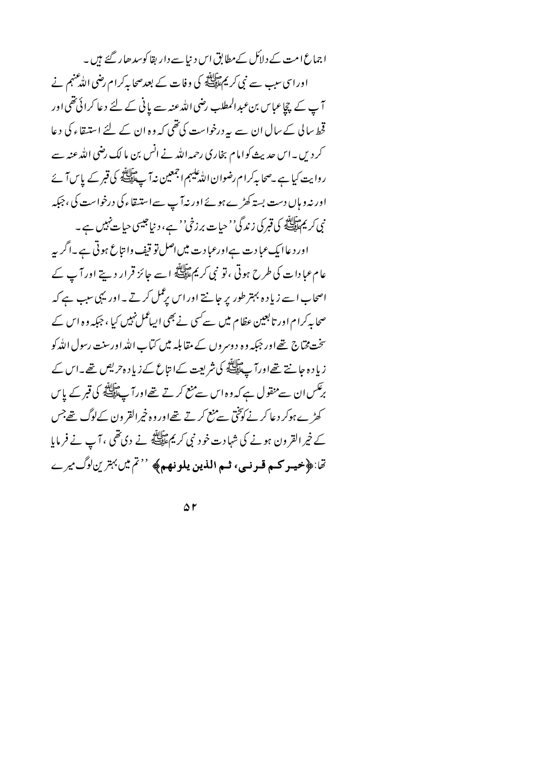اجماع امت کے دلائل کے مطابق اس دنیا سے دار بقا کو سدھار گئے ہیں۔

اور اسی سبب سے نبی کریم ﷺ کی وفات کے بعد صحابہ کرام رضی اللہ عنہم نے آپ کے چچا عباس بن عبدالمطلب رضی اللہ عنہ سے پانی کے لئے دعا کرائی تھی اور قحط سالی کے سال ان سے یہ درخواست کی تھی کہ وہ ان کے لئے استسقاء کی دعا کردیں۔ اس حدیث کو امام بخاری رحمہ اللہ نے انس بن مالک رضی اللہ عنہ سے روایت کیا ہے۔ صحابہ کرام رضوان اللہ علیہم اجمعین نہ آپ ﷺ کی قبر کے پاس آئے اور نہ وہاں دست بستہ کھڑے ہوئے اور نہ آپ سے استسقاء کی درخواست کی، جبکہ نبی کریم ﷺ کی قبر کی زندگی ''حیات برزخی'' ہے، دنیا جیسی حیات نہیں ہے۔

اور دعا ایک عبادت ہے اور عبادت میں اصل توقیف و اتباع ہوتی ہے۔ اگر یہ عام عبادات کی طرح ہوتی، تو نبی کریم ﷺ اسے جائز قرار دیتے اور آپ کے اصحاب اسے زیادہ بہتر طور پر جانتے اور اس پر عمل کرتے۔ اور یہی سبب ہے کہ صحابہ کرام اور تابعین عظام میں سے کسی نے بھی ایسا عمل نہیں کیا، جبکہ وہ اس کے سخت محتاج تھے اور جبکہ وہ دوسروں کے مقابلہ میں کتاب اللہ اور سنت رسول اللہ کو زیادہ جانتے تھے اور آپ ﷺ کی شریعت کے اتباع کے زیادہ حریص تھے۔ اس کے برعکس ان سے منقول ہے کہ وہ اس سے منع کرتے تھے اور آپ ﷺ کی قبر کے پاس کھڑے ہوکر دعا کرنے کو سختی سے منع کرتے تھے اور وہ خیر القرون کے لوگ تھے جس کے خیر القرون ہونے کی شہادت خود نبی کریم ﷺ نے دی تھی، آپ نے فرمایا تھا: **﴿خیرکم قرنی، ثم الذین یلونھم﴾** ''تم میں بہترین لوگ میرے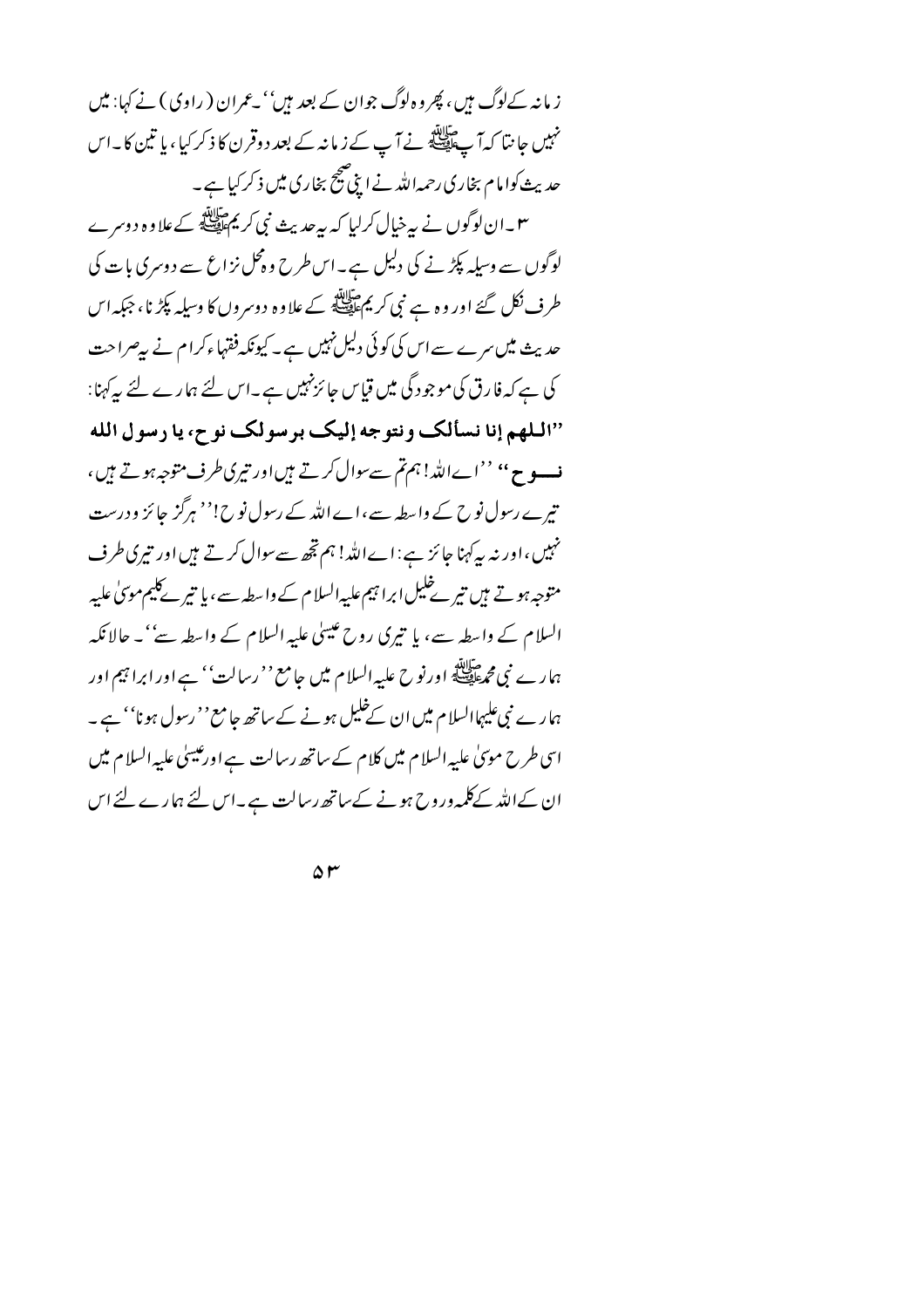زمانہ کے لوگ ہیں، پھر وہ لوگ جو ان کے بعد ہیں"۔عمران (راوی) نے کہا: میں نہیں جانتا کہ آپ ﷺ نے آپ کے زمانہ کے بعد دو قرن کا ذکر کیا، یا تین کا۔ اس حدیث کو امام بخاری رحمہ اللہ نے اپنی صحیح بخاری میں ذکر کیا ہے۔

۳۔ان لوگوں نے یہ خیال کرلیا کہ یہ حدیث نبی کریم ﷺ کے علاوہ دوسرے لوگوں سے وسیلہ پکڑنے کی دلیل ہے۔ اس طرح وہ محل نزاع سے دوسری بات کی طرف نکل گئے اور وہ ہے نبی کریم ﷺ کے علاوہ دوسروں کا وسیلہ پکڑنا، جبکہ اس حدیث میں سرے سے اس کی کوئی دلیل نہیں ہے۔ کیونکہ فقہاء کرام نے یہ صراحت کی ہے کہ فارق کی موجودگی میں قیاس جائز نہیں ہے۔ اس لئے ہمارے لئے یہ کہنا: **"اللهم إنا نسألك ونتوجه إليك برسولك نوح، يا رسول الله نوح"** "اے اللہ! ہم تم سے سوال کرتے ہیں اور تیری طرف متوجہ ہوتے ہیں، تیرے رسول نوح کے واسطہ سے، اے اللہ کے رسول نوح!" ہرگز جائز و درست نہیں، اور نہ یہ کہنا جائز ہے: اے اللہ! ہم تجھ سے سوال کرتے ہیں اور تیری طرف متوجہ ہوتے ہیں تیرے خلیل ابراہیم علیہ السلام کے واسطہ سے، یا تیرے کلیم موسیٰ علیہ السلام کے واسطہ سے، یا تیری روح عیسیٰ علیہ السلام کے واسطہ سے"۔ حالانکہ ہمارے نبی محمد ﷺ اور نوح علیہ السلام میں جامع "رسالت" ہے اور ابراہیم اور ہمارے نبی علیہما السلام میں ان کے خلیل ہونے کے ساتھ جامع "رسول ہونا" ہے۔ اسی طرح موسیٰ علیہ السلام میں کلام کے ساتھ رسالت ہے اور عیسیٰ علیہ السلام میں ان کے اللہ کے کلمہ و روح ہونے کے ساتھ رسالت ہے۔ اس لئے ہمارے لئے اس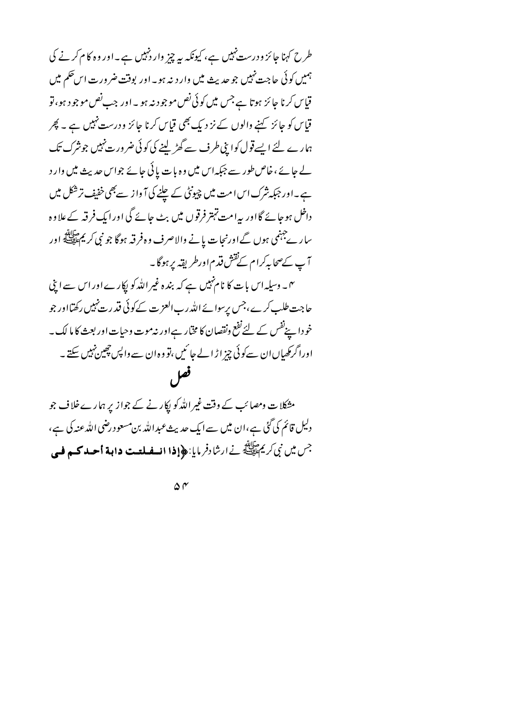طرح کہنا جائز ودرست نہیں ہے، کیونکہ یہ چیز وارد نہیں ہے۔ اور وہ کام کرنے کی ہمیں کوئی حاجت نہیں جو حدیث میں وارد نہ ہو۔ اور بوقت ضرورت اس حکم میں قیاس کرنا جائز ہوتا ہے جس میں کوئی نص موجود نہ ہو۔ اور جب نص موجود ہو، تو قیاس کو جائز کہنے والوں کے نزدیک بھی قیاس کرنا جائز ودرست نہیں ہے۔ پھر ہمارے لئے ایسے قول کو اپنی طرف سے گھڑ لینے کی کوئی ضرورت نہیں جو شرک تک لے جائے، خاص طور سے جبکہ اس میں وہ بات پائی جائے جو اس حدیث میں وارد ہے۔ اور جبکہ شرک اس امت میں چیونٹی کے چلنے کی آواز سے بھی خفیف تر شکل میں داخل ہو جائے گا اور یہ امت تہتر فرقوں میں بٹ جائے گی اور ایک فرقہ کے علاوہ سارے جہنمی ہوں گے اور نجات پانے والا صرف وہ فرقہ ہوگا جو نبی کریم ﷺ اور آپ کے صحابہ کرام کے نقش قدم اور طریقہ پر ہوگا۔

۴۔ وسیلہ اس بات کا نام نہیں ہے کہ بندہ غیر اللہ کو پکارے اور اس سے اپنی حاجت طلب کرے، جس پر سوائے اللہ رب العزت کے کوئی قدرت نہیں رکھتا اور جو خود اپنے نفس کے لئے نفع ونقصان کا مختار ہے اور نہ موت وحیات اور بعث کا مالک۔ اور اگر مکھیاں ان سے کوئی چیز اڑا لے جائیں، تو وہ ان سے واپس چھین نہیں سکتے۔

## فصل

مشکلات ومصائب کے وقت غیر اللہ کو پکارنے کے جواز پر ہمارے خلاف جو دلیل قائم کی گئی ہے، ان میں سے ایک حدیث عبداللہ بن مسعود رضی اللہ عنہ کی ہے، جس میں نبی کریم ﷺ نے ارشاد فرمایا: ﴿**إذا انفلتت دابة أحدكم في**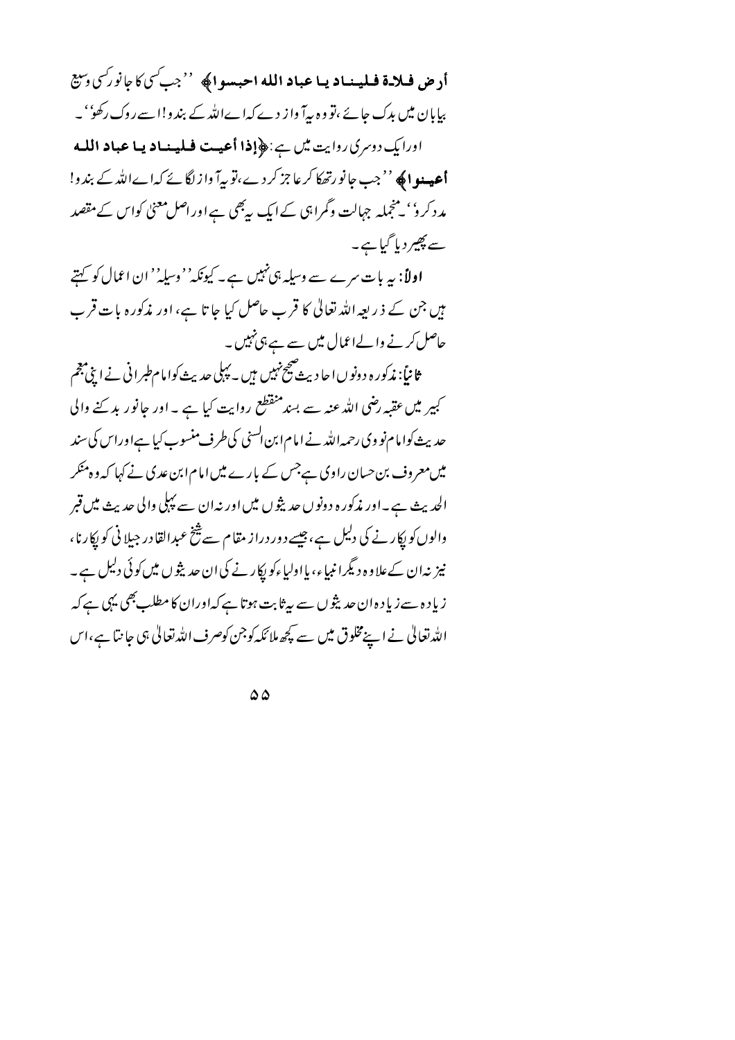**أرض فلاة فلينادِ يا عباد الله احبسوا﴾** ''جب کسی کا جانور کسی وسیع بیابان میں بدک جائے، تو وہ یہ آواز دے کہ اے اللہ کے بندو! اسے روک رکھو''۔

اور ایک دوسری روایت میں ہے: **﴿إذا أعيت فلينادِ يا عباد الله أعينوا﴾** ''جب جانور تھکا کر عاجز کر دے، تو یہ آواز لگائے کہ اے اللہ کے بندو! مدد کرو''۔ منجملہ جہالت وگمراہی کے ایک یہ بھی ہے اور اصل معنیٰ کو اس کے مقصد سے پھیر دیا گیا ہے۔

**اولاً:** یہ بات سرے سے وسیلہ ہی نہیں ہے۔ کیونکہ ''وسیلہ'' ان اعمال کو کہتے ہیں جن کے ذریعہ اللہ تعالیٰ کا قرب حاصل کیا جاتا ہے، اور مذکورہ بات قرب حاصل کرنے والے اعمال میں سے ہے ہی نہیں۔

**ثانیاً:** مذکورہ دونوں احادیث صحیح نہیں ہیں۔ پہلی حدیث کو امام طبرانی نے اپنی معجم کبیر میں عقبہ رضی اللہ عنہ سے بسند منقطع روایت کیا ہے۔ اور جانور بدکنے والی حدیث کو امام نووی رحمہ اللہ نے امام ابن السنی کی طرف منسوب کیا ہے اور اس کی سند میں معروف بن حسان راوی ہے جس کے بارے میں امام ابن عدی نے کہا کہ وہ منکر الحدیث ہے۔ اور مذکورہ دونوں حدیثوں میں اور نہ ان سے پہلی والی حدیث میں قبر والوں کو پکارنے کی دلیل ہے، جیسے دور دراز مقام سے شیخ عبدالقادر جیلانی کو پکارنا، نیز نہ ان کے علاوہ دیگر انبیاء، یا اولیاء کو پکارنے کی ان حدیثوں میں کوئی دلیل ہے۔ زیادہ سے زیادہ ان حدیثوں سے یہ ثابت ہوتا ہے کہ اور ان کا مطلب بھی یہی ہے کہ اللہ تعالیٰ نے اپنے مخلوق میں سے کچھ ملائکہ کو جن کو صرف اللہ تعالیٰ ہی جانتا ہے، اس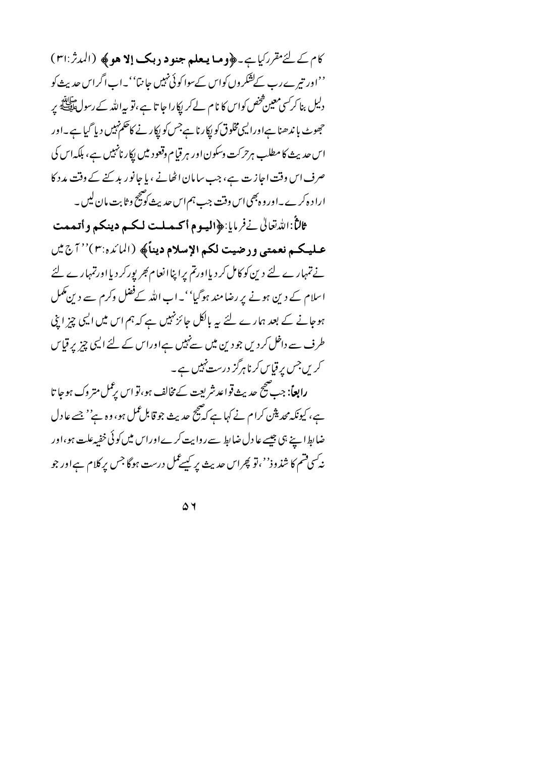کام کے لئے مقرر کیا ہے۔ ﴿**وما یعلم جنود ربک إلا هو**﴾ (المدثر:۳۱) ''اور تیرے رب کے لشکروں کو اس کے سوا کوئی نہیں جانتا''۔ اب اگر اس حدیث کو دلیل بنا کر کسی معین شخص کو اس کا نام لے کر پکارا جاتا ہے، تو یہ اللہ کے رسول ﷺ پر جھوٹ باندھنا ہے اور ایسی مخلوق کو پکارنا ہے جس کو پکارنے کا حکم نہیں دیا گیا ہے۔ اور اس حدیث کا مطلب ہر حرکت وسکون اور ہر قیام وقعود میں پکارنا نہیں ہے، بلکہ اس کی صرف اس وقت اجازت ہے، جب سامان اٹھانے، یا جانور بدکنے کے وقت مدد کا ارادہ کرے۔ اور وہ بھی اس وقت جب ہم اس حدیث کو صحیح وثابت مان لیں۔

**ثالثاً:** اللہ تعالیٰ نے فرمایا: ﴿**الیوم أکملت لکم دینکم وأتممت علیکم نعمتی ورضیت لکم الإسلام دیناً**﴾ (المائدہ:۳) ''آج میں نے تمہارے لئے دین کو کامل کر دیا اور تم پر اپنا انعام بھرپور کر دیا اور تمہارے لئے اسلام کے دین ہونے پر رضامند ہوگیا''۔ اب اللہ کے فضل وکرم سے دین مکمل ہو جانے کے بعد ہمارے لئے یہ بالکل جائز نہیں ہے کہ ہم اس میں ایسی چیز اپنی طرف سے داخل کر دیں جو دین میں سے نہیں ہے اور اس کے لئے ایسی چیز پر قیاس کریں جس پر قیاس کرنا ہرگز درست نہیں ہے۔

**رابعاً:** جب صحیح حدیث قواعد شریعت کے مخالف ہو، تو اس پر عمل متروک ہو جاتا ہے، کیونکہ محدثین کرام نے کہا ہے کہ صحیح حدیث جو قابل عمل ہو، وہ ہے ''جسے عادل ضابط اپنے ہی جیسے عادل ضابط سے روایت کرے اور اس میں کوئی خفیہ علت ہو، اور نہ کسی قسم کا شذوذ''، تو پھر اس حدیث پر کیسے عمل درست ہوگا جس پر کلام ہے اور جو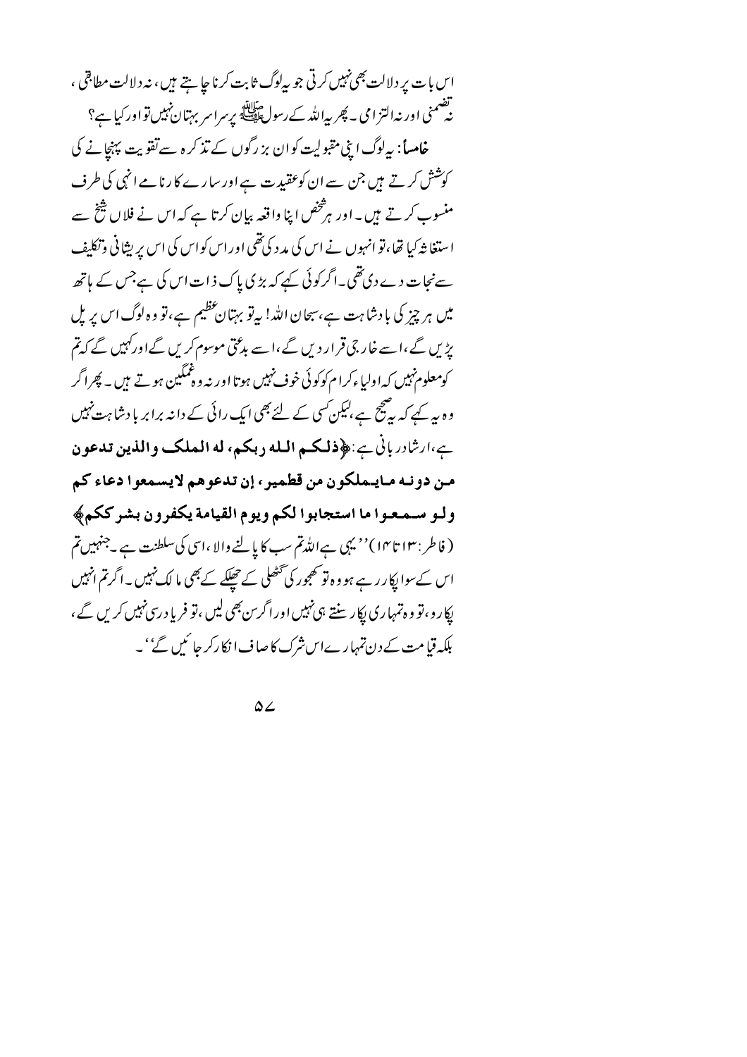اس بات پر دلالت بھی نہیں کرتی جو یہ لوگ ثابت کرنا چاہتے ہیں، نہ دلالت مطابقی، نہ تضمنی اور نہ التزامی۔ پھر یہ اللہ کے رسول ﷺ پر سراسر بہتان نہیں تو اور کیا ہے؟

**خامساً:** یہ لوگ اپنی مقبولیت کو ان بزرگوں کے تذکرہ سے تقویت پہنچانے کی کوشش کرتے ہیں جن سے ان کو عقیدت ہے اور سارے کارنامے انہی کی طرف منسوب کرتے ہیں۔ اور ہر شخص اپنا واقعہ بیان کرتا ہے کہ اس نے فلاں شیخ سے استغاثہ کیا تھا، تو انہوں نے اس کی مدد کی تھی اور اس کو اس کی اس پریشانی وتکلیف سے نجات دے دی تھی۔ اگر کوئی کہے کہ بڑی پاک ذات اس کی ہے جس کے ہاتھ میں ہر چیز کی بادشاہت ہے، سبحان اللہ! یہ تو بہتان عظیم ہے، تو وہ لوگ اس پر پل پڑیں گے، اسے خارجی قرار دیں گے، اسے بدعتی موسوم کریں گے اور کہیں گے کہ تم کو معلوم نہیں کہ اولیاء کرام کو کوئی خوف نہیں ہوتا اور نہ وہ غمگین ہوتے ہیں۔ پھر اگر وہ یہ کہے کہ یہ صحیح ہے، لیکن کسی کے لئے بھی ایک رائی کے دانہ برابر بادشاہت نہیں ہے، ارشادِ ربانی ہے: **﴿ذلكم الله ربكم، له الملك والذين تدعون من دونه مايملكون من قطمير، إن تدعوهم لايسمعوا دعاء كم ولو سمعوا ما استجابوا لكم ويوم القيامة يكفرون بشرككم﴾** (فاطر: ۱۳ تا ۱۴) ''یہی ہے اللہ تم سب کا پالنے والا، اسی کی سلطنت ہے۔ جنہیں تم اس کے سوا پکار رہے ہو وہ تو کھجور کی گٹھلی کے چھلکے کے بھی مالک نہیں۔ اگر تم انہیں پکارو، تو وہ تمہاری پکار سنتے ہی نہیں اور اگر سن بھی لیں، تو فریاد رسی نہیں کریں گے، بلکہ قیامت کے دن تمہارے اس شرک کا صاف انکار کر جائیں گے''۔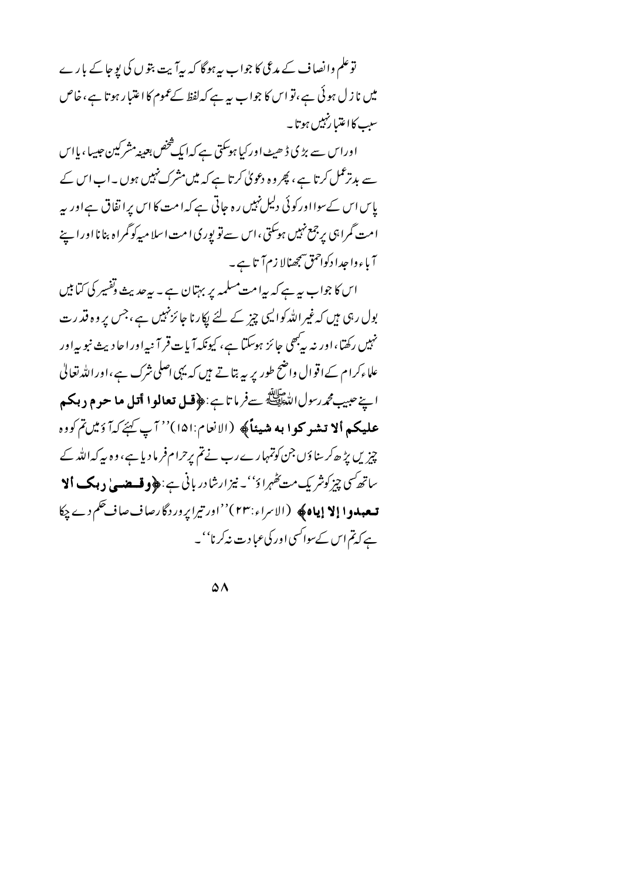تو علم وانصاف کے مدعی کا جواب یہ ہوگا کہ یہ آیت بتوں کی پوجا کے بارے میں نازل ہوئی ہے، تو اس کا جواب یہ ہے کہ لفظ کے عموم کا اعتبار ہوتا ہے، خاص سبب کا اعتبار نہیں ہوتا۔

اور اس سے بڑی ڈھیٹ اور کیا ہوسکتی ہے کہ ایک شخص بعینہ مشرکین جیسا، یا اس سے بدتر عمل کرتا ہے، پھر وہ دعویٰ کرتا ہے کہ میں مشرک نہیں ہوں۔ اب اس کے پاس اس کے سوا اور کوئی دلیل نہیں رہ جاتی ہے کہ امت کا اس پر اتفاق ہے اور یہ امت گمراہی پر جمع نہیں ہوسکتی، اس سے تو پوری امت اسلامیہ کو گمراہ بنانا اور اپنے آباء واجداد کو احمق سمجھنا لازم آتا ہے۔

اس کا جواب یہ ہے کہ یہ امت مسلمہ پر بہتان ہے۔ یہ حدیث وتفسیر کی کتابیں بول رہی ہیں کہ غیر اللہ کو ایسی چیز کے لئے پکارنا جائز نہیں ہے، جس پر وہ قدرت نہیں رکھتا، اور نہ یہ کبھی جائز ہوسکتا ہے، کیونکہ آیات قرآنیہ اور احادیث نبویہ اور علماء کرام کے اقوال واضح طور پر یہ بتاتے ہیں کہ یہی اصلی شرک ہے، اور اللہ تعالیٰ اپنے حبیب محمد رسول اللہ ﷺ سے فرماتا ہے: ﴿**قل تعالوا أتل ما حرم ربكم عليكم ألا تشركوا به شيئاً**﴾ (الانعام:١٥١) ''آپ کہئے کہ آؤ میں تم کو وہ چیزیں پڑھ کر سناؤں جن کو تمہارے رب نے تم پر حرام فرما دیا ہے، وہ یہ کہ اللہ کے ساتھ کسی چیز کو شریک مت ٹھہراؤ''۔ نیز ارشاد ربانی ہے: ﴿**وقضىٰ ربك ألا تعبدوا إلا إياه**﴾ (الاسراء:٢٣) ''اور تیرا پروردگار صاف صاف حکم دے چکا ہے کہ تم اس کے سوا کسی اور کی عبادت نہ کرنا''۔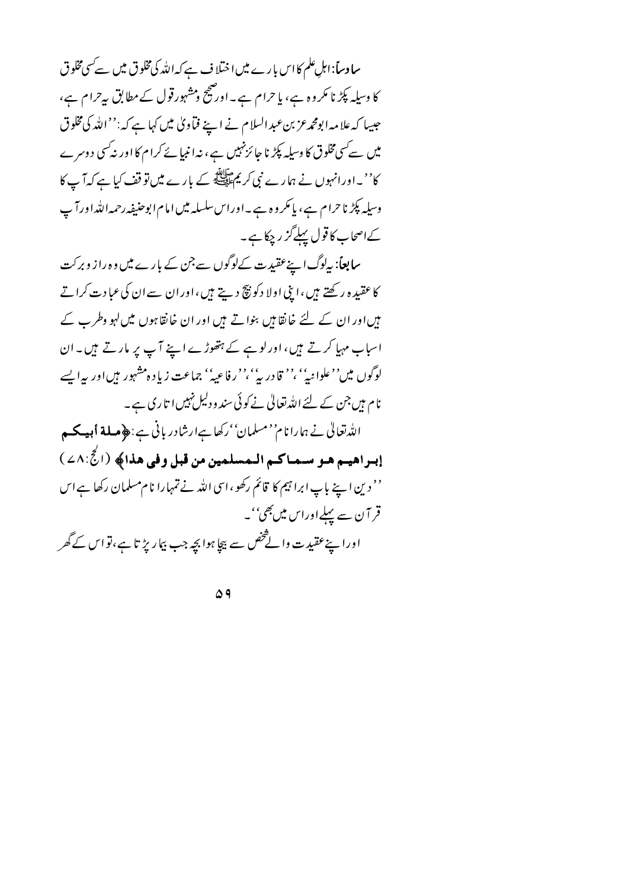**سادساً:** اہلِ علم کا اس بارے میں اختلاف ہے کہ اللہ کی مخلوق میں سے کسی مخلوق کا وسیلہ پکڑنا مکروہ ہے، یا حرام ہے۔ اور صحیح ومشہور قول کے مطابق یہ حرام ہے، جیسا کہ علامہ ابو محمد عز بن عبد السلام نے اپنے فتاویٰ میں کہا ہے کہ: ''اللہ کی مخلوق میں سے کسی مخلوق کا وسیلہ پکڑنا جائز نہیں ہے، نہ انبیائے کرام کا اور نہ کسی دوسرے کا''۔ اور انہوں نے ہمارے نبی کریم ﷺ کے بارے میں توقف کیا ہے کہ آپ کا وسیلہ پکڑنا حرام ہے، یا مکروہ ہے۔ اور اس سلسلہ میں امام ابو حنیفہ رحمہ اللہ اور آپ کے اصحاب کا قول پہلے گزر چکا ہے۔

**سابعاً:** یہ لوگ اپنے عقیدت کے لوگوں سے جن کے بارے میں وہ راز وبرکت کا عقیدہ رکھتے ہیں، اپنی اولاد کو بیچ دیتے ہیں، اور ان سے ان کی عبادت کراتے ہیں اور ان کے لئے خانقاہیں بنواتے ہیں اور ان خانقاہوں میں لہو وطرب کے اسباب مہیا کرتے ہیں، اور لوہے کے ہتھوڑے اپنے آپ پر مارتے ہیں۔ ان لوگوں میں ''علوانیہ''، ''قادریہ''، ''رفاعیہ'' جماعت زیادہ مشہور ہیں اور یہ ایسے نام ہیں جن کے لئے اللہ تعالیٰ نے کوئی سند ودلیل نہیں اتاری ہے۔

اللہ تعالیٰ نے ہمارا نام ''مسلمان'' رکھا ہے ارشاد ربانی ہے: ﴿**ملة أبيكم إبراهيم هو سماكم المسلمين من قبل وفي هذا**﴾ (الحج: ۷۸)

''دین اپنے باپ ابراہیم کا قائم رکھو، اسی اللہ نے تمہارا نام مسلمان رکھا ہے اس قرآن سے پہلے اور اس میں بھی''۔

اور اپنے عقیدت والے شخص سے بیچا ہوا بچہ جب بیمار پڑتا ہے، تو اس کے گھر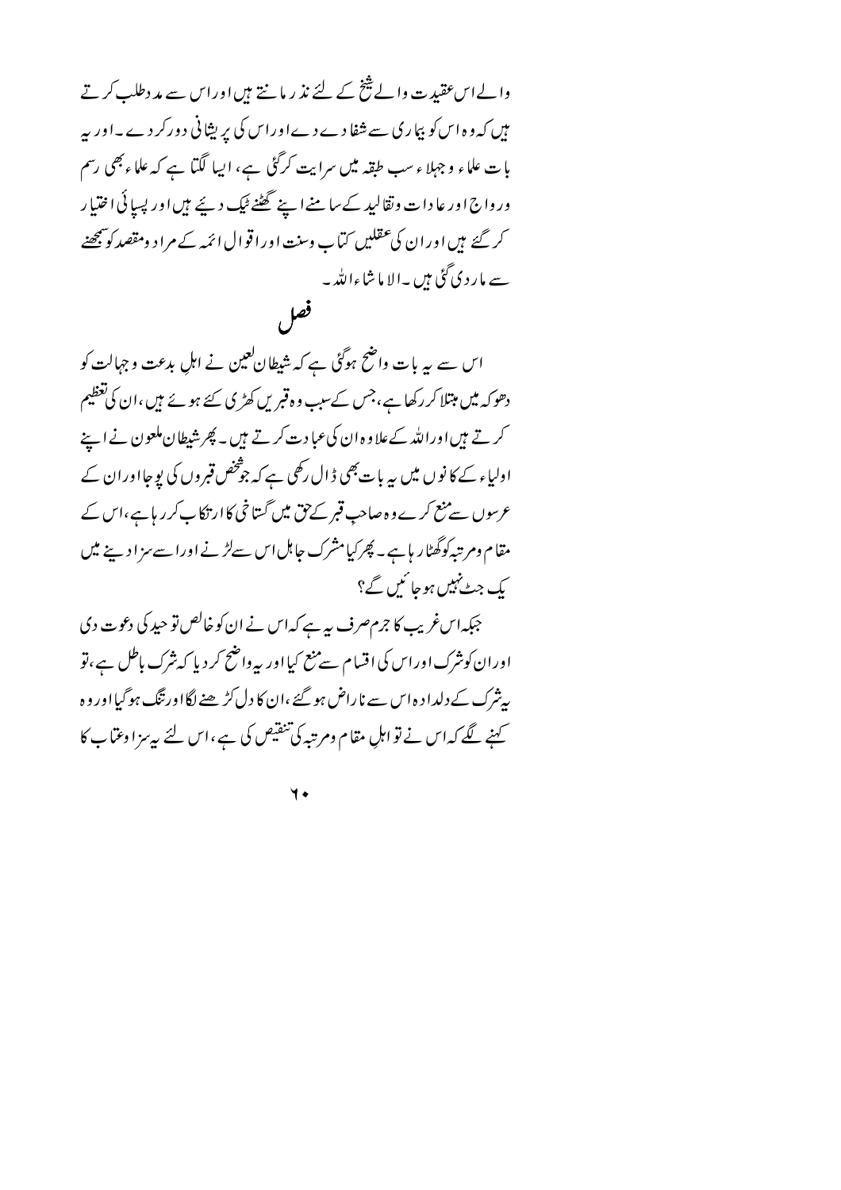والے اس عقیدت والے شیخ کے لئے نذر مانتے ہیں اور اس سے مدد طلب کرتے ہیں کہ وہ اس کو بیماری سے شفا دے دے اور اس کی پریشانی دور کر دے۔ اور یہ بات علماء وجہلاء سب طبقہ میں سرایت کر گئی ہے، ایسا لگتا ہے کہ علماء بھی رسم ورواج اور عادات وتقالید کے سامنے اپنے گھٹنے ٹیک دیئے ہیں اور پسپائی اختیار کر گئے ہیں اور ان کی عقلیں کتاب وسنت اور اقوال ائمہ کے مراد ومقصد کو سمجھنے سے ماردی گئی ہیں۔ الا ما شاء اللہ۔

## فصل

اس سے یہ بات واضح ہوگئی ہے کہ شیطان لعین نے اہلِ بدعت وجہالت کو دھوکہ میں مبتلا کر رکھا ہے، جس کے سبب وہ قبریں کھڑی کئے ہوئے ہیں، ان کی تعظیم کرتے ہیں اور اللہ کے علاوہ ان کی عبادت کرتے ہیں۔ پھر شیطان ملعون نے اپنے اولیاء کے کانوں میں یہ بات بھی ڈال رکھی ہے کہ جو شخص قبروں کی پوجا اور ان کے عرسوں سے منع کرے وہ صاحبِ قبر کے حق میں گستاخی کا ارتکاب کر رہا ہے، اس کے مقام ومرتبہ کو گھٹا رہا ہے۔ پھر کیا مشرک جاہل اس سے لڑنے اور اسے سزا دینے میں یک جٹ نہیں ہو جائیں گے؟

جبکہ اس غریب کا جرم صرف یہ ہے کہ اس نے ان کو خالص توحید کی دعوت دی اور ان کو شرک اور اس کی اقسام سے منع کیا اور یہ واضح کر دیا کہ شرک باطل ہے، تو یہ شرک کے دلدادہ اس سے ناراض ہو گئے، ان کا دل کڑھنے لگا اور تنگ ہو گیا اور وہ کہنے لگے کہ اس نے تو اہلِ مقام ومرتبہ کی تنقیص کی ہے، اس لئے یہ سزا وعتاب کا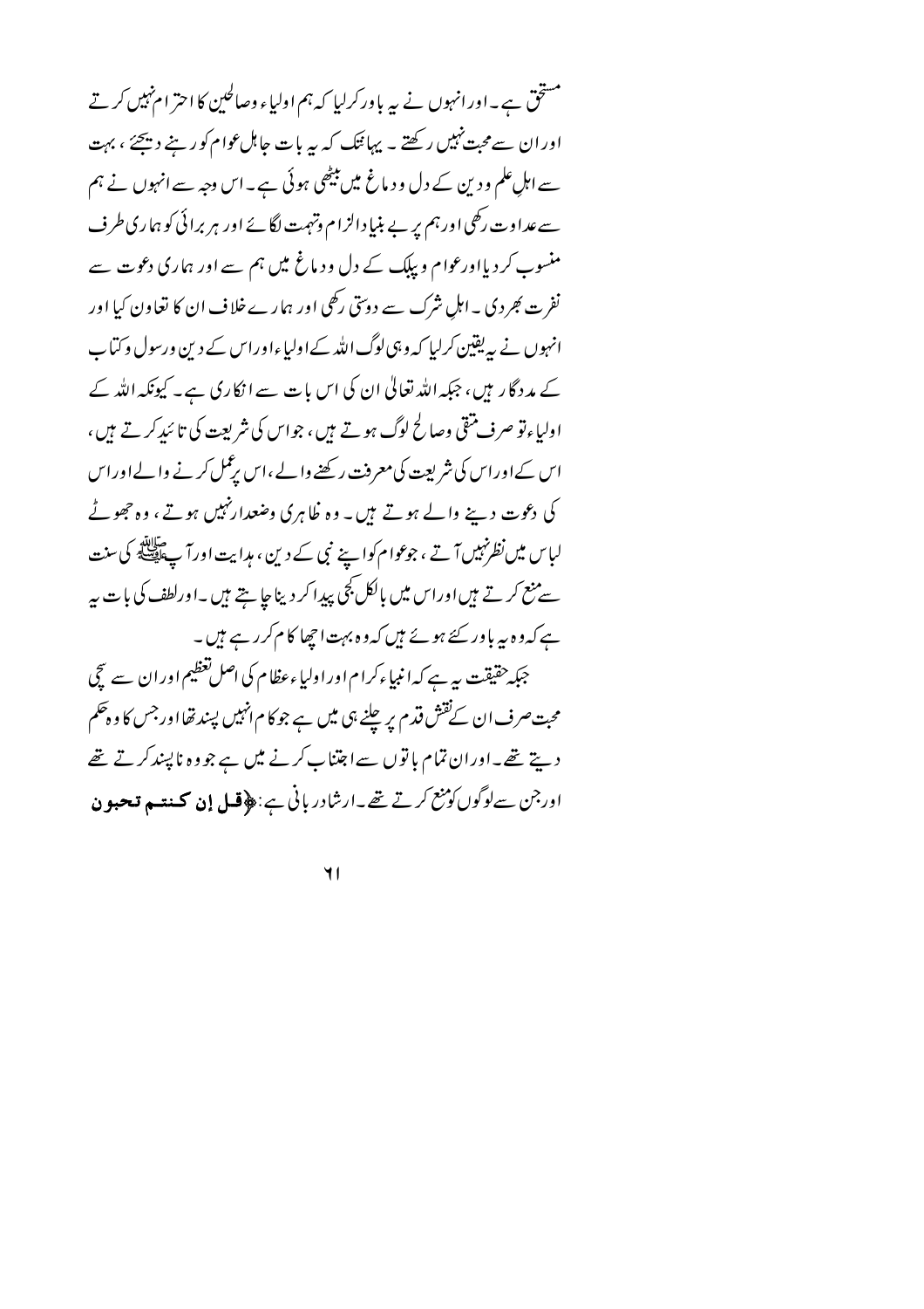مستحق ہے۔ اور انہوں نے یہ باور کرلیا کہ ہم اولیاء وصالحین کا احترام نہیں کرتے اور ان سے محبت نہیں رکھتے۔ یہاںتک کہ یہ بات جاہل عوام کو رہنے دیجئے، بہت سے اہلِ علم ودین کے دل و دماغ میں بیٹھی ہوئی ہے۔ اس وجہ سے انہوں نے ہم سے عداوت رکھی اور ہم پر بے بنیاد الزام وتہمت لگائے اور ہر برائی کو ہماری طرف منسوب کردیا اور عوام وپبلک کے دل و دماغ میں ہم سے اور ہماری دعوت سے نفرت بھردی۔ اہلِ شرک سے دوستی رکھی اور ہمارے خلاف ان کا تعاون کیا اور انہوں نے یہ یقین کرلیا کہ وہی لوگ اللہ کے اولیاء اور اس کے دین و رسول وکتاب کے مددگار ہیں، جبکہ اللہ تعالیٰ ان کی اس بات سے انکاری ہے۔ کیونکہ اللہ کے اولیاء تو صرف متقی وصالح لوگ ہوتے ہیں، جو اس کی شریعت کی تائید کرتے ہیں، اس کے اور اس کی شریعت کی معرفت رکھنے والے، اس پر عمل کرنے والے اور اس کی دعوت دینے والے ہوتے ہیں۔ وہ ظاہری وضعدار نہیں ہوتے، وہ جھوٹے لباس میں نظر نہیں آتے، جو عوام کو اپنے نبی کے دین، ہدایت اور آپ ﷺ کی سنت سے منع کرتے ہیں اور اس میں بالکل کجی پیدا کردینا چاہتے ہیں۔ اور لطف کی بات یہ ہے کہ وہ یہ باور کئے ہوئے ہیں کہ وہ بہت اچھا کام کررہے ہیں۔

جبکہ حقیقت یہ ہے کہ انبیاء کرام اور اولیاء عظام کی اصل تعظیم اور ان سے سچی محبت صرف ان کے نقشِ قدم پر چلنے ہی میں ہے جو کام انہیں پسند تھا اور جس کا وہ حکم دیتے تھے۔ اور ان تمام باتوں سے اجتناب کرنے میں ہے جو وہ ناپسند کرتے تھے اور جن سے لوگوں کو منع کرتے تھے۔ ارشادِ ربانی ہے: **﴿قل إن كنتم تحبون**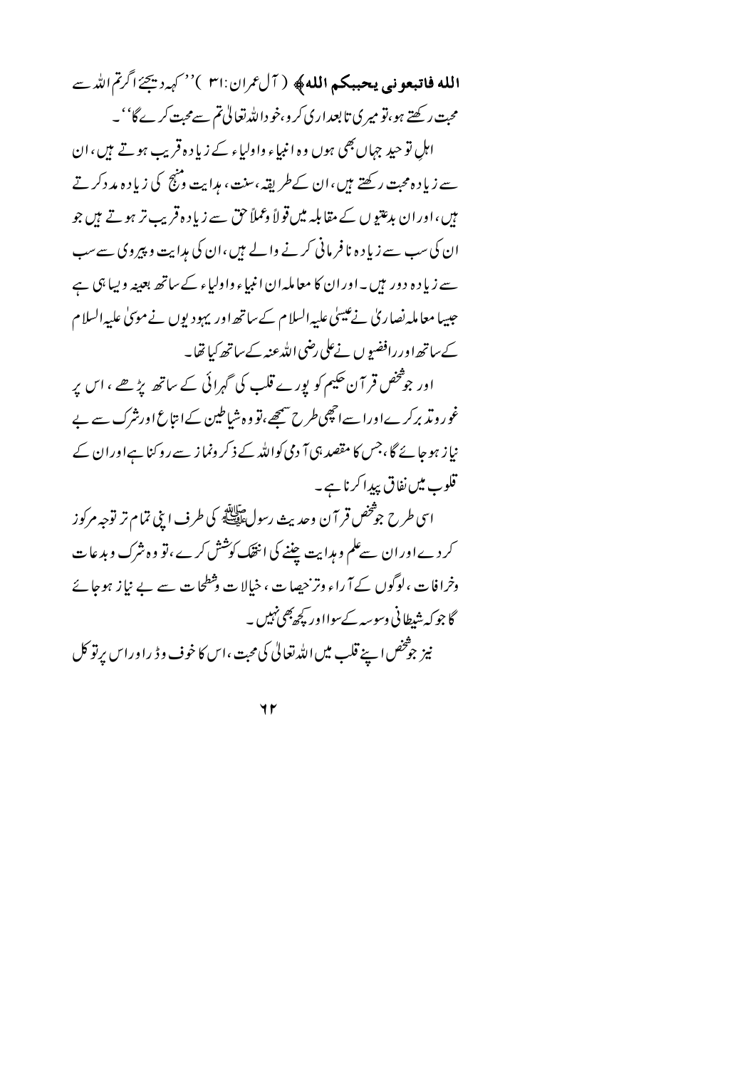**الله فاتبعونی یحببکم الله﴾** ( آل عمران:۳۱ )''کہہ دیجئے اگرتم اللہ سے محبت رکھتے ہو،تو میری تابعداری کرو،خوداللہ تعالیٰ تم سے محبت کرے گا''۔

اہلِ توحید جہاں بھی ہوں وہ انبیاء واولیاء کے زیادہ قریب ہوتے ہیں، ان سے زیادہ محبت رکھتے ہیں، ان کے طریقہ، سنت، ہدایت ومنہج کی زیادہ مدد کرتے ہیں، اوران بدعتیوں کے مقابلہ میں قولاً وعملاً حق سے زیادہ قریب تر ہوتے ہیں جو ان کی سب سے زیادہ نافرمانی کرنے والے ہیں، ان کی ہدایت وپیروی سے سب سے زیادہ دور ہیں۔ اوران کا معاملہ ان انبیاء واولیاء کے ساتھ بعینہ ویسا ہی ہے جیسا معاملہ نصاریٰ نے عیسیٰ علیہ السلام کے ساتھ اور یہودیوں نے موسیٰ علیہ السلام کے ساتھ اور رافضیوں نے علی رضی اللہ عنہ کے ساتھ کیا تھا۔

اور جو شخص قرآن حکیم کو پورے قلب کی گہرائی کے ساتھ پڑھے، اس پر غور وتدبر کرے اوراسے اچھی طرح سمجھے، تو وہ شیاطین کے اتباع اور شرک سے بے نیاز ہو جائے گا، جس کا مقصد ہی آدمی کو اللہ کے ذکر ونماز سے روکنا ہے اوران کے قلوب میں نفاق پیدا کرنا ہے۔

اسی طرح جو شخص قرآن وحدیث رسول ﷺ کی طرف اپنی تمام تر توجہ مرکوز کردے اوران سے علم وہدایت چننے کی انتھک کوشش کرے، تو وہ شرک وبدعات وخرافات، لوگوں کے آراء وترجیحات، خیالات وشطحات سے بے نیاز ہو جائے گا جو کہ شیطانی وسوسہ کے سوا اور کچھ بھی نہیں۔

نیز جو شخص اپنے قلب میں اللہ تعالیٰ کی محبت، اس کا خوف وڈر اور اس پر توکل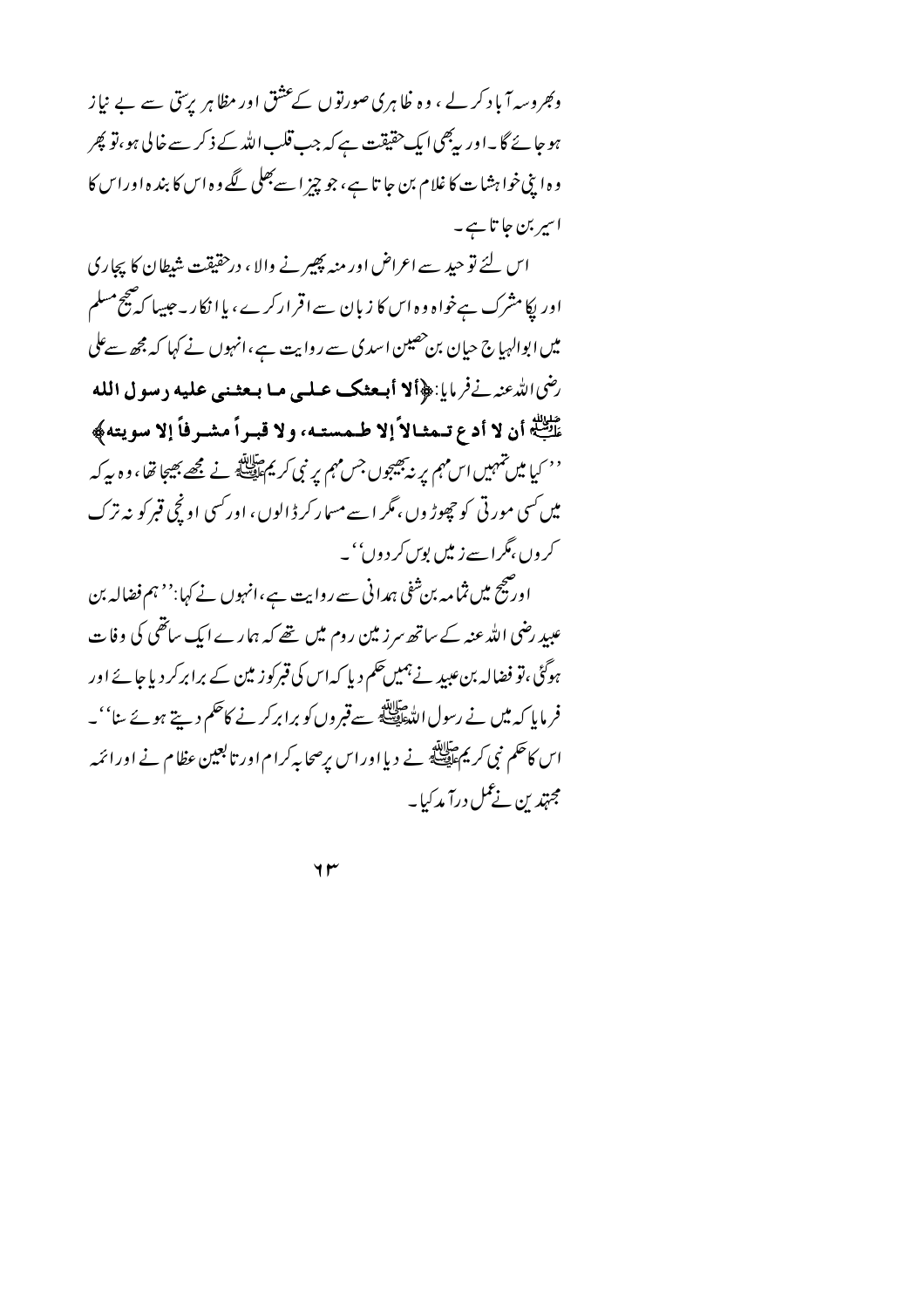وبھروسہ آباد کرلے، وہ ظاہری صورتوں کے عشق اور مظاہر پرستی سے بے نیاز ہوجائے گا۔ اور یہ بھی ایک حقیقت ہے کہ جب قلب اللہ کے ذکر سے خالی ہو، تو پھر وہ اپنی خواہشات کا غلام بن جاتا ہے، جو چیز اسے بھلی لگے وہ اس کا بندہ اور اس کا اسیر بن جاتا ہے۔

اس لئے توحید سے اعراض اور منہ پھیرنے والا، درحقیقت شیطان کا پجاری اور پکا مشرک ہے خواہ وہ اس کا زبان سے اقرار کرے، یا انکار۔ جیسا کہ صحیح مسلم میں ابوالہیاج حیان بن حصین اسدی سے روایت ہے، انہوں نے کہا کہ مجھ سے علی رضی اللہ عنہ نے فرمایا: **﴿ألا أبعثک علی ما بعثني علیه رسول الله ﷺ أن لا أدع تمثالاً إلا طمسته، ولا قبراً مشرفاً إلا سویته﴾** ''کیا میں تمہیں اس مہم پر نہ بھیجوں جس مہم پر نبی کریم ﷺ نے مجھے بھیجا تھا، وہ یہ کہ میں کسی مورتی کو چھوڑوں، مگر اسے مسمار کرڈالوں، اور کسی اونچی قبر کو نہ ترک کروں، مگر اسے زمیں بوس کردوں''۔

اور صحیح میں ثمامہ بن شفی ہمدانی سے روایت ہے، انہوں نے کہا: ''ہم فضالہ بن عبید رضی اللہ عنہ کے ساتھ سرزمین روم میں تھے کہ ہمارے ایک ساتھی کی وفات ہوگئی، تو فضالہ بن عبید نے ہمیں حکم دیا کہ اس کی قبر کو زمین کے برابر کردیا جائے اور فرمایا کہ میں نے رسول اللہ ﷺ سے قبروں کو برابر کرنے کا حکم دیتے ہوئے سنا''۔ اس کا حکم نبی کریم ﷺ نے دیا اور اس پر صحابہ کرام اور تابعین عظام نے اور ائمہ مجتہدین نے عمل درآمد کیا۔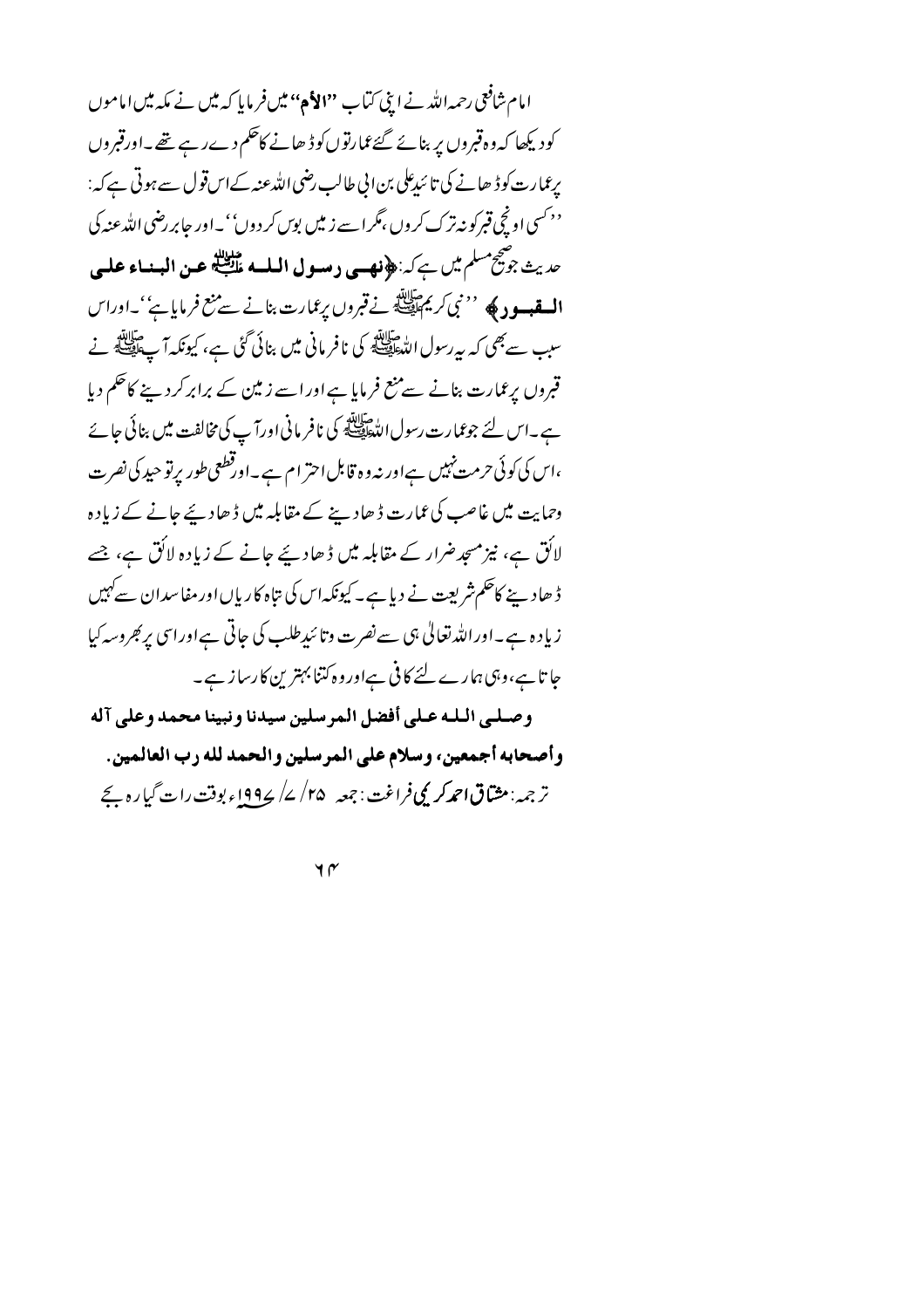امام شافعی رحمہ اللہ نے اپنی کتاب "**الأم**" میں فرمایا کہ میں نے مکہ میں اماموں کو دیکھا کہ وہ قبروں پر بنائے گئے عمارتوں کو ڈھانے کا حکم دے رہے تھے۔ اور قبروں پر عمارت کو ڈھانے کی تائید علی بن ابی طالب رضی اللہ عنہ کے اس قول سے ہوتی ہے کہ: ''کسی اونچی قبر کو نہ ترک کروں، مگر اسے زمیں بوس کر دوں''۔ اور جابر رضی اللہ عنہ کی حدیث جو صحیح مسلم میں ہے کہ: ﴿**نهى رسول الله ﷺ عن البناء على القبور**﴾ ''نبی کریم ﷺ نے قبروں پر عمارت بنانے سے منع فرمایا ہے''۔ اور اس سب سے بھی کہ یہ رسول اللہ ﷺ کی نافرمانی میں بنائی گئی ہے، کیونکہ آپ ﷺ نے قبروں پر عمارت بنانے سے منع فرمایا ہے اور اسے زمین کے برابر کر دینے کا حکم دیا ہے۔ اس لئے جو عمارت رسول اللہ ﷺ کی نافرمانی اور آپ کی مخالفت میں بنائی جائے، اس کی کوئی حرمت نہیں ہے اور نہ وہ قابل احترام ہے۔ اور قطعی طور پر توحید کی نصرت وحمایت میں غاصب کی عمارت ڈھا دینے کے مقابلہ میں ڈھا دیئے جانے کے زیادہ لائق ہے، نیز مسجد ضرار کے مقابلہ میں ڈھا دیئے جانے کے زیادہ لائق ہے، جسے ڈھا دینے کا حکم شریعت نے دیا ہے۔ کیونکہ اس کی تباہ کاریاں اور مفاسد ان سے کہیں زیادہ ہے۔ اور اللہ تعالیٰ ہی سے نصرت وتائید طلب کی جاتی ہے اور اسی پر بھروسہ کیا جاتا ہے، وہی ہمارے لئے کافی ہے اور وہ کتنا بہترین کارساز ہے۔

**وصلى الله على أفضل المرسلين سيدنا ونبينا محمد وعلى آله وأصحابه أجمعين، وسلام على المرسلين والحمد لله رب العالمين.**

ترجمہ: **مشتاق احمد کریمی** فراغت: جمعہ ۲۵/ ۷/ ۱۹۹۷ء بوقت رات گیارہ بجے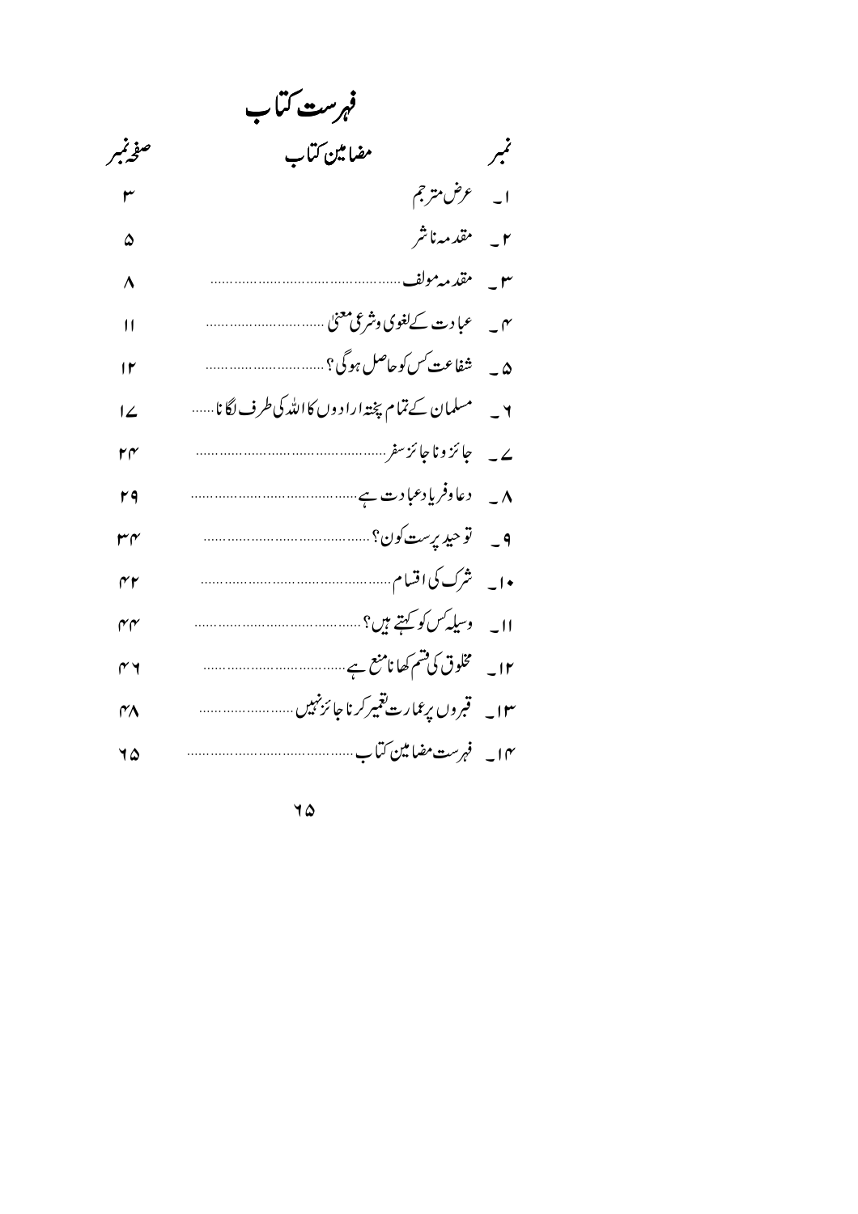# فہرست کتاب

| نمبر | مضامین کتاب | صفحہ نمبر |
|---|---|---|
| ۱۔ | عرض مترجم | ۳ |
| ۲۔ | مقدمہ ناشر | ۵ |
| ۳۔ | مقدمہ مولف | ۸ |
| ۴۔ | عبادت کے لغوی وشرعی معنی | ۱۱ |
| ۵۔ | شفاعت کس کو حاصل ہوگی؟ | ۱۲ |
| ۶۔ | مسلمان کے تمام پختہ ارادوں کا اللہ کی طرف لگانا | ۱۷ |
| ۷۔ | جائز و ناجائز سفر | ۲۴ |
| ۸۔ | دعا وفریاد عبادت ہے | ۲۹ |
| ۹۔ | توحید پرست کون؟ | ۳۴ |
| ۱۰۔ | شرک کی اقسام | ۴۲ |
| ۱۱۔ | وسیلہ کس کو کہتے ہیں؟ | ۴۴ |
| ۱۲۔ | مخلوق کی قسم کھانا منع ہے | ۴۶ |
| ۱۳۔ | قبروں پر عمارت تعمیر کرنا جائز نہیں | ۴۸ |
| ۱۴۔ | فہرست مضامین کتاب | ۶۵ |